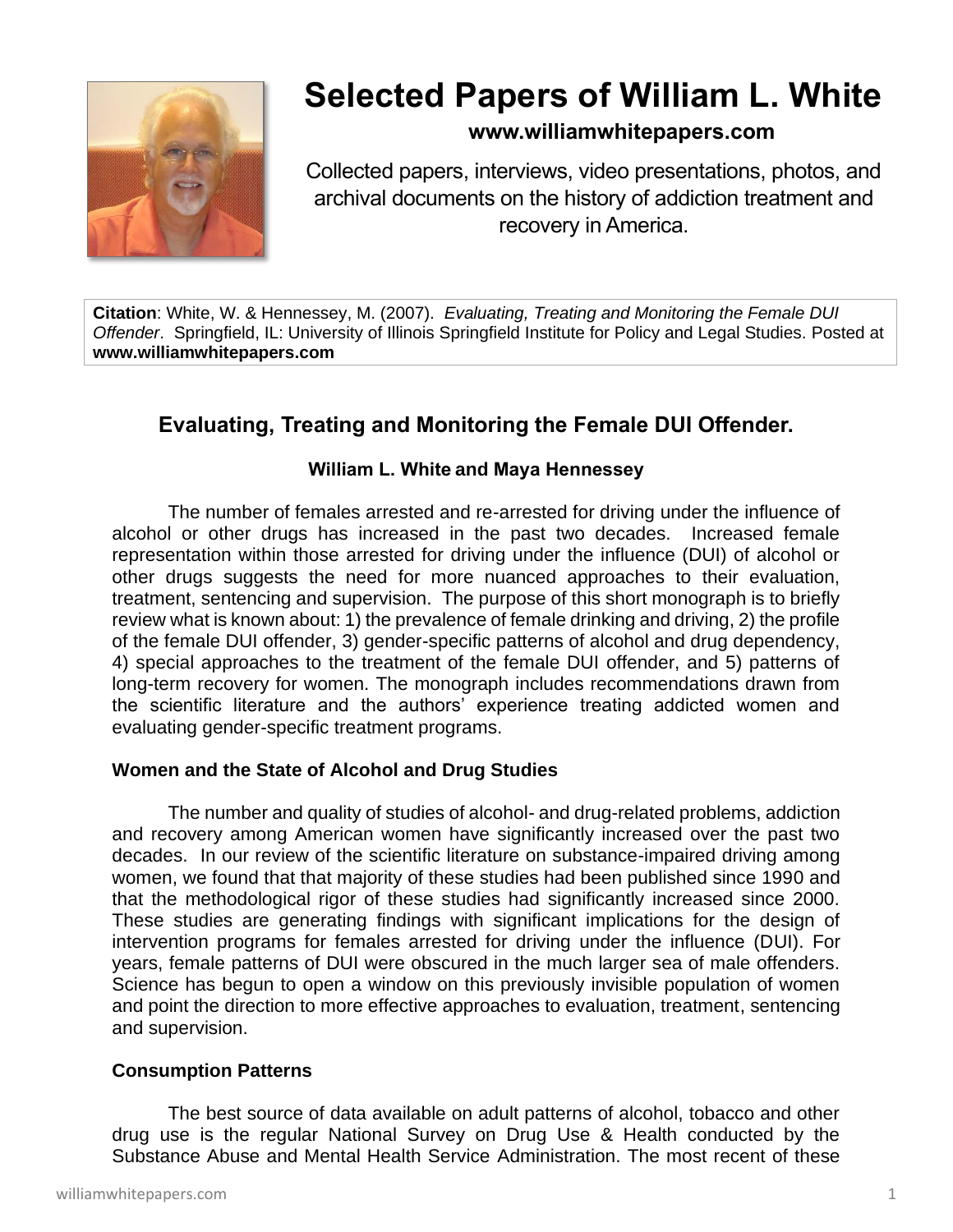# Selected Papers of William L. White

**www.williamwhitepapers.com**

Collected papers, interviews, video presentations, photos, and archival documents on the history of addiction treatment and recovery in America.

**Citation**: White, W. & Hennessey, M. (2007). *Evaluating, Treating and Monitoring the Female DUI Offender*. Springfield, IL: University of Illinois Springfield Institute for Policy and Legal Studies. Posted at **www.williamwhitepapers.com**

## Evaluating, Treating and Monitoring the Female DUI Offender.

**William L. White and Maya Hennessey**

The number of females arrested and re-arrested for driving under the influence of alcohol or other drugs has increased in the past two decades. Increased female representation within those arrested for driving under the influence (DUI) of alcohol or other drugs suggests the need for more nuanced approaches to their evaluation, treatment, sentencing and supervision. The purpose of this short monograph is to briefly review what is known about: 1) the prevalence of female drinking and driving, 2) the profile of the female DUI offender, 3) gender-specific patterns of alcohol and drug dependency, 4) special approaches to the treatment of the female DUI offender, and 5) patterns of long-term recovery for women. The monograph includes recommendations drawn from the scientific literature and the authors' experience treating addicted women and evaluating gender-specific treatment programs.

### Women and the State of Alcohol and Drug Studies

The number and quality of studies of alcohol- and drug-related problems, addiction and recovery among American women have significantly increased over the past two decades. In our review of the scientific literature on substance-impaired driving among women, we found that that majority of these studies had been published since 1990 and that the methodological rigor of these studies had significantly increased since 2000. These studies are generating findings with significant implications for the design of intervention programs for females arrested for driving under the influence (DUI). For years, female patterns of DUI were obscured in the much larger sea of male offenders. Science has begun to open a window on this previously invisible population of women and point the direction to more effective approaches to evaluation, treatment, sentencing and supervision.

### Consumption Patterns

The best source of data available on adult patterns of alcohol, tobacco and other drug use is the regular National Survey on Drug Use & Health conducted by the Substance Abuse and Mental Health Service Administration. The most recent of these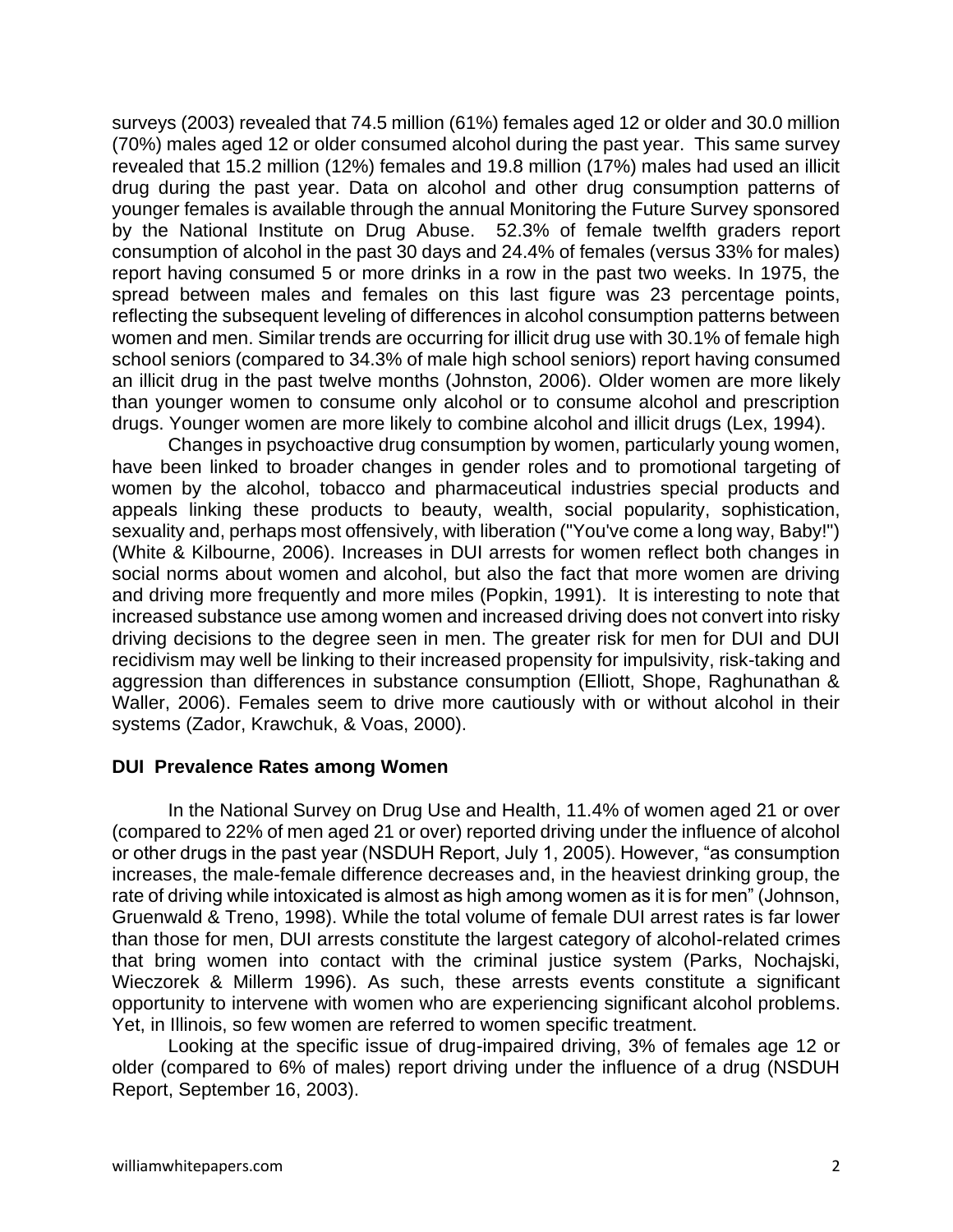surveys (2003) revealed that 74.5 million (61%) females aged 12 or older and 30.0 million (70%) males aged 12 or older consumed alcohol during the past year. This same survey revealed that 15.2 million (12%) females and 19.8 million (17%) males had used an illicit drug during the past year. Data on alcohol and other drug consumption patterns of younger females is available through the annual Monitoring the Future Survey sponsored by the National Institute on Drug Abuse. 52.3% of female twelfth graders report consumption of alcohol in the past 30 days and 24.4% of females (versus 33% for males) report having consumed 5 or more drinks in a row in the past two weeks. In 1975, the spread between males and females on this last figure was 23 percentage points, reflecting the subsequent leveling of differences in alcohol consumption patterns between women and men. Similar trends are occurring for illicit drug use with 30.1% of female high school seniors (compared to 34.3% of male high school seniors) report having consumed an illicit drug in the past twelve months (Johnston, 2006). Older women are more likely than younger women to consume only alcohol or to consume alcohol and prescription drugs. Younger women are more likely to combine alcohol and illicit drugs (Lex, 1994).

Changes in psychoactive drug consumption by women, particularly young women, have been linked to broader changes in gender roles and to promotional targeting of women by the alcohol, tobacco and pharmaceutical industries special products and appeals linking these products to beauty, wealth, social popularity, sophistication, sexuality and, perhaps most offensively, with liberation ("You've come a long way, Baby!") (White & Kilbourne, 2006). Increases in DUI arrests for women reflect both changes in social norms about women and alcohol, but also the fact that more women are driving and driving more frequently and more miles (Popkin, 1991). It is interesting to note that increased substance use among women and increased driving does not convert into risky driving decisions to the degree seen in men. The greater risk for men for DUI and DUI recidivism may well be linking to their increased propensity for impulsivity, risk-taking and aggression than differences in substance consumption (Elliott, Shope, Raghunathan & Waller, 2006). Females seem to drive more cautiously with or without alcohol in their systems (Zador, Krawchuk, & Voas, 2000).

**DUI Prevalence Rates among Women**

In the National Survey on Drug Use and Health, 11.4% of women aged 21 or over (compared to 22% of men aged 21 or over) reported driving under the influence of alcohol or other drugs in the past year (NSDUH Report, July 1, 2005). However, "as consumption increases, the male-female difference decreases and, in the heaviest drinking group, the rate of driving while intoxicated is almost as high among women as it is for men" (Johnson, Gruenwald & Treno, 1998). While the total volume of female DUI arrest rates is far lower than those for men, DUI arrests constitute the largest category of alcohol-related crimes that bring women into contact with the criminal justice system (Parks, Nochajski, Wieczorek & Millerm 1996). As such, these arrests events constitute a significant opportunity to intervene with women who are experiencing significant alcohol problems. Yet, in Illinois, so few women are referred to women specific treatment.

Looking at the specific issue of drug-impaired driving, 3% of females age 12 or older (compared to 6% of males) report driving under the influence of a drug (NSDUH Report, September 16, 2003).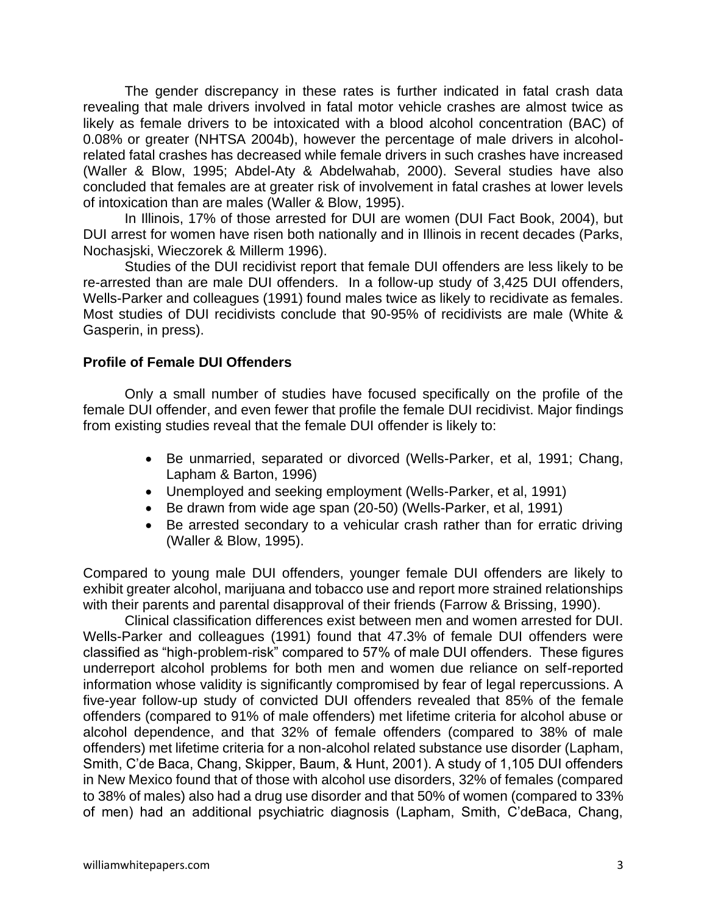The gender discrepancy in these rates is further indicated in fatal crash data revealing that male drivers involved in fatal motor vehicle crashes are almost twice as likely as female drivers to be intoxicated with a blood alcohol concentration (BAC) of 0.08% or greater (NHTSA 2004b), however the percentage of male drivers in alcohol-related fatal crashes has decreased while female drivers in such crashes have increased (Waller & Blow, 1995; Abdel-Aty & Abdelwahab, 2000). Several studies have also concluded that females are at greater risk of involvement in fatal crashes at lower levels of intoxication than are males (Waller & Blow, 1995).

In Illinois, 17% of those arrested for DUI are women (DUI Fact Book, 2004), but DUI arrest for women have risen both nationally and in Illinois in recent decades (Parks, Nochasjski, Wieczorek & Millerm 1996).

Studies of the DUI recidivist report that female DUI offenders are less likely to be re-arrested than are male DUI offenders. In a follow-up study of 3,425 DUI offenders, Wells-Parker and colleagues (1991) found males twice as likely to recidivate as females. Most studies of DUI recidivists conclude that 90-95% of recidivists are male (White & Gasperin, in press).

**Profile of Female DUI Offenders**

Only a small number of studies have focused specifically on the profile of the female DUI offender, and even fewer that profile the female DUI recidivist. Major findings from existing studies reveal that the female DUI offender is likely to:

- Be unmarried, separated or divorced (Wells-Parker, et al, 1991; Chang, Lapham & Barton, 1996)
- Unemployed and seeking employment (Wells-Parker, et al, 1991)
- Be drawn from wide age span (20-50) (Wells-Parker, et al, 1991)
- Be arrested secondary to a vehicular crash rather than for erratic driving (Waller & Blow, 1995).

Compared to young male DUI offenders, younger female DUI offenders are likely to exhibit greater alcohol, marijuana and tobacco use and report more strained relationships with their parents and parental disapproval of their friends (Farrow & Brissing, 1990).

Clinical classification differences exist between men and women arrested for DUI. Wells-Parker and colleagues (1991) found that 47.3% of female DUI offenders were classified as "high-problem-risk" compared to 57% of male DUI offenders. These figures underreport alcohol problems for both men and women due reliance on self-reported information whose validity is significantly compromised by fear of legal repercussions. A five-year follow-up study of convicted DUI offenders revealed that 85% of the female offenders (compared to 91% of male offenders) met lifetime criteria for alcohol abuse or alcohol dependence, and that 32% of female offenders (compared to 38% of male offenders) met lifetime criteria for a non-alcohol related substance use disorder (Lapham, Smith, C'de Baca, Chang, Skipper, Baum, & Hunt, 2001). A study of 1,105 DUI offenders in New Mexico found that of those with alcohol use disorders, 32% of females (compared to 38% of males) also had a drug use disorder and that 50% of women (compared to 33% of men) had an additional psychiatric diagnosis (Lapham, Smith, C'deBaca, Chang,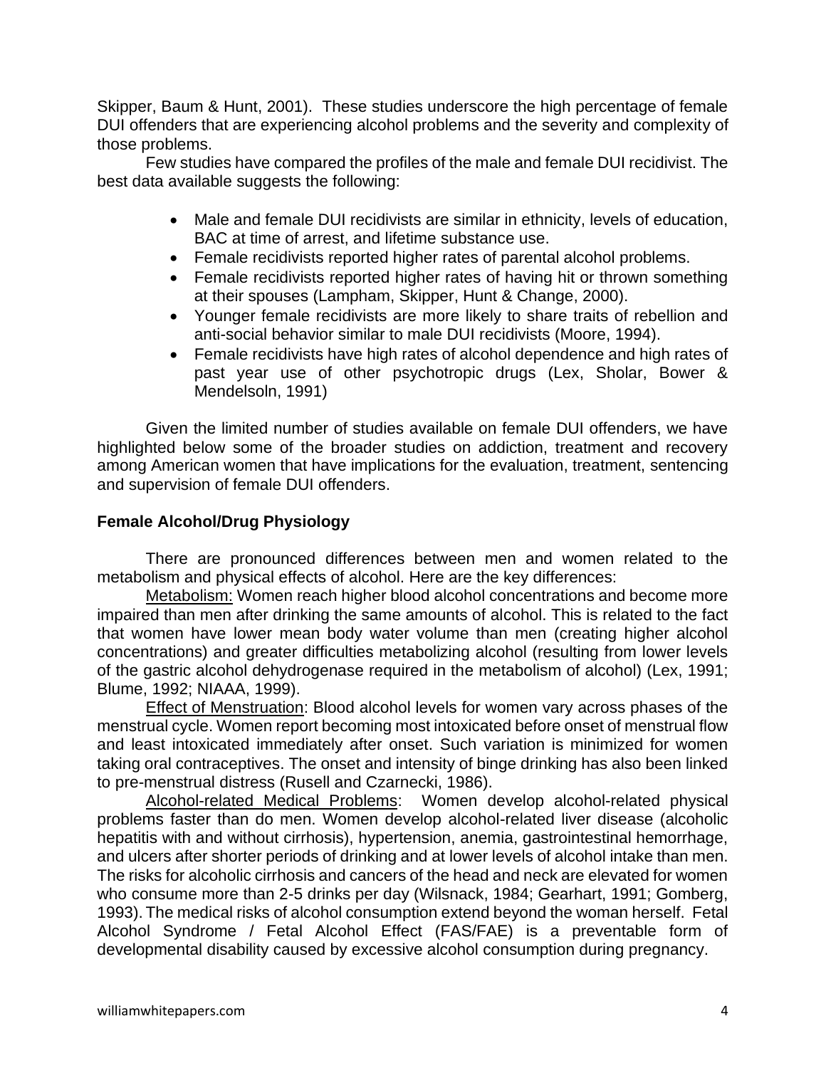Skipper, Baum & Hunt, 2001). These studies underscore the high percentage of female DUI offenders that are experiencing alcohol problems and the severity and complexity of those problems.

Few studies have compared the profiles of the male and female DUI recidivist. The best data available suggests the following:

- Male and female DUI recidivists are similar in ethnicity, levels of education, BAC at time of arrest, and lifetime substance use.
- Female recidivists reported higher rates of parental alcohol problems.
- Female recidivists reported higher rates of having hit or thrown something at their spouses (Lampham, Skipper, Hunt & Change, 2000).
- Younger female recidivists are more likely to share traits of rebellion and anti-social behavior similar to male DUI recidivists (Moore, 1994).
- Female recidivists have high rates of alcohol dependence and high rates of past year use of other psychotropic drugs (Lex, Sholar, Bower & Mendelsoln, 1991)

Given the limited number of studies available on female DUI offenders, we have highlighted below some of the broader studies on addiction, treatment and recovery among American women that have implications for the evaluation, treatment, sentencing and supervision of female DUI offenders.

**Female Alcohol/Drug Physiology**

There are pronounced differences between men and women related to the metabolism and physical effects of alcohol. Here are the key differences:

Metabolism: Women reach higher blood alcohol concentrations and become more impaired than men after drinking the same amounts of alcohol. This is related to the fact that women have lower mean body water volume than men (creating higher alcohol concentrations) and greater difficulties metabolizing alcohol (resulting from lower levels of the gastric alcohol dehydrogenase required in the metabolism of alcohol) (Lex, 1991; Blume, 1992; NIAAA, 1999).

Effect of Menstruation: Blood alcohol levels for women vary across phases of the menstrual cycle. Women report becoming most intoxicated before onset of menstrual flow and least intoxicated immediately after onset. Such variation is minimized for women taking oral contraceptives. The onset and intensity of binge drinking has also been linked to pre-menstrual distress (Rusell and Czarnecki, 1986).

Alcohol-related Medical Problems: Women develop alcohol-related physical problems faster than do men. Women develop alcohol-related liver disease (alcoholic hepatitis with and without cirrhosis), hypertension, anemia, gastrointestinal hemorrhage, and ulcers after shorter periods of drinking and at lower levels of alcohol intake than men. The risks for alcoholic cirrhosis and cancers of the head and neck are elevated for women who consume more than 2-5 drinks per day (Wilsnack, 1984; Gearhart, 1991; Gomberg, 1993). The medical risks of alcohol consumption extend beyond the woman herself. Fetal Alcohol Syndrome / Fetal Alcohol Effect (FAS/FAE) is a preventable form of developmental disability caused by excessive alcohol consumption during pregnancy.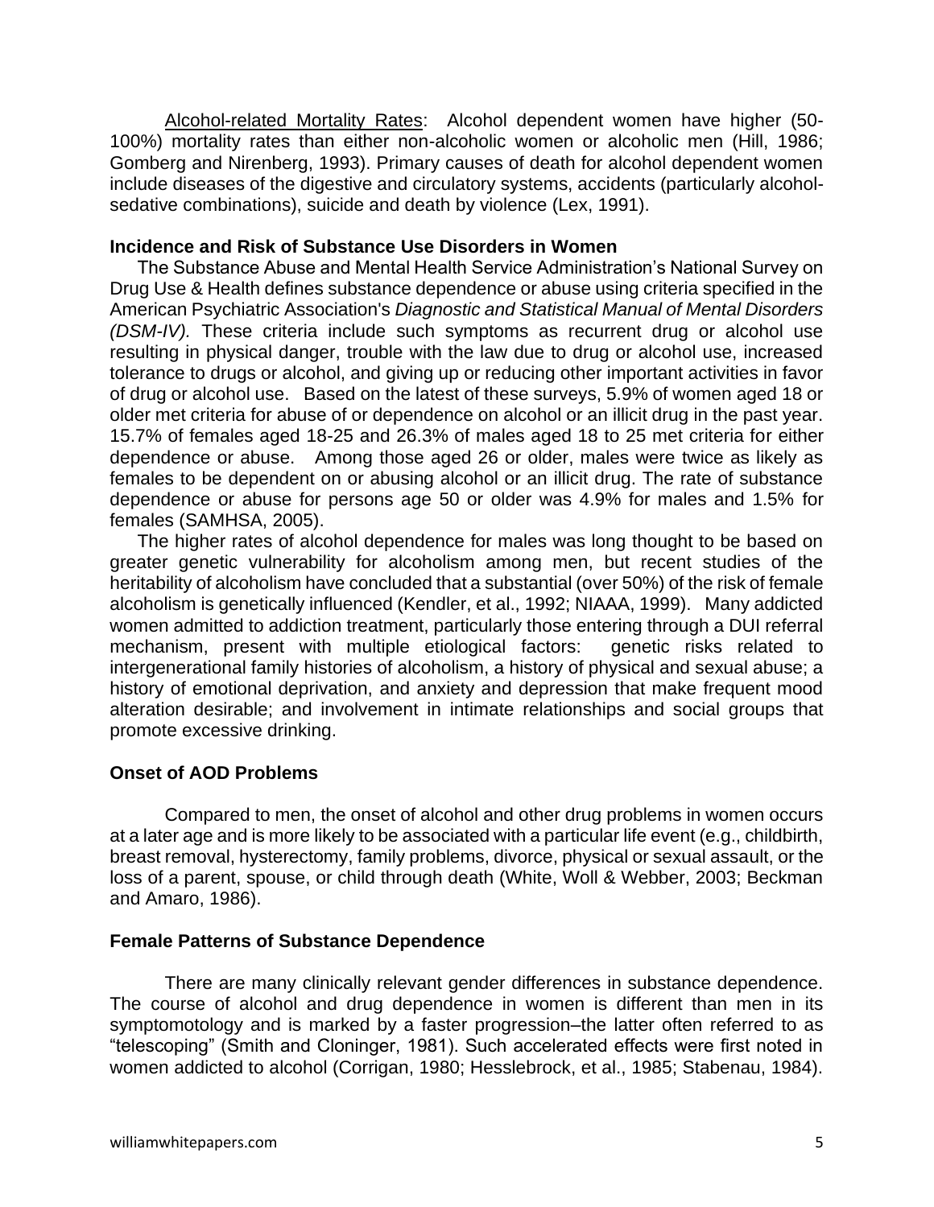Alcohol-related Mortality Rates: Alcohol dependent women have higher (50-100%) mortality rates than either non-alcoholic women or alcoholic men (Hill, 1986; Gomberg and Nirenberg, 1993). Primary causes of death for alcohol dependent women include diseases of the digestive and circulatory systems, accidents (particularly alcohol-sedative combinations), suicide and death by violence (Lex, 1991).

**Incidence and Risk of Substance Use Disorders in Women**

The Substance Abuse and Mental Health Service Administration's National Survey on Drug Use & Health defines substance dependence or abuse using criteria specified in the American Psychiatric Association's *Diagnostic and Statistical Manual of Mental Disorders (DSM-IV).* These criteria include such symptoms as recurrent drug or alcohol use resulting in physical danger, trouble with the law due to drug or alcohol use, increased tolerance to drugs or alcohol, and giving up or reducing other important activities in favor of drug or alcohol use. Based on the latest of these surveys, 5.9% of women aged 18 or older met criteria for abuse of or dependence on alcohol or an illicit drug in the past year. 15.7% of females aged 18-25 and 26.3% of males aged 18 to 25 met criteria for either dependence or abuse. Among those aged 26 or older, males were twice as likely as females to be dependent on or abusing alcohol or an illicit drug. The rate of substance dependence or abuse for persons age 50 or older was 4.9% for males and 1.5% for females (SAMHSA, 2005).

The higher rates of alcohol dependence for males was long thought to be based on greater genetic vulnerability for alcoholism among men, but recent studies of the heritability of alcoholism have concluded that a substantial (over 50%) of the risk of female alcoholism is genetically influenced (Kendler, et al., 1992; NIAAA, 1999). Many addicted women admitted to addiction treatment, particularly those entering through a DUI referral mechanism, present with multiple etiological factors: genetic risks related to intergenerational family histories of alcoholism, a history of physical and sexual abuse; a history of emotional deprivation, and anxiety and depression that make frequent mood alteration desirable; and involvement in intimate relationships and social groups that promote excessive drinking.

**Onset of AOD Problems**

Compared to men, the onset of alcohol and other drug problems in women occurs at a later age and is more likely to be associated with a particular life event (e.g., childbirth, breast removal, hysterectomy, family problems, divorce, physical or sexual assault, or the loss of a parent, spouse, or child through death (White, Woll & Webber, 2003; Beckman and Amaro, 1986).

**Female Patterns of Substance Dependence**

There are many clinically relevant gender differences in substance dependence. The course of alcohol and drug dependence in women is different than men in its symptomotology and is marked by a faster progression–the latter often referred to as "telescoping" (Smith and Cloninger, 1981). Such accelerated effects were first noted in women addicted to alcohol (Corrigan, 1980; Hesslebrock, et al., 1985; Stabenau, 1984).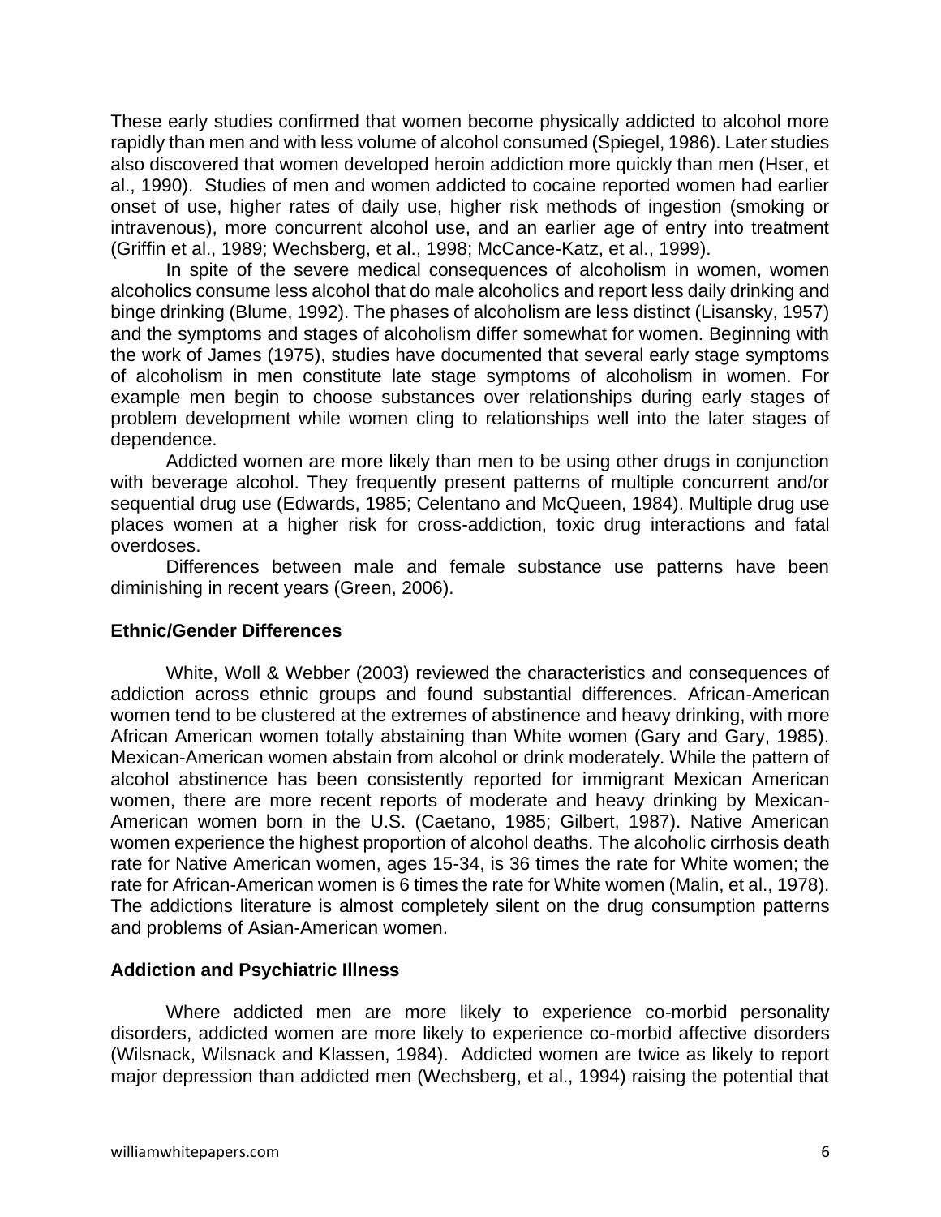These early studies confirmed that women become physically addicted to alcohol more rapidly than men and with less volume of alcohol consumed (Spiegel, 1986). Later studies also discovered that women developed heroin addiction more quickly than men (Hser, et al., 1990). Studies of men and women addicted to cocaine reported women had earlier onset of use, higher rates of daily use, higher risk methods of ingestion (smoking or intravenous), more concurrent alcohol use, and an earlier age of entry into treatment (Griffin et al., 1989; Wechsberg, et al., 1998; McCance-Katz, et al., 1999).

In spite of the severe medical consequences of alcoholism in women, women alcoholics consume less alcohol that do male alcoholics and report less daily drinking and binge drinking (Blume, 1992). The phases of alcoholism are less distinct (Lisansky, 1957) and the symptoms and stages of alcoholism differ somewhat for women. Beginning with the work of James (1975), studies have documented that several early stage symptoms of alcoholism in men constitute late stage symptoms of alcoholism in women. For example men begin to choose substances over relationships during early stages of problem development while women cling to relationships well into the later stages of dependence.

Addicted women are more likely than men to be using other drugs in conjunction with beverage alcohol. They frequently present patterns of multiple concurrent and/or sequential drug use (Edwards, 1985; Celentano and McQueen, 1984). Multiple drug use places women at a higher risk for cross-addiction, toxic drug interactions and fatal overdoses.

Differences between male and female substance use patterns have been diminishing in recent years (Green, 2006).

**Ethnic/Gender Differences**

White, Woll & Webber (2003) reviewed the characteristics and consequences of addiction across ethnic groups and found substantial differences. African-American women tend to be clustered at the extremes of abstinence and heavy drinking, with more African American women totally abstaining than White women (Gary and Gary, 1985). Mexican-American women abstain from alcohol or drink moderately. While the pattern of alcohol abstinence has been consistently reported for immigrant Mexican American women, there are more recent reports of moderate and heavy drinking by Mexican-American women born in the U.S. (Caetano, 1985; Gilbert, 1987). Native American women experience the highest proportion of alcohol deaths. The alcoholic cirrhosis death rate for Native American women, ages 15-34, is 36 times the rate for White women; the rate for African-American women is 6 times the rate for White women (Malin, et al., 1978). The addictions literature is almost completely silent on the drug consumption patterns and problems of Asian-American women.

**Addiction and Psychiatric Illness**

Where addicted men are more likely to experience co-morbid personality disorders, addicted women are more likely to experience co-morbid affective disorders (Wilsnack, Wilsnack and Klassen, 1984). Addicted women are twice as likely to report major depression than addicted men (Wechsberg, et al., 1994) raising the potential that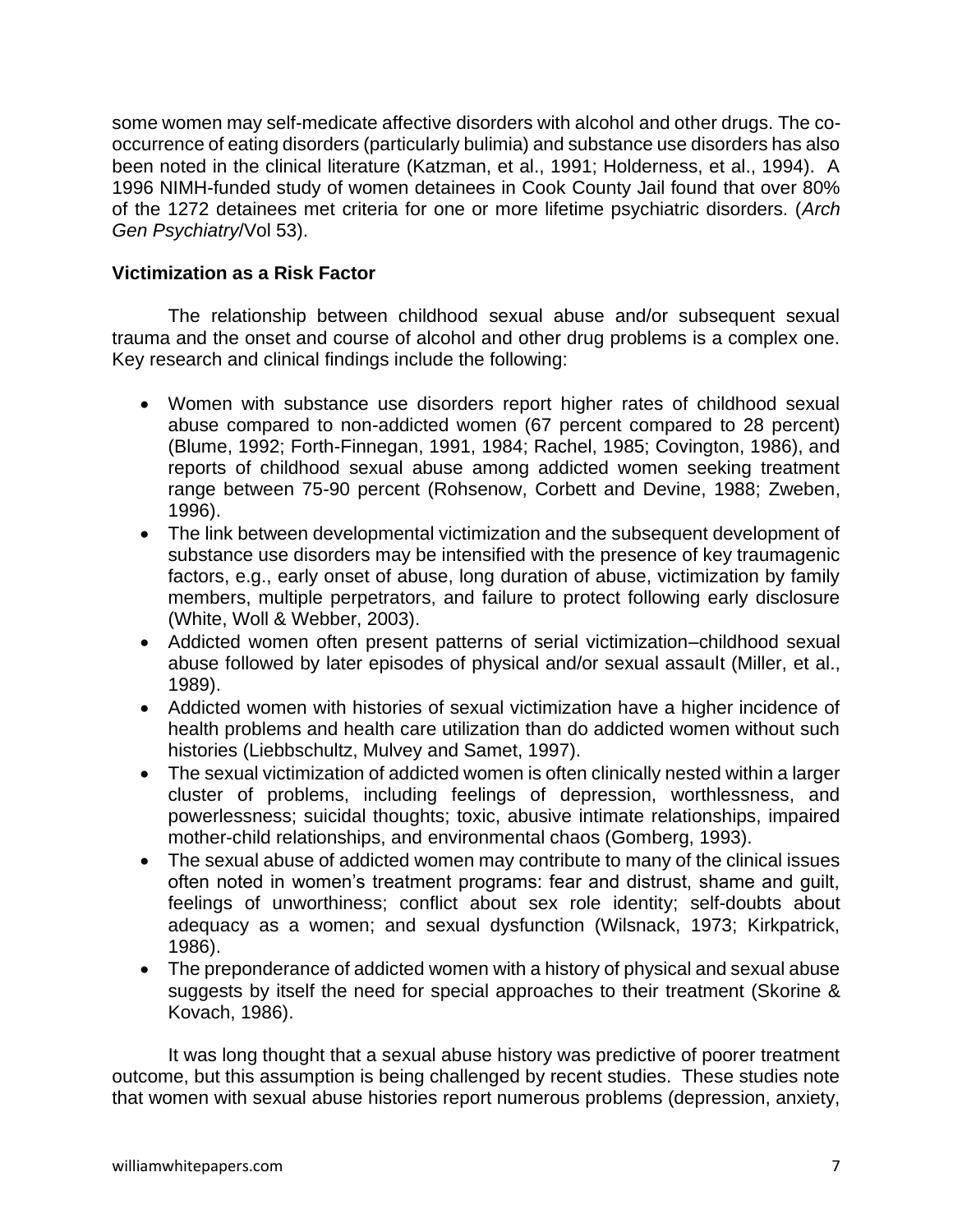some women may self-medicate affective disorders with alcohol and other drugs. The co-occurrence of eating disorders (particularly bulimia) and substance use disorders has also been noted in the clinical literature (Katzman, et al., 1991; Holderness, et al., 1994). A 1996 NIMH-funded study of women detainees in Cook County Jail found that over 80% of the 1272 detainees met criteria for one or more lifetime psychiatric disorders. (*Arch Gen Psychiatry*/Vol 53).

**Victimization as a Risk Factor**

The relationship between childhood sexual abuse and/or subsequent sexual trauma and the onset and course of alcohol and other drug problems is a complex one. Key research and clinical findings include the following:

- Women with substance use disorders report higher rates of childhood sexual abuse compared to non-addicted women (67 percent compared to 28 percent) (Blume, 1992; Forth-Finnegan, 1991, 1984; Rachel, 1985; Covington, 1986), and reports of childhood sexual abuse among addicted women seeking treatment range between 75-90 percent (Rohsenow, Corbett and Devine, 1988; Zweben, 1996).
- The link between developmental victimization and the subsequent development of substance use disorders may be intensified with the presence of key traumagenic factors, e.g., early onset of abuse, long duration of abuse, victimization by family members, multiple perpetrators, and failure to protect following early disclosure (White, Woll & Webber, 2003).
- Addicted women often present patterns of serial victimization–childhood sexual abuse followed by later episodes of physical and/or sexual assault (Miller, et al., 1989).
- Addicted women with histories of sexual victimization have a higher incidence of health problems and health care utilization than do addicted women without such histories (Liebbschultz, Mulvey and Samet, 1997).
- The sexual victimization of addicted women is often clinically nested within a larger cluster of problems, including feelings of depression, worthlessness, and powerlessness; suicidal thoughts; toxic, abusive intimate relationships, impaired mother-child relationships, and environmental chaos (Gomberg, 1993).
- The sexual abuse of addicted women may contribute to many of the clinical issues often noted in women's treatment programs: fear and distrust, shame and guilt, feelings of unworthiness; conflict about sex role identity; self-doubts about adequacy as a women; and sexual dysfunction (Wilsnack, 1973; Kirkpatrick, 1986).
- The preponderance of addicted women with a history of physical and sexual abuse suggests by itself the need for special approaches to their treatment (Skorine & Kovach, 1986).

It was long thought that a sexual abuse history was predictive of poorer treatment outcome, but this assumption is being challenged by recent studies. These studies note that women with sexual abuse histories report numerous problems (depression, anxiety,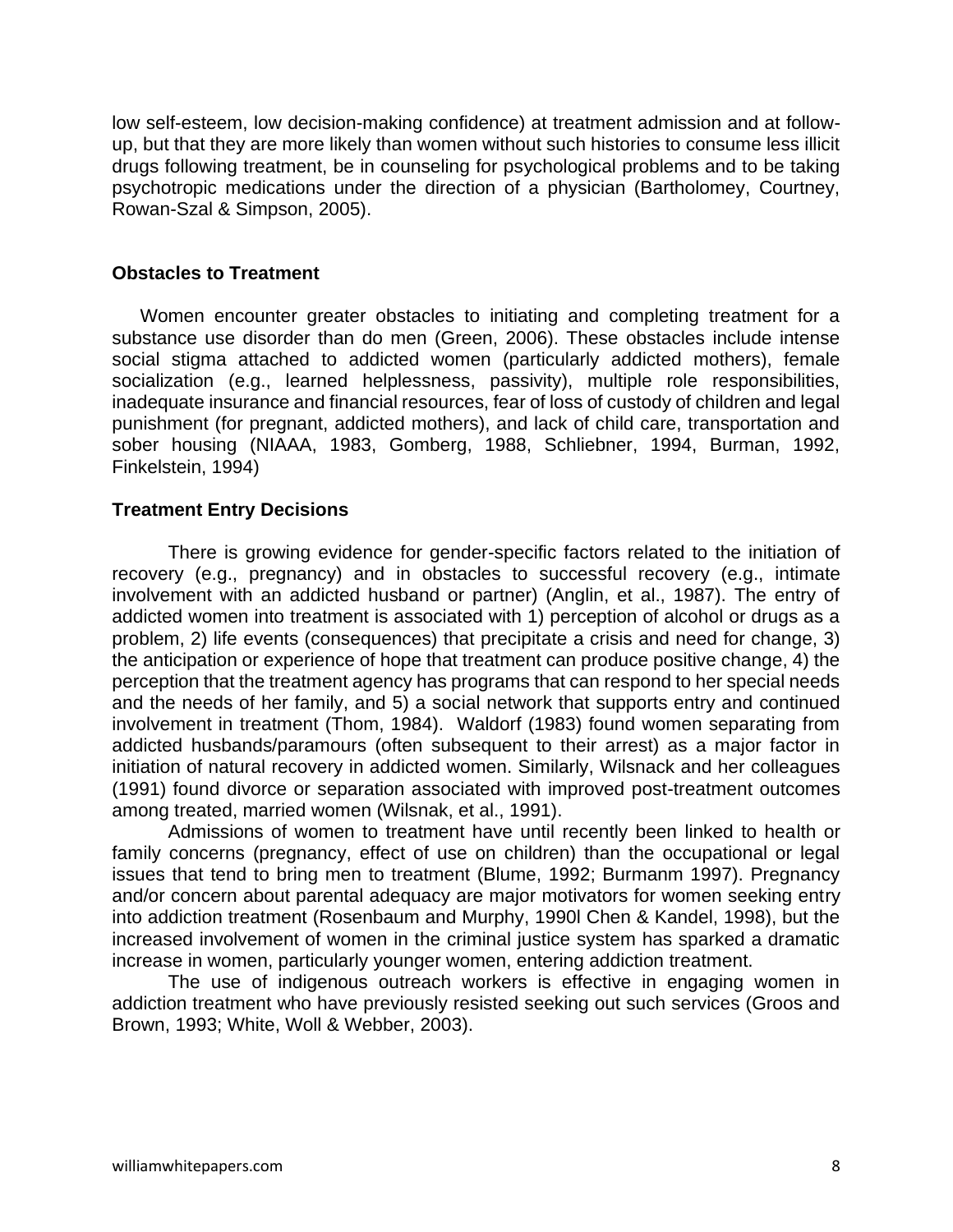low self-esteem, low decision-making confidence) at treatment admission and at follow-up, but that they are more likely than women without such histories to consume less illicit drugs following treatment, be in counseling for psychological problems and to be taking psychotropic medications under the direction of a physician (Bartholomey, Courtney, Rowan-Szal & Simpson, 2005).

## Obstacles to Treatment

Women encounter greater obstacles to initiating and completing treatment for a substance use disorder than do men (Green, 2006). These obstacles include intense social stigma attached to addicted women (particularly addicted mothers), female socialization (e.g., learned helplessness, passivity), multiple role responsibilities, inadequate insurance and financial resources, fear of loss of custody of children and legal punishment (for pregnant, addicted mothers), and lack of child care, transportation and sober housing (NIAAA, 1983, Gomberg, 1988, Schliebner, 1994, Burman, 1992, Finkelstein, 1994)

## Treatment Entry Decisions

There is growing evidence for gender-specific factors related to the initiation of recovery (e.g., pregnancy) and in obstacles to successful recovery (e.g., intimate involvement with an addicted husband or partner) (Anglin, et al., 1987). The entry of addicted women into treatment is associated with 1) perception of alcohol or drugs as a problem, 2) life events (consequences) that precipitate a crisis and need for change, 3) the anticipation or experience of hope that treatment can produce positive change, 4) the perception that the treatment agency has programs that can respond to her special needs and the needs of her family, and 5) a social network that supports entry and continued involvement in treatment (Thom, 1984). Waldorf (1983) found women separating from addicted husbands/paramours (often subsequent to their arrest) as a major factor in initiation of natural recovery in addicted women. Similarly, Wilsnack and her colleagues (1991) found divorce or separation associated with improved post-treatment outcomes among treated, married women (Wilsnak, et al., 1991).

Admissions of women to treatment have until recently been linked to health or family concerns (pregnancy, effect of use on children) than the occupational or legal issues that tend to bring men to treatment (Blume, 1992; Burmanm 1997). Pregnancy and/or concern about parental adequacy are major motivators for women seeking entry into addiction treatment (Rosenbaum and Murphy, 1990l Chen & Kandel, 1998), but the increased involvement of women in the criminal justice system has sparked a dramatic increase in women, particularly younger women, entering addiction treatment.

The use of indigenous outreach workers is effective in engaging women in addiction treatment who have previously resisted seeking out such services (Groos and Brown, 1993; White, Woll & Webber, 2003).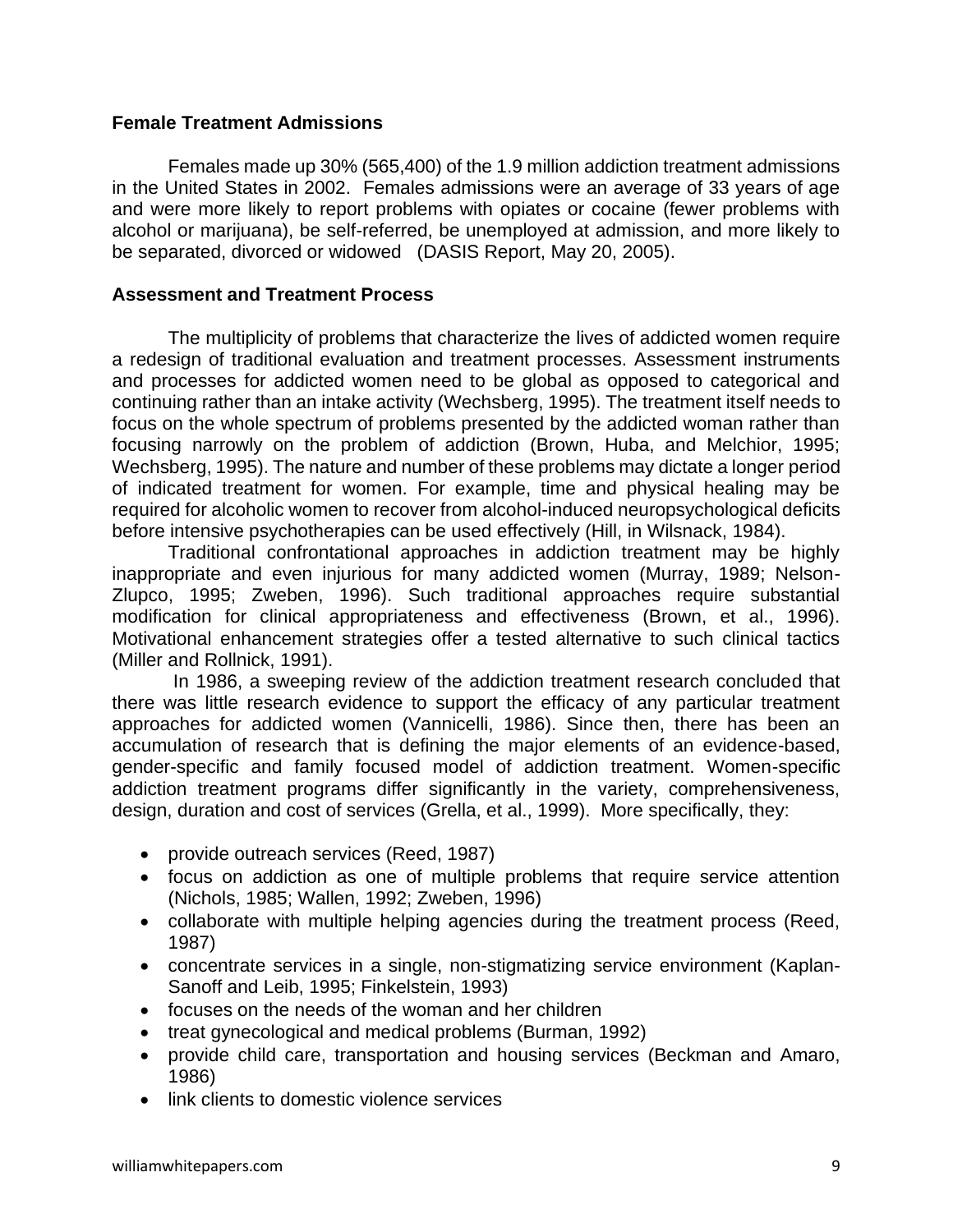**Female Treatment Admissions**

Females made up 30% (565,400) of the 1.9 million addiction treatment admissions in the United States in 2002. Females admissions were an average of 33 years of age and were more likely to report problems with opiates or cocaine (fewer problems with alcohol or marijuana), be self-referred, be unemployed at admission, and more likely to be separated, divorced or widowed (DASIS Report, May 20, 2005).

**Assessment and Treatment Process**

The multiplicity of problems that characterize the lives of addicted women require a redesign of traditional evaluation and treatment processes. Assessment instruments and processes for addicted women need to be global as opposed to categorical and continuing rather than an intake activity (Wechsberg, 1995). The treatment itself needs to focus on the whole spectrum of problems presented by the addicted woman rather than focusing narrowly on the problem of addiction (Brown, Huba, and Melchior, 1995; Wechsberg, 1995). The nature and number of these problems may dictate a longer period of indicated treatment for women. For example, time and physical healing may be required for alcoholic women to recover from alcohol-induced neuropsychological deficits before intensive psychotherapies can be used effectively (Hill, in Wilsnack, 1984).

Traditional confrontational approaches in addiction treatment may be highly inappropriate and even injurious for many addicted women (Murray, 1989; Nelson-Zlupco, 1995; Zweben, 1996). Such traditional approaches require substantial modification for clinical appropriateness and effectiveness (Brown, et al., 1996). Motivational enhancement strategies offer a tested alternative to such clinical tactics (Miller and Rollnick, 1991).

In 1986, a sweeping review of the addiction treatment research concluded that there was little research evidence to support the efficacy of any particular treatment approaches for addicted women (Vannicelli, 1986). Since then, there has been an accumulation of research that is defining the major elements of an evidence-based, gender-specific and family focused model of addiction treatment. Women-specific addiction treatment programs differ significantly in the variety, comprehensiveness, design, duration and cost of services (Grella, et al., 1999). More specifically, they:

- provide outreach services (Reed, 1987)
- focus on addiction as one of multiple problems that require service attention (Nichols, 1985; Wallen, 1992; Zweben, 1996)
- collaborate with multiple helping agencies during the treatment process (Reed, 1987)
- concentrate services in a single, non-stigmatizing service environment (Kaplan-Sanoff and Leib, 1995; Finkelstein, 1993)
- focuses on the needs of the woman and her children
- treat gynecological and medical problems (Burman, 1992)
- provide child care, transportation and housing services (Beckman and Amaro, 1986)
- link clients to domestic violence services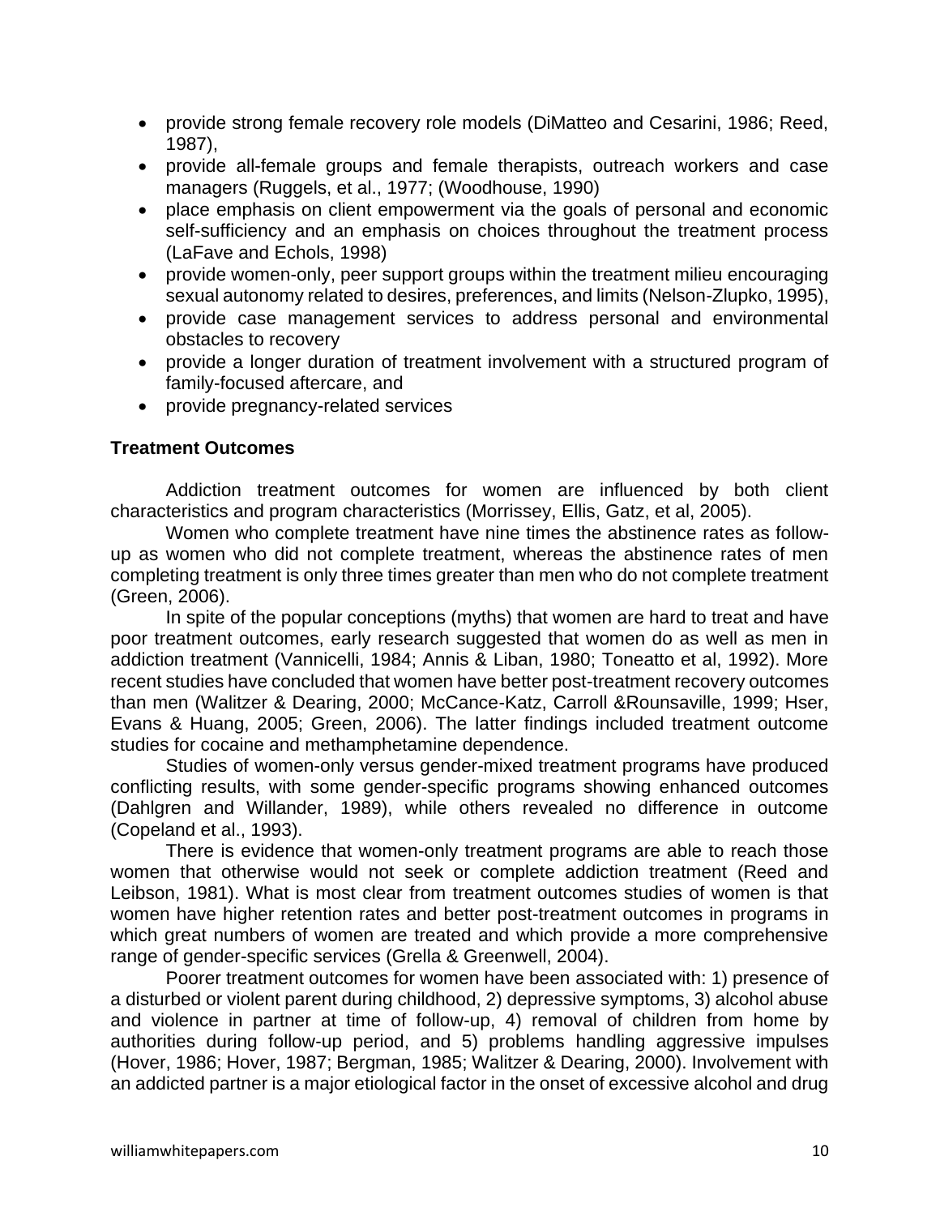- provide strong female recovery role models (DiMatteo and Cesarini, 1986; Reed, 1987),
- provide all-female groups and female therapists, outreach workers and case managers (Ruggels, et al., 1977; (Woodhouse, 1990)
- place emphasis on client empowerment via the goals of personal and economic self-sufficiency and an emphasis on choices throughout the treatment process (LaFave and Echols, 1998)
- provide women-only, peer support groups within the treatment milieu encouraging sexual autonomy related to desires, preferences, and limits (Nelson-Zlupko, 1995),
- provide case management services to address personal and environmental obstacles to recovery
- provide a longer duration of treatment involvement with a structured program of family-focused aftercare, and
- provide pregnancy-related services

**Treatment Outcomes**

Addiction treatment outcomes for women are influenced by both client characteristics and program characteristics (Morrissey, Ellis, Gatz, et al, 2005).

Women who complete treatment have nine times the abstinence rates as follow-up as women who did not complete treatment, whereas the abstinence rates of men completing treatment is only three times greater than men who do not complete treatment (Green, 2006).

In spite of the popular conceptions (myths) that women are hard to treat and have poor treatment outcomes, early research suggested that women do as well as men in addiction treatment (Vannicelli, 1984; Annis & Liban, 1980; Toneatto et al, 1992). More recent studies have concluded that women have better post-treatment recovery outcomes than men (Walitzer & Dearing, 2000; McCance-Katz, Carroll &Rounsaville, 1999; Hser, Evans & Huang, 2005; Green, 2006). The latter findings included treatment outcome studies for cocaine and methamphetamine dependence.

Studies of women-only versus gender-mixed treatment programs have produced conflicting results, with some gender-specific programs showing enhanced outcomes (Dahlgren and Willander, 1989), while others revealed no difference in outcome (Copeland et al., 1993).

There is evidence that women-only treatment programs are able to reach those women that otherwise would not seek or complete addiction treatment (Reed and Leibson, 1981). What is most clear from treatment outcomes studies of women is that women have higher retention rates and better post-treatment outcomes in programs in which great numbers of women are treated and which provide a more comprehensive range of gender-specific services (Grella & Greenwell, 2004).

Poorer treatment outcomes for women have been associated with: 1) presence of a disturbed or violent parent during childhood, 2) depressive symptoms, 3) alcohol abuse and violence in partner at time of follow-up, 4) removal of children from home by authorities during follow-up period, and 5) problems handling aggressive impulses (Hover, 1986; Hover, 1987; Bergman, 1985; Walitzer & Dearing, 2000). Involvement with an addicted partner is a major etiological factor in the onset of excessive alcohol and drug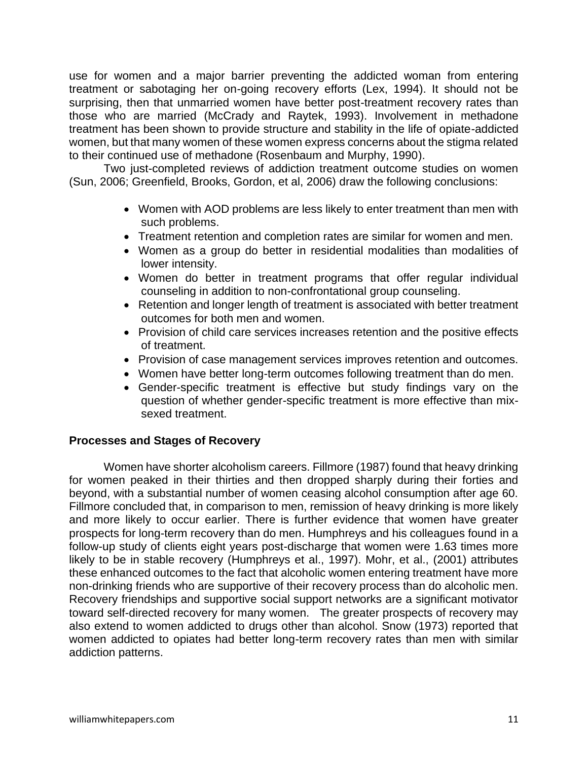use for women and a major barrier preventing the addicted woman from entering treatment or sabotaging her on-going recovery efforts (Lex, 1994). It should not be surprising, then that unmarried women have better post-treatment recovery rates than those who are married (McCrady and Raytek, 1993). Involvement in methadone treatment has been shown to provide structure and stability in the life of opiate-addicted women, but that many women of these women express concerns about the stigma related to their continued use of methadone (Rosenbaum and Murphy, 1990).

Two just-completed reviews of addiction treatment outcome studies on women (Sun, 2006; Greenfield, Brooks, Gordon, et al, 2006) draw the following conclusions:

- Women with AOD problems are less likely to enter treatment than men with such problems.
- Treatment retention and completion rates are similar for women and men.
- Women as a group do better in residential modalities than modalities of lower intensity.
- Women do better in treatment programs that offer regular individual counseling in addition to non-confrontational group counseling.
- Retention and longer length of treatment is associated with better treatment outcomes for both men and women.
- Provision of child care services increases retention and the positive effects of treatment.
- Provision of case management services improves retention and outcomes.
- Women have better long-term outcomes following treatment than do men.
- Gender-specific treatment is effective but study findings vary on the question of whether gender-specific treatment is more effective than mix-sexed treatment.

**Processes and Stages of Recovery**

Women have shorter alcoholism careers. Fillmore (1987) found that heavy drinking for women peaked in their thirties and then dropped sharply during their forties and beyond, with a substantial number of women ceasing alcohol consumption after age 60. Fillmore concluded that, in comparison to men, remission of heavy drinking is more likely and more likely to occur earlier. There is further evidence that women have greater prospects for long-term recovery than do men. Humphreys and his colleagues found in a follow-up study of clients eight years post-discharge that women were 1.63 times more likely to be in stable recovery (Humphreys et al., 1997). Mohr, et al., (2001) attributes these enhanced outcomes to the fact that alcoholic women entering treatment have more non-drinking friends who are supportive of their recovery process than do alcoholic men. Recovery friendships and supportive social support networks are a significant motivator toward self-directed recovery for many women. The greater prospects of recovery may also extend to women addicted to drugs other than alcohol. Snow (1973) reported that women addicted to opiates had better long-term recovery rates than men with similar addiction patterns.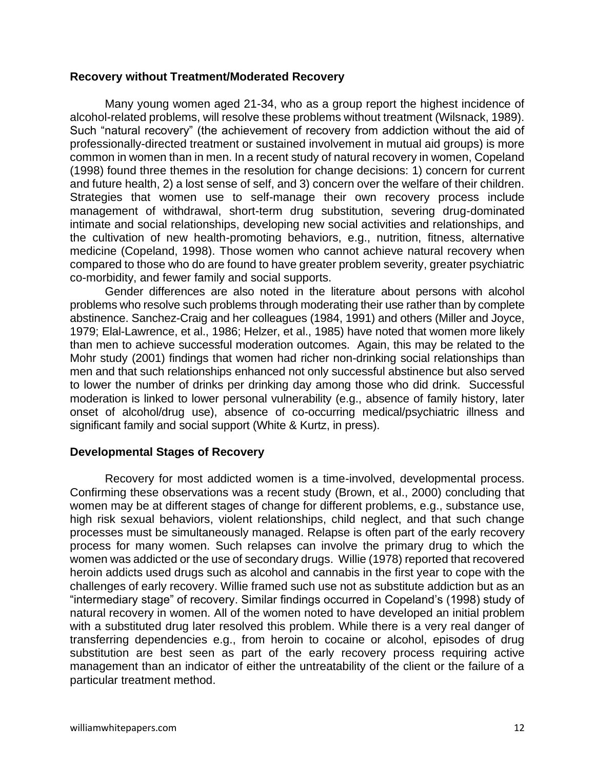**Recovery without Treatment/Moderated Recovery**

Many young women aged 21-34, who as a group report the highest incidence of alcohol-related problems, will resolve these problems without treatment (Wilsnack, 1989). Such "natural recovery" (the achievement of recovery from addiction without the aid of professionally-directed treatment or sustained involvement in mutual aid groups) is more common in women than in men. In a recent study of natural recovery in women, Copeland (1998) found three themes in the resolution for change decisions: 1) concern for current and future health, 2) a lost sense of self, and 3) concern over the welfare of their children. Strategies that women use to self-manage their own recovery process include management of withdrawal, short-term drug substitution, severing drug-dominated intimate and social relationships, developing new social activities and relationships, and the cultivation of new health-promoting behaviors, e.g., nutrition, fitness, alternative medicine (Copeland, 1998). Those women who cannot achieve natural recovery when compared to those who do are found to have greater problem severity, greater psychiatric co-morbidity, and fewer family and social supports.

Gender differences are also noted in the literature about persons with alcohol problems who resolve such problems through moderating their use rather than by complete abstinence. Sanchez-Craig and her colleagues (1984, 1991) and others (Miller and Joyce, 1979; Elal-Lawrence, et al., 1986; Helzer, et al., 1985) have noted that women more likely than men to achieve successful moderation outcomes. Again, this may be related to the Mohr study (2001) findings that women had richer non-drinking social relationships than men and that such relationships enhanced not only successful abstinence but also served to lower the number of drinks per drinking day among those who did drink. Successful moderation is linked to lower personal vulnerability (e.g., absence of family history, later onset of alcohol/drug use), absence of co-occurring medical/psychiatric illness and significant family and social support (White & Kurtz, in press).

**Developmental Stages of Recovery**

Recovery for most addicted women is a time-involved, developmental process. Confirming these observations was a recent study (Brown, et al., 2000) concluding that women may be at different stages of change for different problems, e.g., substance use, high risk sexual behaviors, violent relationships, child neglect, and that such change processes must be simultaneously managed. Relapse is often part of the early recovery process for many women. Such relapses can involve the primary drug to which the women was addicted or the use of secondary drugs. Willie (1978) reported that recovered heroin addicts used drugs such as alcohol and cannabis in the first year to cope with the challenges of early recovery. Willie framed such use not as substitute addiction but as an "intermediary stage" of recovery. Similar findings occurred in Copeland's (1998) study of natural recovery in women. All of the women noted to have developed an initial problem with a substituted drug later resolved this problem. While there is a very real danger of transferring dependencies e.g., from heroin to cocaine or alcohol, episodes of drug substitution are best seen as part of the early recovery process requiring active management than an indicator of either the untreatability of the client or the failure of a particular treatment method.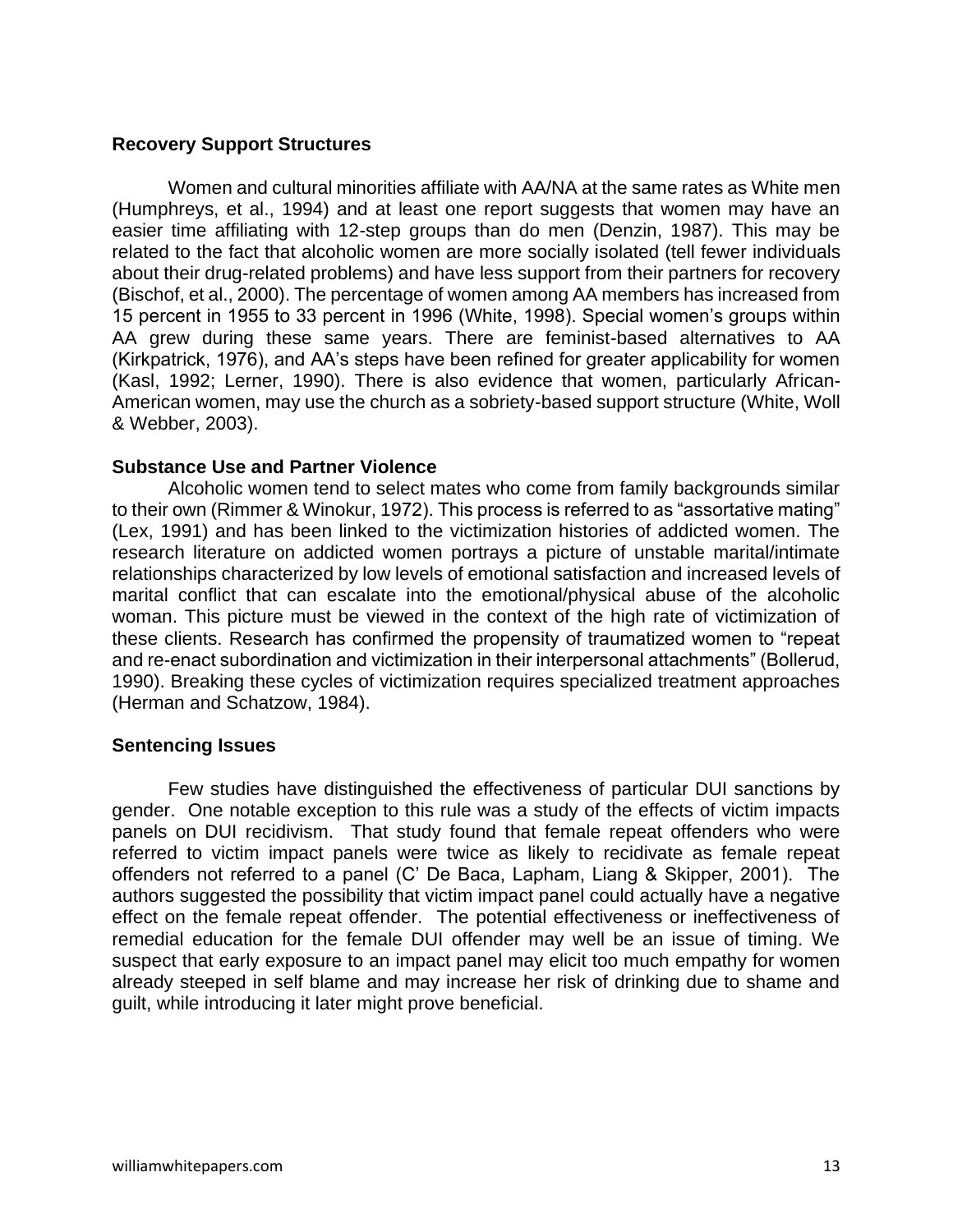### Recovery Support Structures

Women and cultural minorities affiliate with AA/NA at the same rates as White men (Humphreys, et al., 1994) and at least one report suggests that women may have an easier time affiliating with 12-step groups than do men (Denzin, 1987). This may be related to the fact that alcoholic women are more socially isolated (tell fewer individuals about their drug-related problems) and have less support from their partners for recovery (Bischof, et al., 2000). The percentage of women among AA members has increased from 15 percent in 1955 to 33 percent in 1996 (White, 1998). Special women's groups within AA grew during these same years. There are feminist-based alternatives to AA (Kirkpatrick, 1976), and AA's steps have been refined for greater applicability for women (Kasl, 1992; Lerner, 1990). There is also evidence that women, particularly African-American women, may use the church as a sobriety-based support structure (White, Woll & Webber, 2003).

### Substance Use and Partner Violence

Alcoholic women tend to select mates who come from family backgrounds similar to their own (Rimmer & Winokur, 1972). This process is referred to as "assortative mating" (Lex, 1991) and has been linked to the victimization histories of addicted women. The research literature on addicted women portrays a picture of unstable marital/intimate relationships characterized by low levels of emotional satisfaction and increased levels of marital conflict that can escalate into the emotional/physical abuse of the alcoholic woman. This picture must be viewed in the context of the high rate of victimization of these clients. Research has confirmed the propensity of traumatized women to "repeat and re-enact subordination and victimization in their interpersonal attachments" (Bollerud, 1990). Breaking these cycles of victimization requires specialized treatment approaches (Herman and Schatzow, 1984).

### Sentencing Issues

Few studies have distinguished the effectiveness of particular DUI sanctions by gender. One notable exception to this rule was a study of the effects of victim impacts panels on DUI recidivism. That study found that female repeat offenders who were referred to victim impact panels were twice as likely to recidivate as female repeat offenders not referred to a panel (C' De Baca, Lapham, Liang & Skipper, 2001). The authors suggested the possibility that victim impact panel could actually have a negative effect on the female repeat offender. The potential effectiveness or ineffectiveness of remedial education for the female DUI offender may well be an issue of timing. We suspect that early exposure to an impact panel may elicit too much empathy for women already steeped in self blame and may increase her risk of drinking due to shame and guilt, while introducing it later might prove beneficial.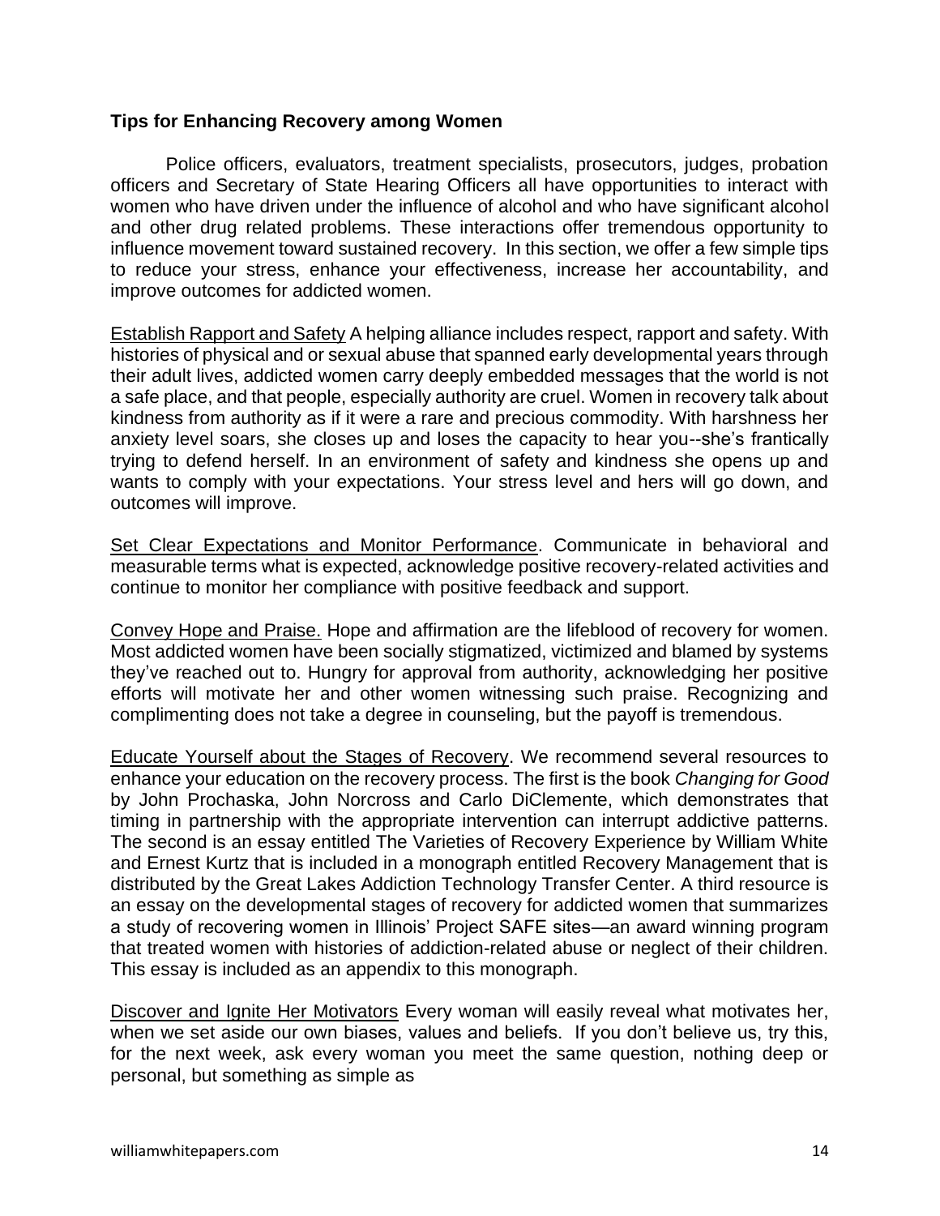**Tips for Enhancing Recovery among Women**

Police officers, evaluators, treatment specialists, prosecutors, judges, probation officers and Secretary of State Hearing Officers all have opportunities to interact with women who have driven under the influence of alcohol and who have significant alcohol and other drug related problems. These interactions offer tremendous opportunity to influence movement toward sustained recovery. In this section, we offer a few simple tips to reduce your stress, enhance your effectiveness, increase her accountability, and improve outcomes for addicted women.

<u>Establish Rapport and Safety</u> A helping alliance includes respect, rapport and safety. With histories of physical and or sexual abuse that spanned early developmental years through their adult lives, addicted women carry deeply embedded messages that the world is not a safe place, and that people, especially authority are cruel. Women in recovery talk about kindness from authority as if it were a rare and precious commodity. With harshness her anxiety level soars, she closes up and loses the capacity to hear you--she's frantically trying to defend herself. In an environment of safety and kindness she opens up and wants to comply with your expectations. Your stress level and hers will go down, and outcomes will improve.

<u>Set Clear Expectations and Monitor Performance</u>. Communicate in behavioral and measurable terms what is expected, acknowledge positive recovery-related activities and continue to monitor her compliance with positive feedback and support.

<u>Convey Hope and Praise.</u> Hope and affirmation are the lifeblood of recovery for women. Most addicted women have been socially stigmatized, victimized and blamed by systems they've reached out to. Hungry for approval from authority, acknowledging her positive efforts will motivate her and other women witnessing such praise. Recognizing and complimenting does not take a degree in counseling, but the payoff is tremendous.

<u>Educate Yourself about the Stages of Recovery</u>. We recommend several resources to enhance your education on the recovery process. The first is the book *Changing for Good* by John Prochaska, John Norcross and Carlo DiClemente, which demonstrates that timing in partnership with the appropriate intervention can interrupt addictive patterns. The second is an essay entitled The Varieties of Recovery Experience by William White and Ernest Kurtz that is included in a monograph entitled Recovery Management that is distributed by the Great Lakes Addiction Technology Transfer Center. A third resource is an essay on the developmental stages of recovery for addicted women that summarizes a study of recovering women in Illinois' Project SAFE sites—an award winning program that treated women with histories of addiction-related abuse or neglect of their children. This essay is included as an appendix to this monograph.

<u>Discover and Ignite Her Motivators</u> Every woman will easily reveal what motivates her, when we set aside our own biases, values and beliefs. If you don't believe us, try this, for the next week, ask every woman you meet the same question, nothing deep or personal, but something as simple as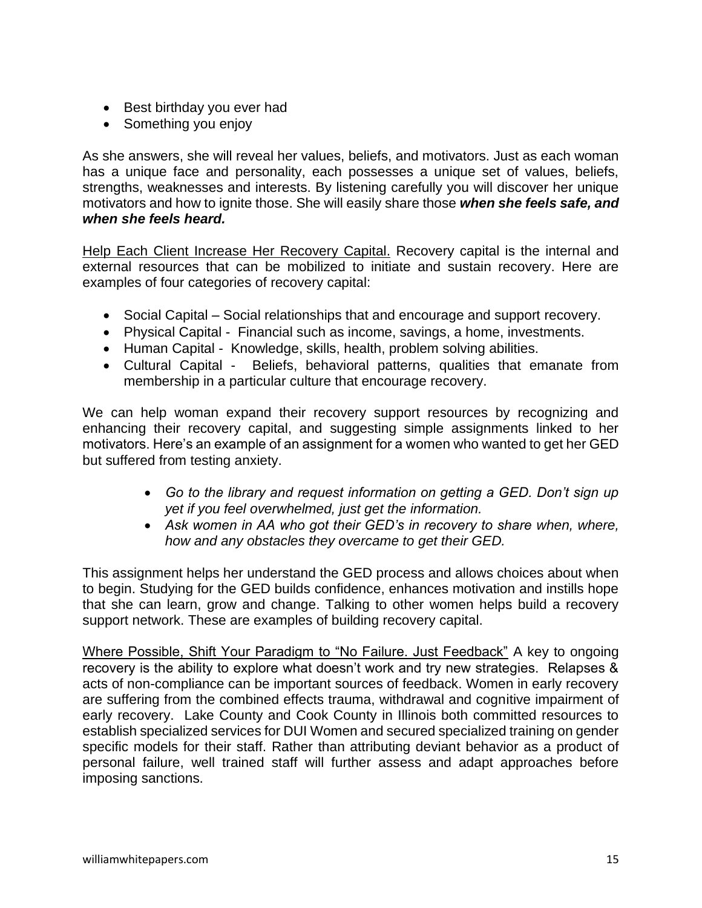- Best birthday you ever had
- Something you enjoy

As she answers, she will reveal her values, beliefs, and motivators. Just as each woman has a unique face and personality, each possesses a unique set of values, beliefs, strengths, weaknesses and interests. By listening carefully you will discover her unique motivators and how to ignite those. She will easily share those ***when she feels safe, and when she feels heard.***

<u>Help Each Client Increase Her Recovery Capital.</u> Recovery capital is the internal and external resources that can be mobilized to initiate and sustain recovery. Here are examples of four categories of recovery capital:

- Social Capital – Social relationships that and encourage and support recovery.
- Physical Capital - Financial such as income, savings, a home, investments.
- Human Capital - Knowledge, skills, health, problem solving abilities.
- Cultural Capital - Beliefs, behavioral patterns, qualities that emanate from membership in a particular culture that encourage recovery.

We can help woman expand their recovery support resources by recognizing and enhancing their recovery capital, and suggesting simple assignments linked to her motivators. Here's an example of an assignment for a women who wanted to get her GED but suffered from testing anxiety.

- *Go to the library and request information on getting a GED. Don't sign up yet if you feel overwhelmed, just get the information.*
- *Ask women in AA who got their GED's in recovery to share when, where, how and any obstacles they overcame to get their GED.*

This assignment helps her understand the GED process and allows choices about when to begin. Studying for the GED builds confidence, enhances motivation and instills hope that she can learn, grow and change. Talking to other women helps build a recovery support network. These are examples of building recovery capital.

<u>Where Possible, Shift Your Paradigm to "No Failure. Just Feedback"</u> A key to ongoing recovery is the ability to explore what doesn't work and try new strategies. Relapses & acts of non-compliance can be important sources of feedback. Women in early recovery are suffering from the combined effects trauma, withdrawal and cognitive impairment of early recovery. Lake County and Cook County in Illinois both committed resources to establish specialized services for DUI Women and secured specialized training on gender specific models for their staff. Rather than attributing deviant behavior as a product of personal failure, well trained staff will further assess and adapt approaches before imposing sanctions.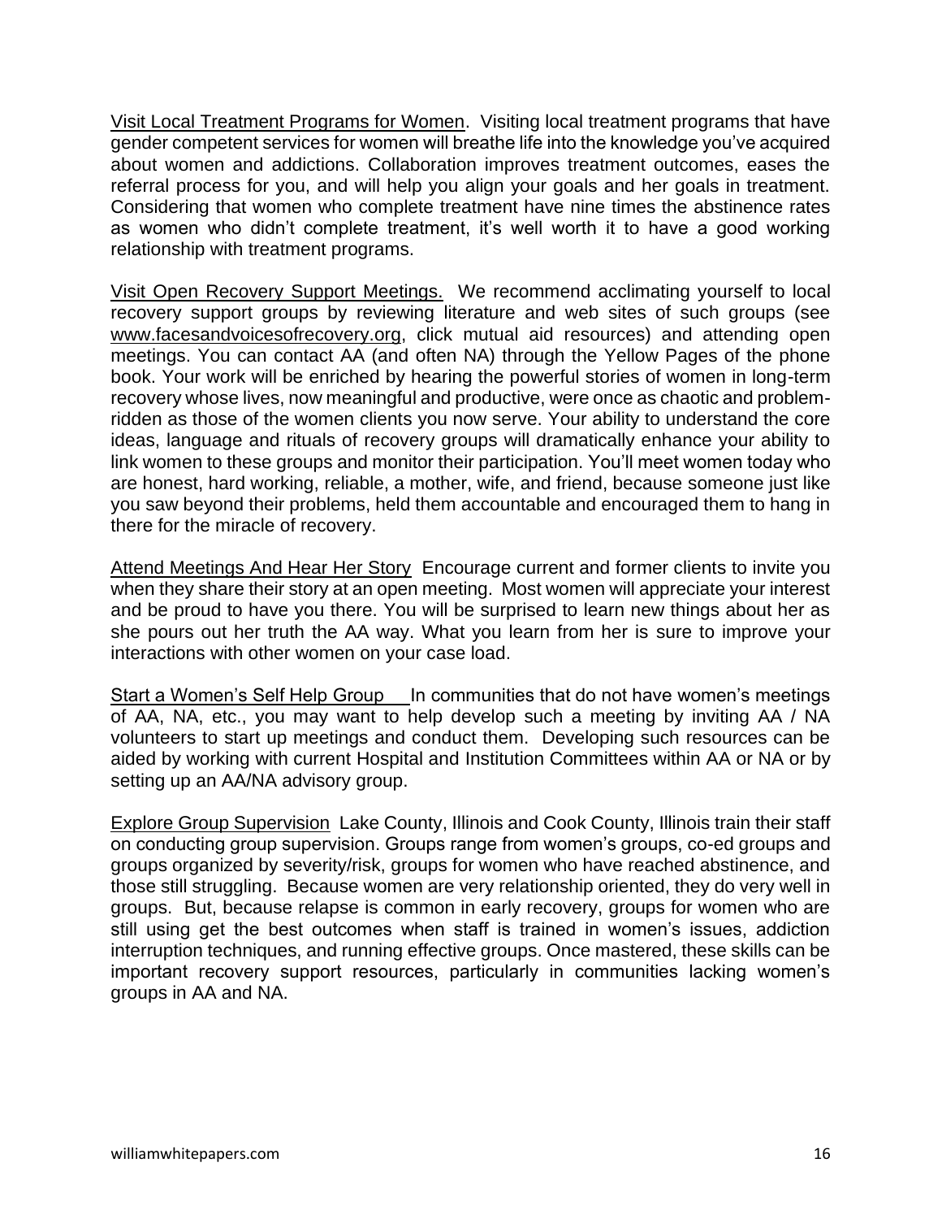<u>Visit Local Treatment Programs for Women</u>. Visiting local treatment programs that have gender competent services for women will breathe life into the knowledge you've acquired about women and addictions. Collaboration improves treatment outcomes, eases the referral process for you, and will help you align your goals and her goals in treatment. Considering that women who complete treatment have nine times the abstinence rates as women who didn't complete treatment, it's well worth it to have a good working relationship with treatment programs.

<u>Visit Open Recovery Support Meetings.</u> We recommend acclimating yourself to local recovery support groups by reviewing literature and web sites of such groups (see www.facesandvoicesofrecovery.org, click mutual aid resources) and attending open meetings. You can contact AA (and often NA) through the Yellow Pages of the phone book. Your work will be enriched by hearing the powerful stories of women in long-term recovery whose lives, now meaningful and productive, were once as chaotic and problem-ridden as those of the women clients you now serve. Your ability to understand the core ideas, language and rituals of recovery groups will dramatically enhance your ability to link women to these groups and monitor their participation. You'll meet women today who are honest, hard working, reliable, a mother, wife, and friend, because someone just like you saw beyond their problems, held them accountable and encouraged them to hang in there for the miracle of recovery.

<u>Attend Meetings And Hear Her Story</u> Encourage current and former clients to invite you when they share their story at an open meeting. Most women will appreciate your interest and be proud to have you there. You will be surprised to learn new things about her as she pours out her truth the AA way. What you learn from her is sure to improve your interactions with other women on your case load.

<u>Start a Women's Self Help Group</u> In communities that do not have women's meetings of AA, NA, etc., you may want to help develop such a meeting by inviting AA / NA volunteers to start up meetings and conduct them. Developing such resources can be aided by working with current Hospital and Institution Committees within AA or NA or by setting up an AA/NA advisory group.

<u>Explore Group Supervision</u> Lake County, Illinois and Cook County, Illinois train their staff on conducting group supervision. Groups range from women's groups, co-ed groups and groups organized by severity/risk, groups for women who have reached abstinence, and those still struggling. Because women are very relationship oriented, they do very well in groups. But, because relapse is common in early recovery, groups for women who are still using get the best outcomes when staff is trained in women's issues, addiction interruption techniques, and running effective groups. Once mastered, these skills can be important recovery support resources, particularly in communities lacking women's groups in AA and NA.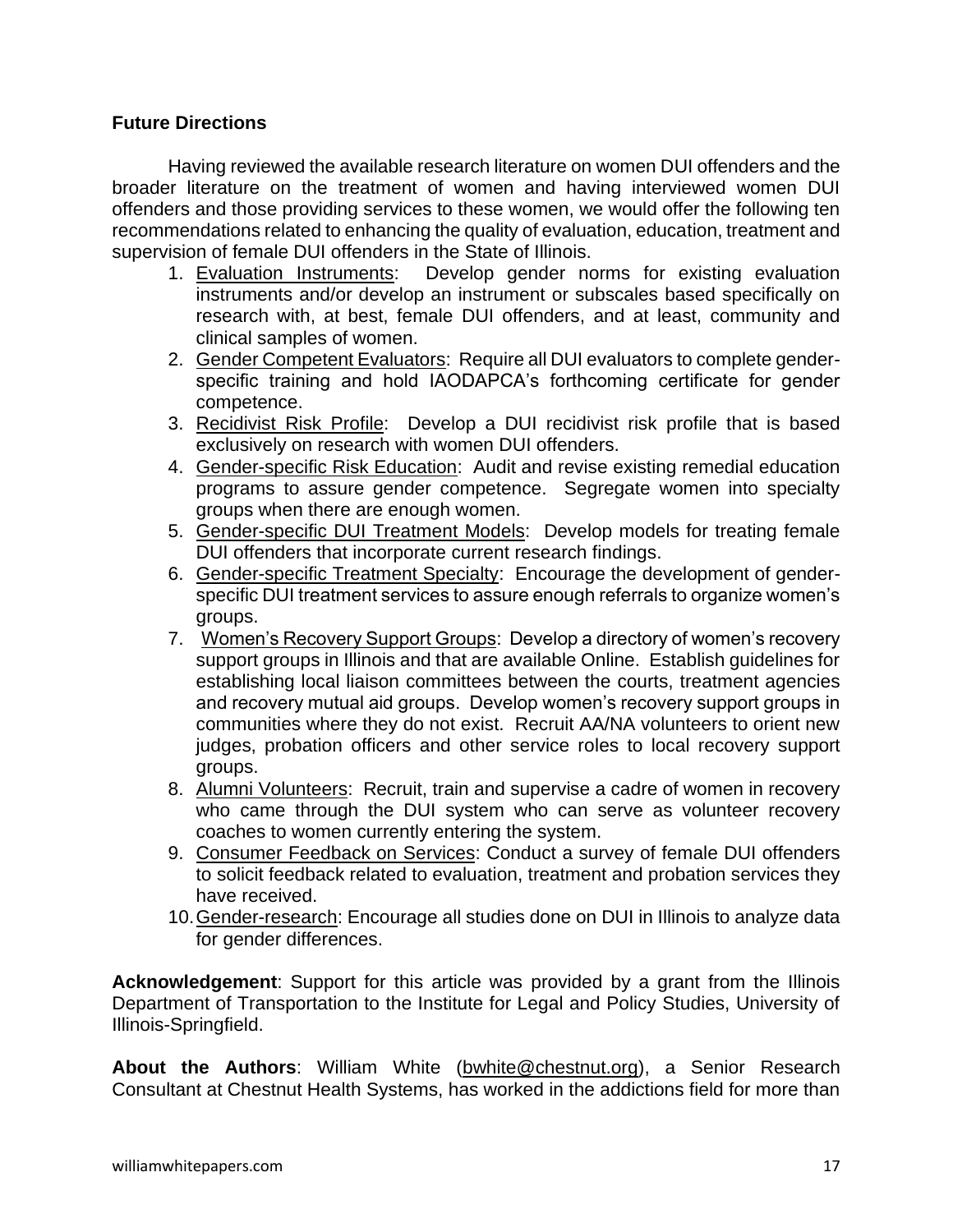**Future Directions**

Having reviewed the available research literature on women DUI offenders and the broader literature on the treatment of women and having interviewed women DUI offenders and those providing services to these women, we would offer the following ten recommendations related to enhancing the quality of evaluation, education, treatment and supervision of female DUI offenders in the State of Illinois.

1. Evaluation Instruments: Develop gender norms for existing evaluation instruments and/or develop an instrument or subscales based specifically on research with, at best, female DUI offenders, and at least, community and clinical samples of women.
2. Gender Competent Evaluators: Require all DUI evaluators to complete gender-specific training and hold IAODAPCA's forthcoming certificate for gender competence.
3. Recidivist Risk Profile: Develop a DUI recidivist risk profile that is based exclusively on research with women DUI offenders.
4. Gender-specific Risk Education: Audit and revise existing remedial education programs to assure gender competence. Segregate women into specialty groups when there are enough women.
5. Gender-specific DUI Treatment Models: Develop models for treating female DUI offenders that incorporate current research findings.
6. Gender-specific Treatment Specialty: Encourage the development of gender-specific DUI treatment services to assure enough referrals to organize women's groups.
7. Women's Recovery Support Groups: Develop a directory of women's recovery support groups in Illinois and that are available Online. Establish guidelines for establishing local liaison committees between the courts, treatment agencies and recovery mutual aid groups. Develop women's recovery support groups in communities where they do not exist. Recruit AA/NA volunteers to orient new judges, probation officers and other service roles to local recovery support groups.
8. Alumni Volunteers: Recruit, train and supervise a cadre of women in recovery who came through the DUI system who can serve as volunteer recovery coaches to women currently entering the system.
9. Consumer Feedback on Services: Conduct a survey of female DUI offenders to solicit feedback related to evaluation, treatment and probation services they have received.
10. Gender-research: Encourage all studies done on DUI in Illinois to analyze data for gender differences.

**Acknowledgement**: Support for this article was provided by a grant from the Illinois Department of Transportation to the Institute for Legal and Policy Studies, University of Illinois-Springfield.

**About the Authors**: William White (bwhite@chestnut.org), a Senior Research Consultant at Chestnut Health Systems, has worked in the addictions field for more than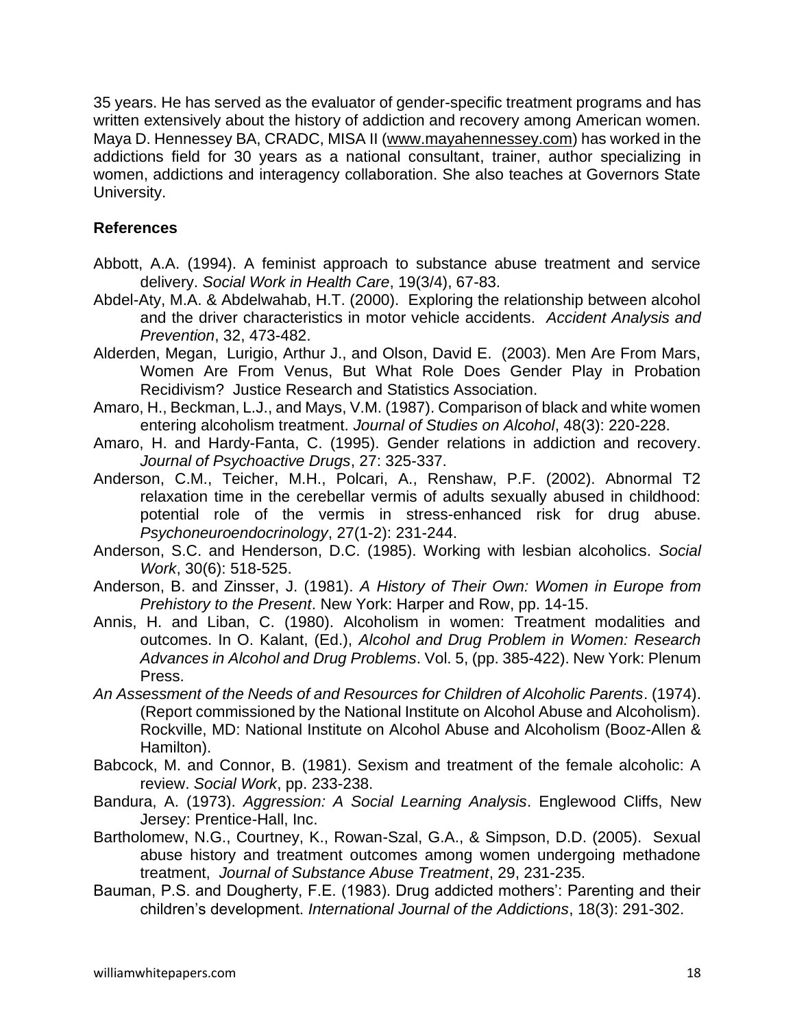35 years. He has served as the evaluator of gender-specific treatment programs and has written extensively about the history of addiction and recovery among American women. Maya D. Hennessey BA, CRADC, MISA II (www.mayahennessey.com) has worked in the addictions field for 30 years as a national consultant, trainer, author specializing in women, addictions and interagency collaboration. She also teaches at Governors State University.

**References**

Abbott, A.A. (1994). A feminist approach to substance abuse treatment and service delivery. *Social Work in Health Care*, 19(3/4), 67-83.

Abdel-Aty, M.A. & Abdelwahab, H.T. (2000). Exploring the relationship between alcohol and the driver characteristics in motor vehicle accidents. *Accident Analysis and Prevention*, 32, 473-482.

Alderden, Megan, Lurigio, Arthur J., and Olson, David E. (2003). Men Are From Mars, Women Are From Venus, But What Role Does Gender Play in Probation Recidivism? Justice Research and Statistics Association.

Amaro, H., Beckman, L.J., and Mays, V.M. (1987). Comparison of black and white women entering alcoholism treatment. *Journal of Studies on Alcohol*, 48(3): 220-228.

Amaro, H. and Hardy-Fanta, C. (1995). Gender relations in addiction and recovery. *Journal of Psychoactive Drugs*, 27: 325-337.

Anderson, C.M., Teicher, M.H., Polcari, A., Renshaw, P.F. (2002). Abnormal T2 relaxation time in the cerebellar vermis of adults sexually abused in childhood: potential role of the vermis in stress-enhanced risk for drug abuse. *Psychoneuroendocrinology*, 27(1-2): 231-244.

Anderson, S.C. and Henderson, D.C. (1985). Working with lesbian alcoholics. *Social Work*, 30(6): 518-525.

Anderson, B. and Zinsser, J. (1981). *A History of Their Own: Women in Europe from Prehistory to the Present*. New York: Harper and Row, pp. 14-15.

Annis, H. and Liban, C. (1980). Alcoholism in women: Treatment modalities and outcomes. In O. Kalant, (Ed.), *Alcohol and Drug Problem in Women: Research Advances in Alcohol and Drug Problems*. Vol. 5, (pp. 385-422). New York: Plenum Press.

*An Assessment of the Needs of and Resources for Children of Alcoholic Parents*. (1974). (Report commissioned by the National Institute on Alcohol Abuse and Alcoholism). Rockville, MD: National Institute on Alcohol Abuse and Alcoholism (Booz-Allen & Hamilton).

Babcock, M. and Connor, B. (1981). Sexism and treatment of the female alcoholic: A review. *Social Work*, pp. 233-238.

Bandura, A. (1973). *Aggression: A Social Learning Analysis*. Englewood Cliffs, New Jersey: Prentice-Hall, Inc.

Bartholomew, N.G., Courtney, K., Rowan-Szal, G.A., & Simpson, D.D. (2005). Sexual abuse history and treatment outcomes among women undergoing methadone treatment, *Journal of Substance Abuse Treatment*, 29, 231-235.

Bauman, P.S. and Dougherty, F.E. (1983). Drug addicted mothers': Parenting and their children's development. *International Journal of the Addictions*, 18(3): 291-302.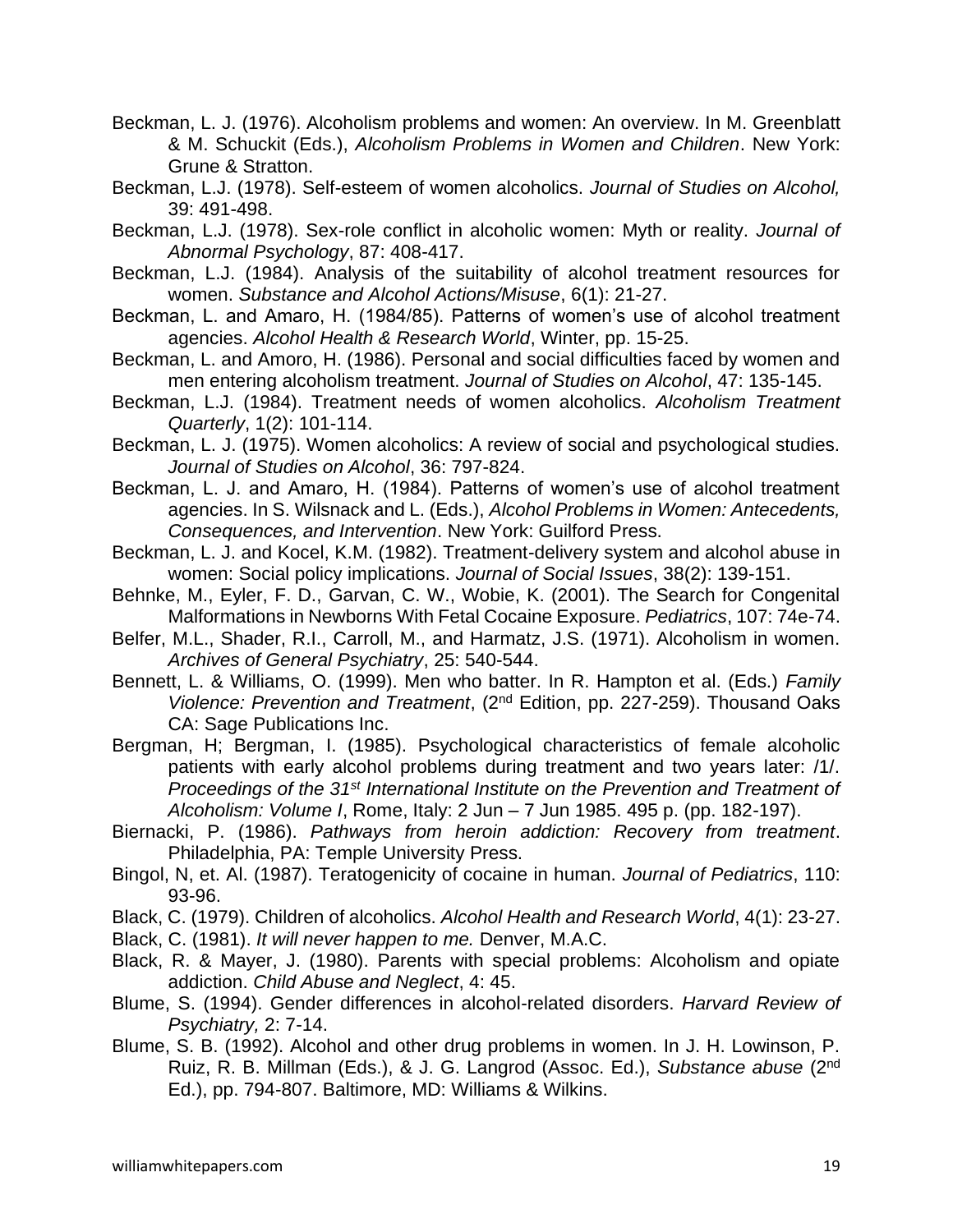Beckman, L. J. (1976). Alcoholism problems and women: An overview. In M. Greenblatt & M. Schuckit (Eds.), *Alcoholism Problems in Women and Children*. New York: Grune & Stratton.

Beckman, L.J. (1978). Self-esteem of women alcoholics. *Journal of Studies on Alcohol,* 39: 491-498.

Beckman, L.J. (1978). Sex-role conflict in alcoholic women: Myth or reality. *Journal of Abnormal Psychology*, 87: 408-417.

Beckman, L.J. (1984). Analysis of the suitability of alcohol treatment resources for women. *Substance and Alcohol Actions/Misuse*, 6(1): 21-27.

Beckman, L. and Amaro, H. (1984/85). Patterns of women's use of alcohol treatment agencies. *Alcohol Health & Research World*, Winter, pp. 15-25.

Beckman, L. and Amoro, H. (1986). Personal and social difficulties faced by women and men entering alcoholism treatment. *Journal of Studies on Alcohol*, 47: 135-145.

Beckman, L.J. (1984). Treatment needs of women alcoholics. *Alcoholism Treatment Quarterly*, 1(2): 101-114.

Beckman, L. J. (1975). Women alcoholics: A review of social and psychological studies. *Journal of Studies on Alcohol*, 36: 797-824.

Beckman, L. J. and Amaro, H. (1984). Patterns of women's use of alcohol treatment agencies. In S. Wilsnack and L. (Eds.), *Alcohol Problems in Women: Antecedents, Consequences, and Intervention*. New York: Guilford Press.

Beckman, L. J. and Kocel, K.M. (1982). Treatment-delivery system and alcohol abuse in women: Social policy implications. *Journal of Social Issues*, 38(2): 139-151.

Behnke, M., Eyler, F. D., Garvan, C. W., Wobie, K. (2001). The Search for Congenital Malformations in Newborns With Fetal Cocaine Exposure. *Pediatrics*, 107: 74e-74.

Belfer, M.L., Shader, R.I., Carroll, M., and Harmatz, J.S. (1971). Alcoholism in women. *Archives of General Psychiatry*, 25: 540-544.

Bennett, L. & Williams, O. (1999). Men who batter. In R. Hampton et al. (Eds.) *Family Violence: Prevention and Treatment*, (2nd Edition, pp. 227-259). Thousand Oaks CA: Sage Publications Inc.

Bergman, H; Bergman, I. (1985). Psychological characteristics of female alcoholic patients with early alcohol problems during treatment and two years later: /1/. *Proceedings of the 31st International Institute on the Prevention and Treatment of Alcoholism: Volume I*, Rome, Italy: 2 Jun – 7 Jun 1985. 495 p. (pp. 182-197).

Biernacki, P. (1986). *Pathways from heroin addiction: Recovery from treatment*. Philadelphia, PA: Temple University Press.

Bingol, N, et. Al. (1987). Teratogenicity of cocaine in human. *Journal of Pediatrics*, 110: 93-96.

Black, C. (1979). Children of alcoholics. *Alcohol Health and Research World*, 4(1): 23-27.

Black, C. (1981). *It will never happen to me.* Denver, M.A.C.

Black, R. & Mayer, J. (1980). Parents with special problems: Alcoholism and opiate addiction. *Child Abuse and Neglect*, 4: 45.

Blume, S. (1994). Gender differences in alcohol-related disorders. *Harvard Review of Psychiatry,* 2: 7-14.

Blume, S. B. (1992). Alcohol and other drug problems in women. In J. H. Lowinson, P. Ruiz, R. B. Millman (Eds.), & J. G. Langrod (Assoc. Ed.), *Substance abuse* (2nd Ed.), pp. 794-807. Baltimore, MD: Williams & Wilkins.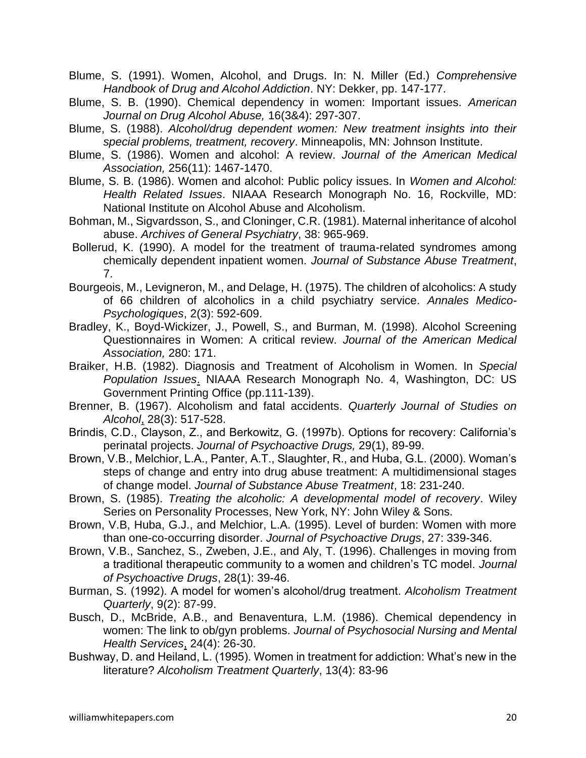Blume, S. (1991). Women, Alcohol, and Drugs. In: N. Miller (Ed.) *Comprehensive Handbook of Drug and Alcohol Addiction*. NY: Dekker, pp. 147-177.

Blume, S. B. (1990). Chemical dependency in women: Important issues. *American Journal on Drug Alcohol Abuse,* 16(3&4): 297-307.

Blume, S. (1988). *Alcohol/drug dependent women: New treatment insights into their special problems, treatment, recovery*. Minneapolis, MN: Johnson Institute.

Blume, S. (1986). Women and alcohol: A review. *Journal of the American Medical Association,* 256(11): 1467-1470.

Blume, S. B. (1986). Women and alcohol: Public policy issues. In *Women and Alcohol: Health Related Issues*. NIAAA Research Monograph No. 16, Rockville, MD: National Institute on Alcohol Abuse and Alcoholism.

Bohman, M., Sigvardsson, S., and Cloninger, C.R. (1981). Maternal inheritance of alcohol abuse. *Archives of General Psychiatry*, 38: 965-969.

Bollerud, K. (1990). A model for the treatment of trauma-related syndromes among chemically dependent inpatient women. *Journal of Substance Abuse Treatment*, 7.

Bourgeois, M., Levigneron, M., and Delage, H. (1975). The children of alcoholics: A study of 66 children of alcoholics in a child psychiatry service. *Annales Medico-Psychologiques*, 2(3): 592-609.

Bradley, K., Boyd-Wickizer, J., Powell, S., and Burman, M. (1998). Alcohol Screening Questionnaires in Women: A critical review. *Journal of the American Medical Association,* 280: 171.

Braiker, H.B. (1982). Diagnosis and Treatment of Alcoholism in Women. In *Special Population Issues*. NIAAA Research Monograph No. 4, Washington, DC: US Government Printing Office (pp.111-139).

Brenner, B. (1967). Alcoholism and fatal accidents. *Quarterly Journal of Studies on Alcohol*, 28(3): 517-528.

Brindis, C.D., Clayson, Z., and Berkowitz, G. (1997b). Options for recovery: California's perinatal projects. *Journal of Psychoactive Drugs,* 29(1), 89-99.

Brown, V.B., Melchior, L.A., Panter, A.T., Slaughter, R., and Huba, G.L. (2000). Woman's steps of change and entry into drug abuse treatment: A multidimensional stages of change model. *Journal of Substance Abuse Treatment*, 18: 231-240.

Brown, S. (1985). *Treating the alcoholic: A developmental model of recovery*. Wiley Series on Personality Processes, New York, NY: John Wiley & Sons.

Brown, V.B, Huba, G.J., and Melchior, L.A. (1995). Level of burden: Women with more than one-co-occurring disorder. *Journal of Psychoactive Drugs*, 27: 339-346.

Brown, V.B., Sanchez, S., Zweben, J.E., and Aly, T. (1996). Challenges in moving from a traditional therapeutic community to a women and children's TC model. *Journal of Psychoactive Drugs*, 28(1): 39-46.

Burman, S. (1992). A model for women's alcohol/drug treatment. *Alcoholism Treatment Quarterly*, 9(2): 87-99.

Busch, D., McBride, A.B., and Benaventura, L.M. (1986). Chemical dependency in women: The link to ob/gyn problems. *Journal of Psychosocial Nursing and Mental Health Services*, 24(4): 26-30.

Bushway, D. and Heiland, L. (1995). Women in treatment for addiction: What's new in the literature? *Alcoholism Treatment Quarterly*, 13(4): 83-96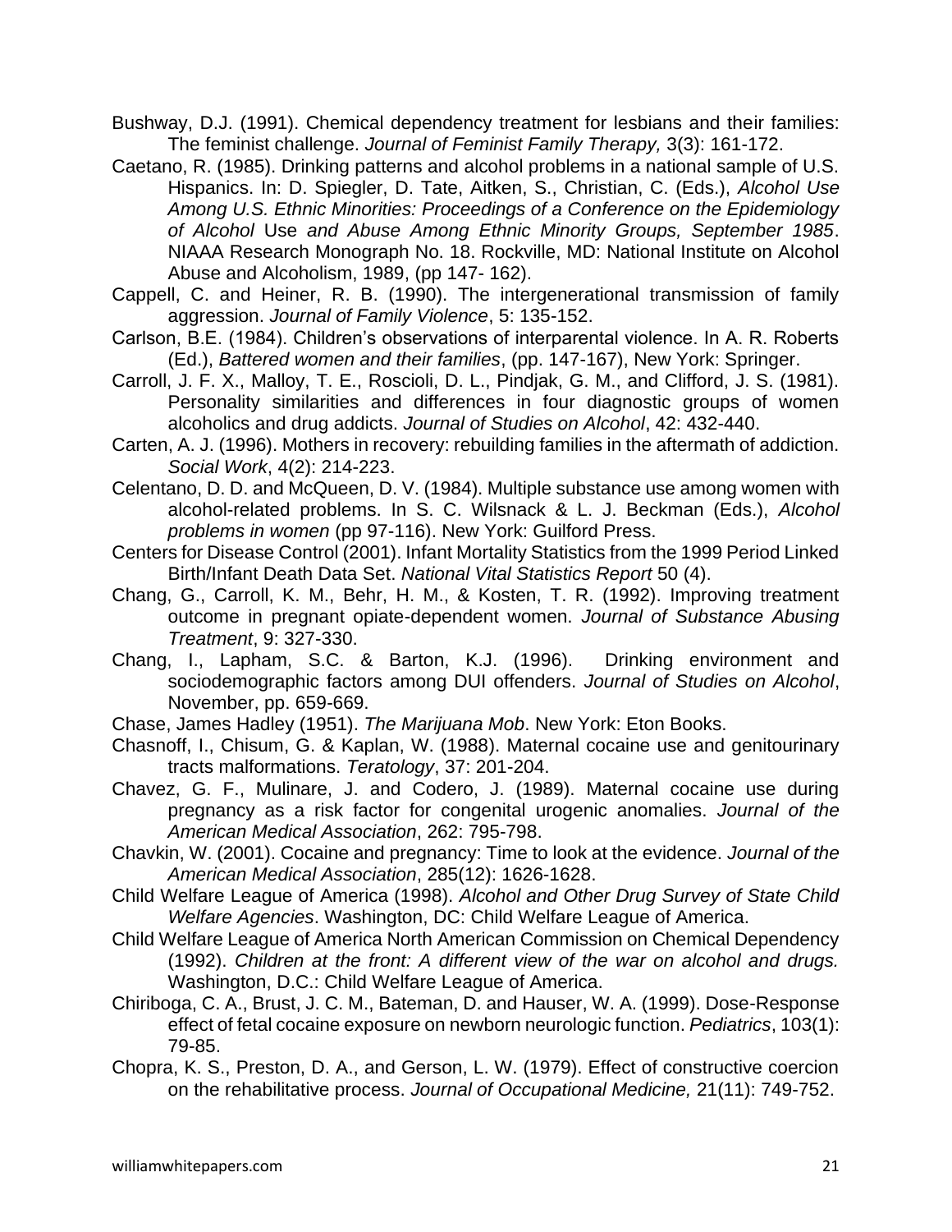Bushway, D.J. (1991). Chemical dependency treatment for lesbians and their families: The feminist challenge. *Journal of Feminist Family Therapy,* 3(3): 161-172.

Caetano, R. (1985). Drinking patterns and alcohol problems in a national sample of U.S. Hispanics. In: D. Spiegler, D. Tate, Aitken, S., Christian, C. (Eds.), *Alcohol Use Among U.S. Ethnic Minorities: Proceedings of a Conference on the Epidemiology of Alcohol* Use *and Abuse Among Ethnic Minority Groups, September 1985*. NIAAA Research Monograph No. 18. Rockville, MD: National Institute on Alcohol Abuse and Alcoholism, 1989, (pp 147- 162).

Cappell, C. and Heiner, R. B. (1990). The intergenerational transmission of family aggression. *Journal of Family Violence*, 5: 135-152.

Carlson, B.E. (1984). Children's observations of interparental violence. In A. R. Roberts (Ed.), *Battered women and their families*, (pp. 147-167), New York: Springer.

Carroll, J. F. X., Malloy, T. E., Roscioli, D. L., Pindjak, G. M., and Clifford, J. S. (1981). Personality similarities and differences in four diagnostic groups of women alcoholics and drug addicts. *Journal of Studies on Alcohol*, 42: 432-440.

Carten, A. J. (1996). Mothers in recovery: rebuilding families in the aftermath of addiction. *Social Work*, 4(2): 214-223.

Celentano, D. D. and McQueen, D. V. (1984). Multiple substance use among women with alcohol-related problems. In S. C. Wilsnack & L. J. Beckman (Eds.), *Alcohol problems in women* (pp 97-116). New York: Guilford Press.

Centers for Disease Control (2001). Infant Mortality Statistics from the 1999 Period Linked Birth/Infant Death Data Set. *National Vital Statistics Report* 50 (4).

Chang, G., Carroll, K. M., Behr, H. M., & Kosten, T. R. (1992). Improving treatment outcome in pregnant opiate-dependent women. *Journal of Substance Abusing Treatment*, 9: 327-330.

Chang, I., Lapham, S.C. & Barton, K.J. (1996). Drinking environment and sociodemographic factors among DUI offenders. *Journal of Studies on Alcohol*, November, pp. 659-669.

Chase, James Hadley (1951). *The Marijuana Mob*. New York: Eton Books.

Chasnoff, I., Chisum, G. & Kaplan, W. (1988). Maternal cocaine use and genitourinary tracts malformations. *Teratology*, 37: 201-204.

Chavez, G. F., Mulinare, J. and Codero, J. (1989). Maternal cocaine use during pregnancy as a risk factor for congenital urogenic anomalies. *Journal of the American Medical Association*, 262: 795-798.

Chavkin, W. (2001). Cocaine and pregnancy: Time to look at the evidence. *Journal of the American Medical Association*, 285(12): 1626-1628.

Child Welfare League of America (1998). *Alcohol and Other Drug Survey of State Child Welfare Agencies*. Washington, DC: Child Welfare League of America.

Child Welfare League of America North American Commission on Chemical Dependency (1992). *Children at the front: A different view of the war on alcohol and drugs.* Washington, D.C.: Child Welfare League of America.

Chiriboga, C. A., Brust, J. C. M., Bateman, D. and Hauser, W. A. (1999). Dose-Response effect of fetal cocaine exposure on newborn neurologic function. *Pediatrics*, 103(1): 79-85.

Chopra, K. S., Preston, D. A., and Gerson, L. W. (1979). Effect of constructive coercion on the rehabilitative process. *Journal of Occupational Medicine,* 21(11): 749-752.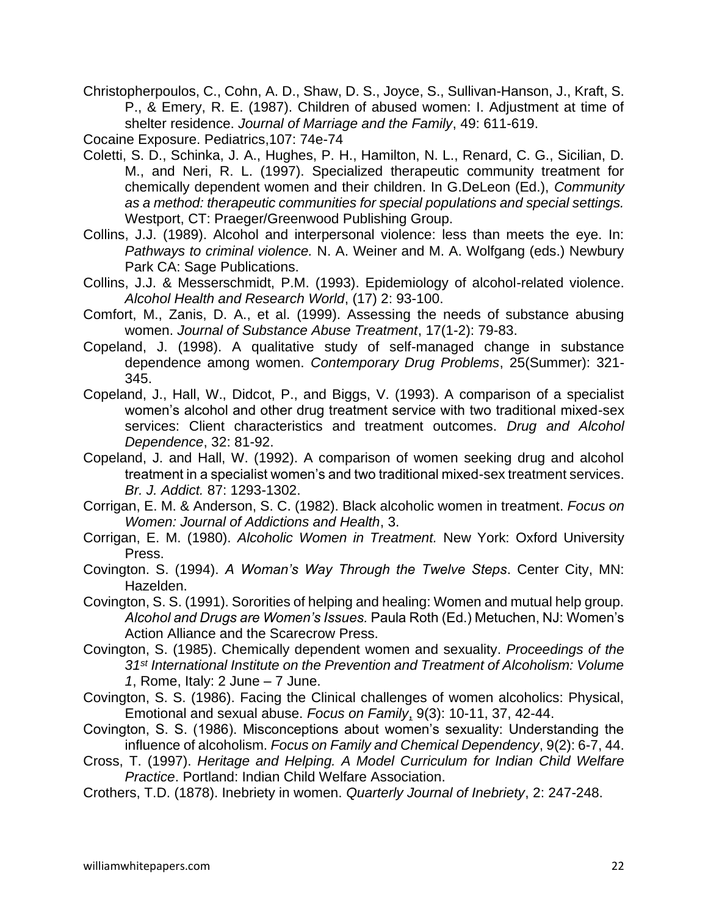Christopherpoulos, C., Cohn, A. D., Shaw, D. S., Joyce, S., Sullivan-Hanson, J., Kraft, S. P., & Emery, R. E. (1987). Children of abused women: I. Adjustment at time of shelter residence. *Journal of Marriage and the Family*, 49: 611-619.

Cocaine Exposure. Pediatrics,107: 74e-74

Coletti, S. D., Schinka, J. A., Hughes, P. H., Hamilton, N. L., Renard, C. G., Sicilian, D. M., and Neri, R. L. (1997). Specialized therapeutic community treatment for chemically dependent women and their children. In G.DeLeon (Ed.), *Community as a method: therapeutic communities for special populations and special settings.* Westport, CT: Praeger/Greenwood Publishing Group.

Collins, J.J. (1989). Alcohol and interpersonal violence: less than meets the eye. In: *Pathways to criminal violence.* N. A. Weiner and M. A. Wolfgang (eds.) Newbury Park CA: Sage Publications.

Collins, J.J. & Messerschmidt, P.M. (1993). Epidemiology of alcohol-related violence. *Alcohol Health and Research World*, (17) 2: 93-100.

Comfort, M., Zanis, D. A., et al. (1999). Assessing the needs of substance abusing women. *Journal of Substance Abuse Treatment*, 17(1-2): 79-83.

Copeland, J. (1998). A qualitative study of self-managed change in substance dependence among women. *Contemporary Drug Problems*, 25(Summer): 321-345.

Copeland, J., Hall, W., Didcot, P., and Biggs, V. (1993). A comparison of a specialist women's alcohol and other drug treatment service with two traditional mixed-sex services: Client characteristics and treatment outcomes. *Drug and Alcohol Dependence*, 32: 81-92.

Copeland, J. and Hall, W. (1992). A comparison of women seeking drug and alcohol treatment in a specialist women's and two traditional mixed-sex treatment services. *Br. J. Addict.* 87: 1293-1302.

Corrigan, E. M. & Anderson, S. C. (1982). Black alcoholic women in treatment. *Focus on Women: Journal of Addictions and Health*, 3.

Corrigan, E. M. (1980). *Alcoholic Women in Treatment.* New York: Oxford University Press.

Covington. S. (1994). *A Woman's Way Through the Twelve Steps*. Center City, MN: Hazelden.

Covington, S. S. (1991). Sororities of helping and healing: Women and mutual help group. *Alcohol and Drugs are Women's Issues.* Paula Roth (Ed.) Metuchen, NJ: Women's Action Alliance and the Scarecrow Press.

Covington, S. (1985). Chemically dependent women and sexuality. *Proceedings of the 31st International Institute on the Prevention and Treatment of Alcoholism: Volume 1*, Rome, Italy: 2 June – 7 June.

Covington, S. S. (1986). Facing the Clinical challenges of women alcoholics: Physical, Emotional and sexual abuse. *Focus on Family*, 9(3): 10-11, 37, 42-44.

Covington, S. S. (1986). Misconceptions about women's sexuality: Understanding the influence of alcoholism. *Focus on Family and Chemical Dependency*, 9(2): 6-7, 44.

Cross, T. (1997). *Heritage and Helping. A Model Curriculum for Indian Child Welfare Practice*. Portland: Indian Child Welfare Association.

Crothers, T.D. (1878). Inebriety in women. *Quarterly Journal of Inebriety*, 2: 247-248.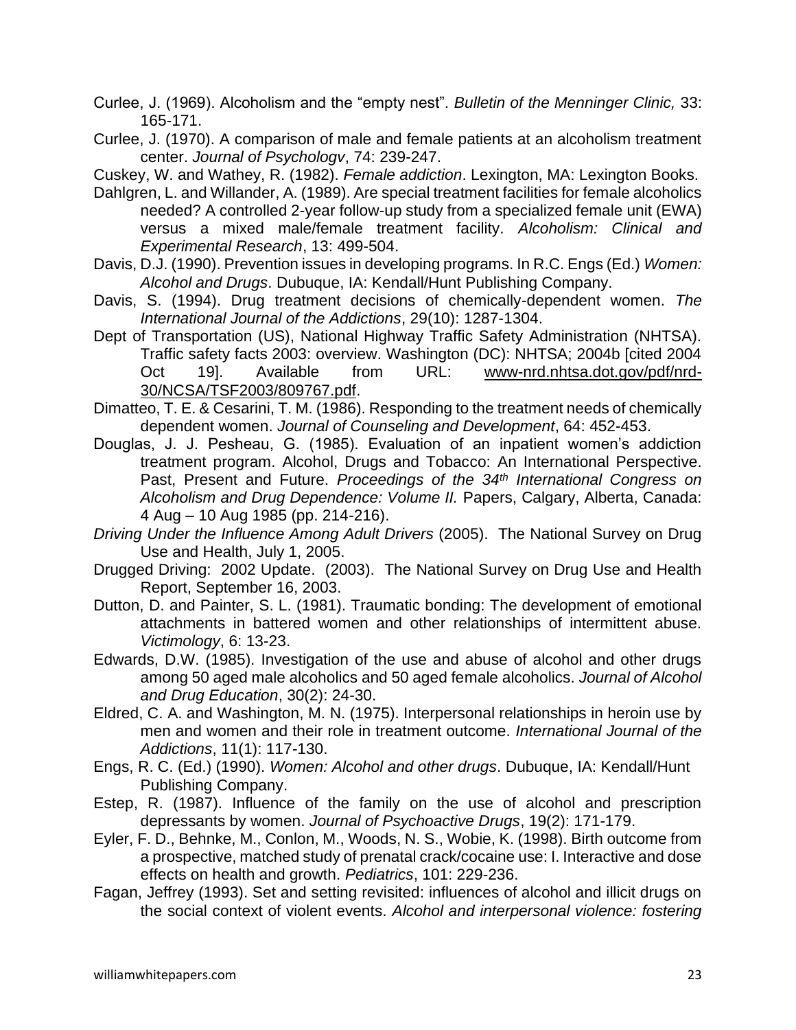Curlee, J. (1969). Alcoholism and the “empty nest”. *Bulletin of the Menninger Clinic,* 33: 165-171.

Curlee, J. (1970). A comparison of male and female patients at an alcoholism treatment center. *Journal of Psychologv*, 74: 239-247.

Cuskey, W. and Wathey, R. (1982). *Female addiction*. Lexington, MA: Lexington Books.

Dahlgren, L. and Willander, A. (1989). Are special treatment facilities for female alcoholics needed? A controlled 2-year follow-up study from a specialized female unit (EWA) versus a mixed male/female treatment facility. *Alcoholism: Clinical and Experimental Research*, 13: 499-504.

Davis, D.J. (1990). Prevention issues in developing programs. In R.C. Engs (Ed.) *Women: Alcohol and Drugs*. Dubuque, IA: Kendall/Hunt Publishing Company.

Davis, S. (1994). Drug treatment decisions of chemically-dependent women. *The International Journal of the Addictions*, 29(10): 1287-1304.

Dept of Transportation (US), National Highway Traffic Safety Administration (NHTSA). Traffic safety facts 2003: overview. Washington (DC): NHTSA; 2004b [cited 2004 Oct 19]. Available from URL: www-nrd.nhtsa.dot.gov/pdf/nrd-30/NCSA/TSF2003/809767.pdf.

Dimatteo, T. E. & Cesarini, T. M. (1986). Responding to the treatment needs of chemically dependent women. *Journal of Counseling and Development*, 64: 452-453.

Douglas, J. J. Pesheau, G. (1985). Evaluation of an inpatient women’s addiction treatment program. Alcohol, Drugs and Tobacco: An International Perspective. Past, Present and Future. *Proceedings of the 34th International Congress on Alcoholism and Drug Dependence: Volume II.* Papers, Calgary, Alberta, Canada: 4 Aug – 10 Aug 1985 (pp. 214-216).

*Driving Under the Influence Among Adult Drivers* (2005). The National Survey on Drug Use and Health, July 1, 2005.

Drugged Driving: 2002 Update. (2003). The National Survey on Drug Use and Health Report, September 16, 2003.

Dutton, D. and Painter, S. L. (1981). Traumatic bonding: The development of emotional attachments in battered women and other relationships of intermittent abuse. *Victimology*, 6: 13-23.

Edwards, D.W. (1985). Investigation of the use and abuse of alcohol and other drugs among 50 aged male alcoholics and 50 aged female alcoholics. *Journal of Alcohol and Drug Education*, 30(2): 24-30.

Eldred, C. A. and Washington, M. N. (1975). Interpersonal relationships in heroin use by men and women and their role in treatment outcome. *International Journal of the Addictions*, 11(1): 117-130.

Engs, R. C. (Ed.) (1990). *Women: Alcohol and other drugs*. Dubuque, IA: Kendall/Hunt Publishing Company.

Estep, R. (1987). Influence of the family on the use of alcohol and prescription depressants by women. *Journal of Psychoactive Drugs*, 19(2): 171-179.

Eyler, F. D., Behnke, M., Conlon, M., Woods, N. S., Wobie, K. (1998). Birth outcome from a prospective, matched study of prenatal crack/cocaine use: I. Interactive and dose effects on health and growth. *Pediatrics*, 101: 229-236.

Fagan, Jeffrey (1993). Set and setting revisited: influences of alcohol and illicit drugs on the social context of violent events. *Alcohol and interpersonal violence: fostering*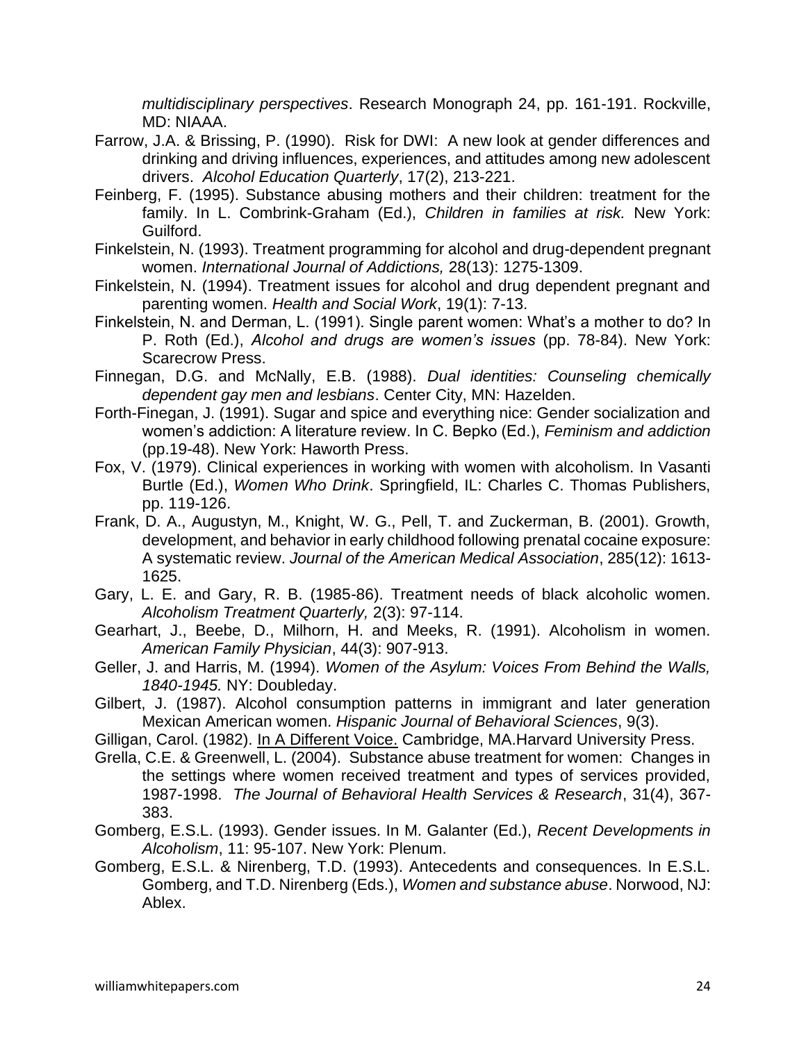*multidisciplinary perspectives*. Research Monograph 24, pp. 161-191. Rockville, MD: NIAAA.

Farrow, J.A. & Brissing, P. (1990). Risk for DWI: A new look at gender differences and drinking and driving influences, experiences, and attitudes among new adolescent drivers. *Alcohol Education Quarterly*, 17(2), 213-221.

Feinberg, F. (1995). Substance abusing mothers and their children: treatment for the family. In L. Combrink-Graham (Ed.), *Children in families at risk.* New York: Guilford.

Finkelstein, N. (1993). Treatment programming for alcohol and drug-dependent pregnant women. *International Journal of Addictions,* 28(13): 1275-1309.

Finkelstein, N. (1994). Treatment issues for alcohol and drug dependent pregnant and parenting women. *Health and Social Work*, 19(1): 7-13.

Finkelstein, N. and Derman, L. (1991). Single parent women: What's a mother to do? In P. Roth (Ed.), *Alcohol and drugs are women's issues* (pp. 78-84). New York: Scarecrow Press.

Finnegan, D.G. and McNally, E.B. (1988). *Dual identities: Counseling chemically dependent gay men and lesbians*. Center City, MN: Hazelden.

Forth-Finegan, J. (1991). Sugar and spice and everything nice: Gender socialization and women's addiction: A literature review. In C. Bepko (Ed.), *Feminism and addiction* (pp.19-48). New York: Haworth Press.

Fox, V. (1979). Clinical experiences in working with women with alcoholism. In Vasanti Burtle (Ed.), *Women Who Drink*. Springfield, IL: Charles C. Thomas Publishers, pp. 119-126.

Frank, D. A., Augustyn, M., Knight, W. G., Pell, T. and Zuckerman, B. (2001). Growth, development, and behavior in early childhood following prenatal cocaine exposure: A systematic review. *Journal of the American Medical Association*, 285(12): 1613-1625.

Gary, L. E. and Gary, R. B. (1985-86). Treatment needs of black alcoholic women. *Alcoholism Treatment Quarterly,* 2(3): 97-114.

Gearhart, J., Beebe, D., Milhorn, H. and Meeks, R. (1991). Alcoholism in women. *American Family Physician*, 44(3): 907-913.

Geller, J. and Harris, M. (1994). *Women of the Asylum: Voices From Behind the Walls, 1840-1945.* NY: Doubleday.

Gilbert, J. (1987). Alcohol consumption patterns in immigrant and later generation Mexican American women. *Hispanic Journal of Behavioral Sciences*, 9(3).

Gilligan, Carol. (1982). In A Different Voice. Cambridge, MA.Harvard University Press.

Grella, C.E. & Greenwell, L. (2004). Substance abuse treatment for women: Changes in the settings where women received treatment and types of services provided, 1987-1998. *The Journal of Behavioral Health Services & Research*, 31(4), 367-383.

Gomberg, E.S.L. (1993). Gender issues. In M. Galanter (Ed.), *Recent Developments in Alcoholism*, 11: 95-107. New York: Plenum.

Gomberg, E.S.L. & Nirenberg, T.D. (1993). Antecedents and consequences. In E.S.L. Gomberg, and T.D. Nirenberg (Eds.), *Women and substance abuse*. Norwood, NJ: Ablex.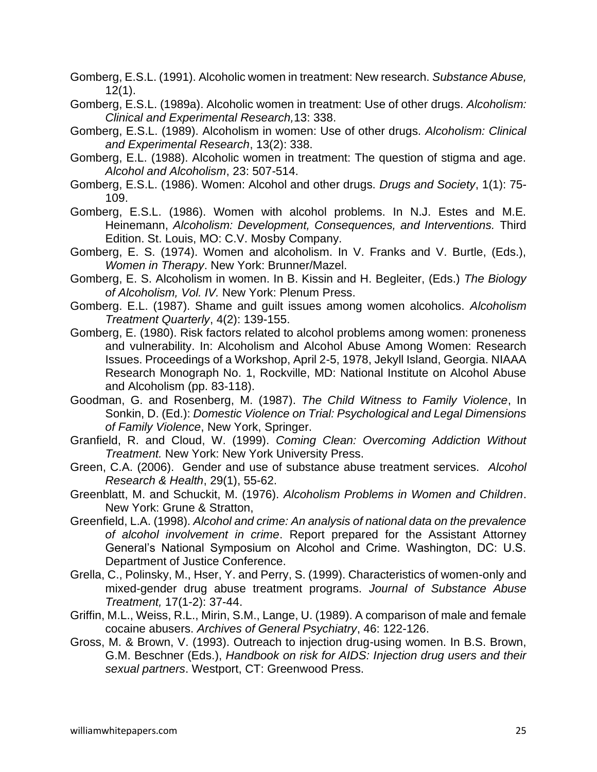Gomberg, E.S.L. (1991). Alcoholic women in treatment: New research. *Substance Abuse,* 12(1).

Gomberg, E.S.L. (1989a). Alcoholic women in treatment: Use of other drugs. *Alcoholism: Clinical and Experimental Research,*13: 338.

Gomberg, E.S.L. (1989). Alcoholism in women: Use of other drugs. *Alcoholism: Clinical and Experimental Research*, 13(2): 338.

Gomberg, E.L. (1988). Alcoholic women in treatment: The question of stigma and age. *Alcohol and Alcoholism*, 23: 507-514.

Gomberg, E.S.L. (1986). Women: Alcohol and other drugs. *Drugs and Society*, 1(1): 75-109.

Gomberg, E.S.L. (1986). Women with alcohol problems. In N.J. Estes and M.E. Heinemann, *Alcoholism: Development, Consequences, and Interventions.* Third Edition. St. Louis, MO: C.V. Mosby Company.

Gomberg, E. S. (1974). Women and alcoholism. In V. Franks and V. Burtle, (Eds.), *Women in Therapy*. New York: Brunner/Mazel.

Gomberg, E. S. Alcoholism in women. In B. Kissin and H. Begleiter, (Eds.) *The Biology of Alcoholism, Vol. IV.* New York: Plenum Press.

Gomberg. E.L. (1987). Shame and guilt issues among women alcoholics. *Alcoholism Treatment Quarterly*, 4(2): 139-155.

Gomberg, E. (1980). Risk factors related to alcohol problems among women: proneness and vulnerability. In: Alcoholism and Alcohol Abuse Among Women: Research Issues. Proceedings of a Workshop, April 2-5, 1978, Jekyll Island, Georgia. NIAAA Research Monograph No. 1, Rockville, MD: National Institute on Alcohol Abuse and Alcoholism (pp. 83-118).

Goodman, G. and Rosenberg, M. (1987). *The Child Witness to Family Violence*, In Sonkin, D. (Ed.): *Domestic Violence on Trial: Psychological and Legal Dimensions of Family Violence*, New York, Springer.

Granfield, R. and Cloud, W. (1999). *Coming Clean: Overcoming Addiction Without Treatment.* New York: New York University Press.

Green, C.A. (2006). Gender and use of substance abuse treatment services. *Alcohol Research & Health*, 29(1), 55-62.

Greenblatt, M. and Schuckit, M. (1976). *Alcoholism Problems in Women and Children*. New York: Grune & Stratton,

Greenfield, L.A. (1998). *Alcohol and crime: An analysis of national data on the prevalence of alcohol involvement in crime*. Report prepared for the Assistant Attorney General's National Symposium on Alcohol and Crime. Washington, DC: U.S. Department of Justice Conference.

Grella, C., Polinsky, M., Hser, Y. and Perry, S. (1999). Characteristics of women-only and mixed-gender drug abuse treatment programs. *Journal of Substance Abuse Treatment,* 17(1-2): 37-44.

Griffin, M.L., Weiss, R.L., Mirin, S.M., Lange, U. (1989). A comparison of male and female cocaine abusers. *Archives of General Psychiatry*, 46: 122-126.

Gross, M. & Brown, V. (1993). Outreach to injection drug-using women. In B.S. Brown, G.M. Beschner (Eds.), *Handbook on risk for AIDS: Injection drug users and their sexual partners*. Westport, CT: Greenwood Press.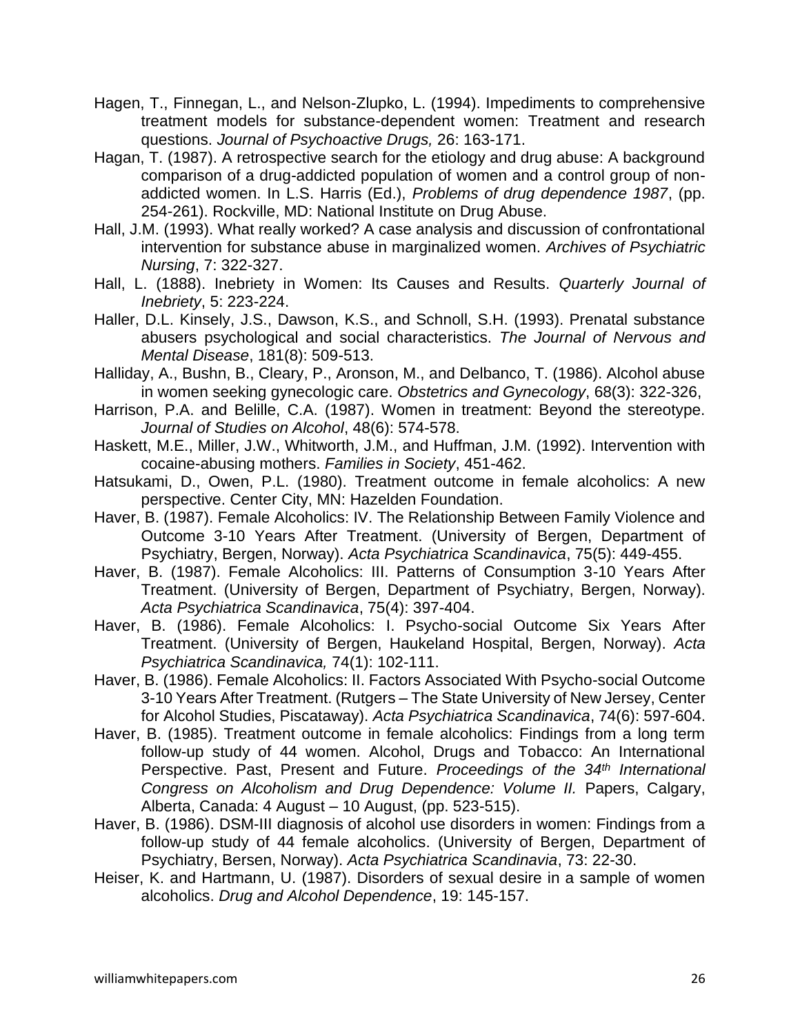Hagen, T., Finnegan, L., and Nelson-Zlupko, L. (1994). Impediments to comprehensive treatment models for substance-dependent women: Treatment and research questions. *Journal of Psychoactive Drugs,* 26: 163-171.

Hagan, T. (1987). A retrospective search for the etiology and drug abuse: A background comparison of a drug-addicted population of women and a control group of non-addicted women. In L.S. Harris (Ed.), *Problems of drug dependence 1987*, (pp. 254-261). Rockville, MD: National Institute on Drug Abuse.

Hall, J.M. (1993). What really worked? A case analysis and discussion of confrontational intervention for substance abuse in marginalized women. *Archives of Psychiatric Nursing*, 7: 322-327.

Hall, L. (1888). Inebriety in Women: Its Causes and Results. *Quarterly Journal of Inebriety*, 5: 223-224.

Haller, D.L. Kinsely, J.S., Dawson, K.S., and Schnoll, S.H. (1993). Prenatal substance abusers psychological and social characteristics. *The Journal of Nervous and Mental Disease*, 181(8): 509-513.

Halliday, A., Bushn, B., Cleary, P., Aronson, M., and Delbanco, T. (1986). Alcohol abuse in women seeking gynecologic care. *Obstetrics and Gynecology*, 68(3): 322-326,

Harrison, P.A. and Belille, C.A. (1987). Women in treatment: Beyond the stereotype. *Journal of Studies on Alcohol*, 48(6): 574-578.

Haskett, M.E., Miller, J.W., Whitworth, J.M., and Huffman, J.M. (1992). Intervention with cocaine-abusing mothers. *Families in Society*, 451-462.

Hatsukami, D., Owen, P.L. (1980). Treatment outcome in female alcoholics: A new perspective. Center City, MN: Hazelden Foundation.

Haver, B. (1987). Female Alcoholics: IV. The Relationship Between Family Violence and Outcome 3-10 Years After Treatment. (University of Bergen, Department of Psychiatry, Bergen, Norway). *Acta Psychiatrica Scandinavica*, 75(5): 449-455.

Haver, B. (1987). Female Alcoholics: III. Patterns of Consumption 3-10 Years After Treatment. (University of Bergen, Department of Psychiatry, Bergen, Norway). *Acta Psychiatrica Scandinavica*, 75(4): 397-404.

Haver, B. (1986). Female Alcoholics: I. Psycho-social Outcome Six Years After Treatment. (University of Bergen, Haukeland Hospital, Bergen, Norway). *Acta Psychiatrica Scandinavica,* 74(1): 102-111.

Haver, B. (1986). Female Alcoholics: II. Factors Associated With Psycho-social Outcome 3-10 Years After Treatment. (Rutgers – The State University of New Jersey, Center for Alcohol Studies, Piscataway). *Acta Psychiatrica Scandinavica*, 74(6): 597-604.

Haver, B. (1985). Treatment outcome in female alcoholics: Findings from a long term follow-up study of 44 women. Alcohol, Drugs and Tobacco: An International Perspective. Past, Present and Future. *Proceedings of the 34th International Congress on Alcoholism and Drug Dependence: Volume II.* Papers, Calgary, Alberta, Canada: 4 August – 10 August, (pp. 523-515).

Haver, B. (1986). DSM-III diagnosis of alcohol use disorders in women: Findings from a follow-up study of 44 female alcoholics. (University of Bergen, Department of Psychiatry, Bersen, Norway). *Acta Psychiatrica Scandinavia*, 73: 22-30.

Heiser, K. and Hartmann, U. (1987). Disorders of sexual desire in a sample of women alcoholics. *Drug and Alcohol Dependence*, 19: 145-157.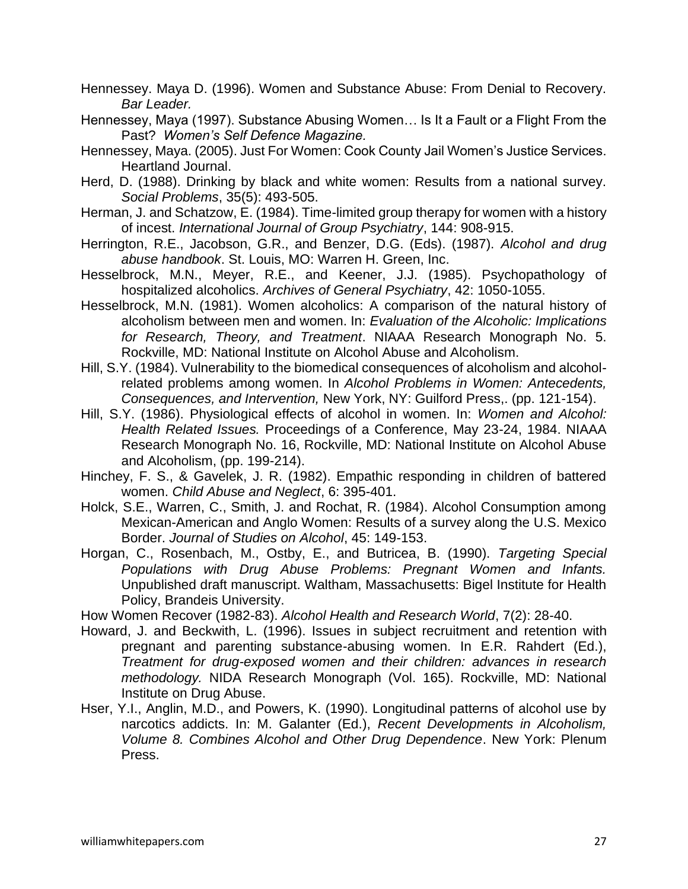Hennessey. Maya D. (1996). Women and Substance Abuse: From Denial to Recovery. *Bar Leader.*

Hennessey, Maya (1997). Substance Abusing Women… Is It a Fault or a Flight From the Past? *Women's Self Defence Magazine.*

Hennessey, Maya. (2005). Just For Women: Cook County Jail Women's Justice Services. Heartland Journal.

Herd, D. (1988). Drinking by black and white women: Results from a national survey. *Social Problems*, 35(5): 493-505.

Herman, J. and Schatzow, E. (1984). Time-limited group therapy for women with a history of incest. *International Journal of Group Psychiatry*, 144: 908-915.

Herrington, R.E., Jacobson, G.R., and Benzer, D.G. (Eds). (1987). *Alcohol and drug abuse handbook*. St. Louis, MO: Warren H. Green, Inc.

Hesselbrock, M.N., Meyer, R.E., and Keener, J.J. (1985). Psychopathology of hospitalized alcoholics. *Archives of General Psychiatry*, 42: 1050-1055.

Hesselbrock, M.N. (1981). Women alcoholics: A comparison of the natural history of alcoholism between men and women. In: *Evaluation of the Alcoholic: Implications for Research, Theory, and Treatment*. NIAAA Research Monograph No. 5. Rockville, MD: National Institute on Alcohol Abuse and Alcoholism.

Hill, S.Y. (1984). Vulnerability to the biomedical consequences of alcoholism and alcohol-related problems among women. In *Alcohol Problems in Women: Antecedents, Consequences, and Intervention,* New York, NY: Guilford Press,. (pp. 121-154).

Hill, S.Y. (1986). Physiological effects of alcohol in women. In: *Women and Alcohol: Health Related Issues.* Proceedings of a Conference, May 23-24, 1984. NIAAA Research Monograph No. 16, Rockville, MD: National Institute on Alcohol Abuse and Alcoholism, (pp. 199-214).

Hinchey, F. S., & Gavelek, J. R. (1982). Empathic responding in children of battered women. *Child Abuse and Neglect*, 6: 395-401.

Holck, S.E., Warren, C., Smith, J. and Rochat, R. (1984). Alcohol Consumption among Mexican-American and Anglo Women: Results of a survey along the U.S. Mexico Border. *Journal of Studies on Alcohol*, 45: 149-153.

Horgan, C., Rosenbach, M., Ostby, E., and Butricea, B. (1990). *Targeting Special Populations with Drug Abuse Problems: Pregnant Women and Infants.* Unpublished draft manuscript. Waltham, Massachusetts: Bigel Institute for Health Policy, Brandeis University.

How Women Recover (1982-83). *Alcohol Health and Research World*, 7(2): 28-40.

Howard, J. and Beckwith, L. (1996). Issues in subject recruitment and retention with pregnant and parenting substance-abusing women. In E.R. Rahdert (Ed.), *Treatment for drug-exposed women and their children: advances in research methodology.* NIDA Research Monograph (Vol. 165). Rockville, MD: National Institute on Drug Abuse.

Hser, Y.I., Anglin, M.D., and Powers, K. (1990). Longitudinal patterns of alcohol use by narcotics addicts. In: M. Galanter (Ed.), *Recent Developments in Alcoholism, Volume 8. Combines Alcohol and Other Drug Dependence*. New York: Plenum Press.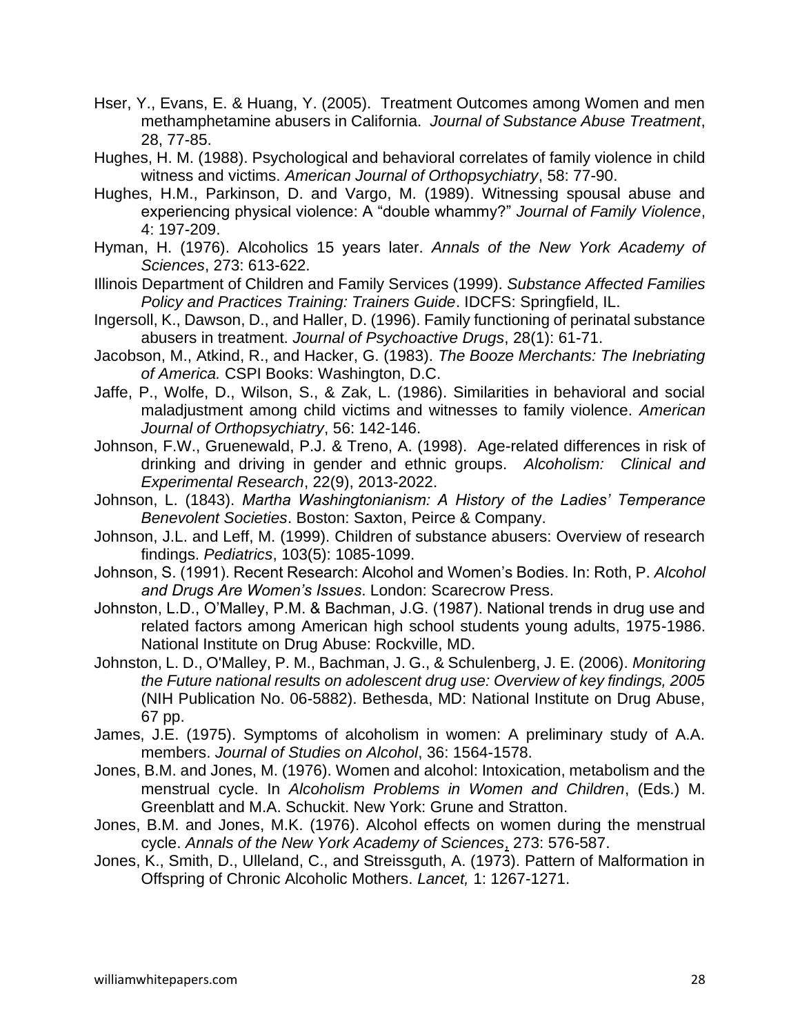Hser, Y., Evans, E. & Huang, Y. (2005). Treatment Outcomes among Women and men methamphetamine abusers in California. *Journal of Substance Abuse Treatment*, 28, 77-85.

Hughes, H. M. (1988). Psychological and behavioral correlates of family violence in child witness and victims. *American Journal of Orthopsychiatry*, 58: 77-90.

Hughes, H.M., Parkinson, D. and Vargo, M. (1989). Witnessing spousal abuse and experiencing physical violence: A "double whammy?" *Journal of Family Violence*, 4: 197-209.

Hyman, H. (1976). Alcoholics 15 years later. *Annals of the New York Academy of Sciences*, 273: 613-622.

Illinois Department of Children and Family Services (1999). *Substance Affected Families Policy and Practices Training: Trainers Guide*. IDCFS: Springfield, IL.

Ingersoll, K., Dawson, D., and Haller, D. (1996). Family functioning of perinatal substance abusers in treatment. *Journal of Psychoactive Drugs*, 28(1): 61-71.

Jacobson, M., Atkind, R., and Hacker, G. (1983). *The Booze Merchants: The Inebriating of America.* CSPI Books: Washington, D.C.

Jaffe, P., Wolfe, D., Wilson, S., & Zak, L. (1986). Similarities in behavioral and social maladjustment among child victims and witnesses to family violence. *American Journal of Orthopsychiatry*, 56: 142-146.

Johnson, F.W., Gruenewald, P.J. & Treno, A. (1998). Age-related differences in risk of drinking and driving in gender and ethnic groups. *Alcoholism: Clinical and Experimental Research*, 22(9), 2013-2022.

Johnson, L. (1843). *Martha Washingtonianism: A History of the Ladies' Temperance Benevolent Societies*. Boston: Saxton, Peirce & Company.

Johnson, J.L. and Leff, M. (1999). Children of substance abusers: Overview of research findings. *Pediatrics*, 103(5): 1085-1099.

Johnson, S. (1991). Recent Research: Alcohol and Women's Bodies. In: Roth, P. *Alcohol and Drugs Are Women's Issues*. London: Scarecrow Press.

Johnston, L.D., O'Malley, P.M. & Bachman, J.G. (1987). National trends in drug use and related factors among American high school students young adults, 1975-1986. National Institute on Drug Abuse: Rockville, MD.

Johnston, L. D., O'Malley, P. M., Bachman, J. G., & Schulenberg, J. E. (2006). *Monitoring the Future national results on adolescent drug use: Overview of key findings, 2005* (NIH Publication No. 06-5882). Bethesda, MD: National Institute on Drug Abuse, 67 pp.

James, J.E. (1975). Symptoms of alcoholism in women: A preliminary study of A.A. members. *Journal of Studies on Alcohol*, 36: 1564-1578.

Jones, B.M. and Jones, M. (1976). Women and alcohol: Intoxication, metabolism and the menstrual cycle. In *Alcoholism Problems in Women and Children*, (Eds.) M. Greenblatt and M.A. Schuckit. New York: Grune and Stratton.

Jones, B.M. and Jones, M.K. (1976). Alcohol effects on women during the menstrual cycle. *Annals of the New York Academy of Sciences*, 273: 576-587.

Jones, K., Smith, D., Ulleland, C., and Streissguth, A. (1973). Pattern of Malformation in Offspring of Chronic Alcoholic Mothers. *Lancet,* 1: 1267-1271.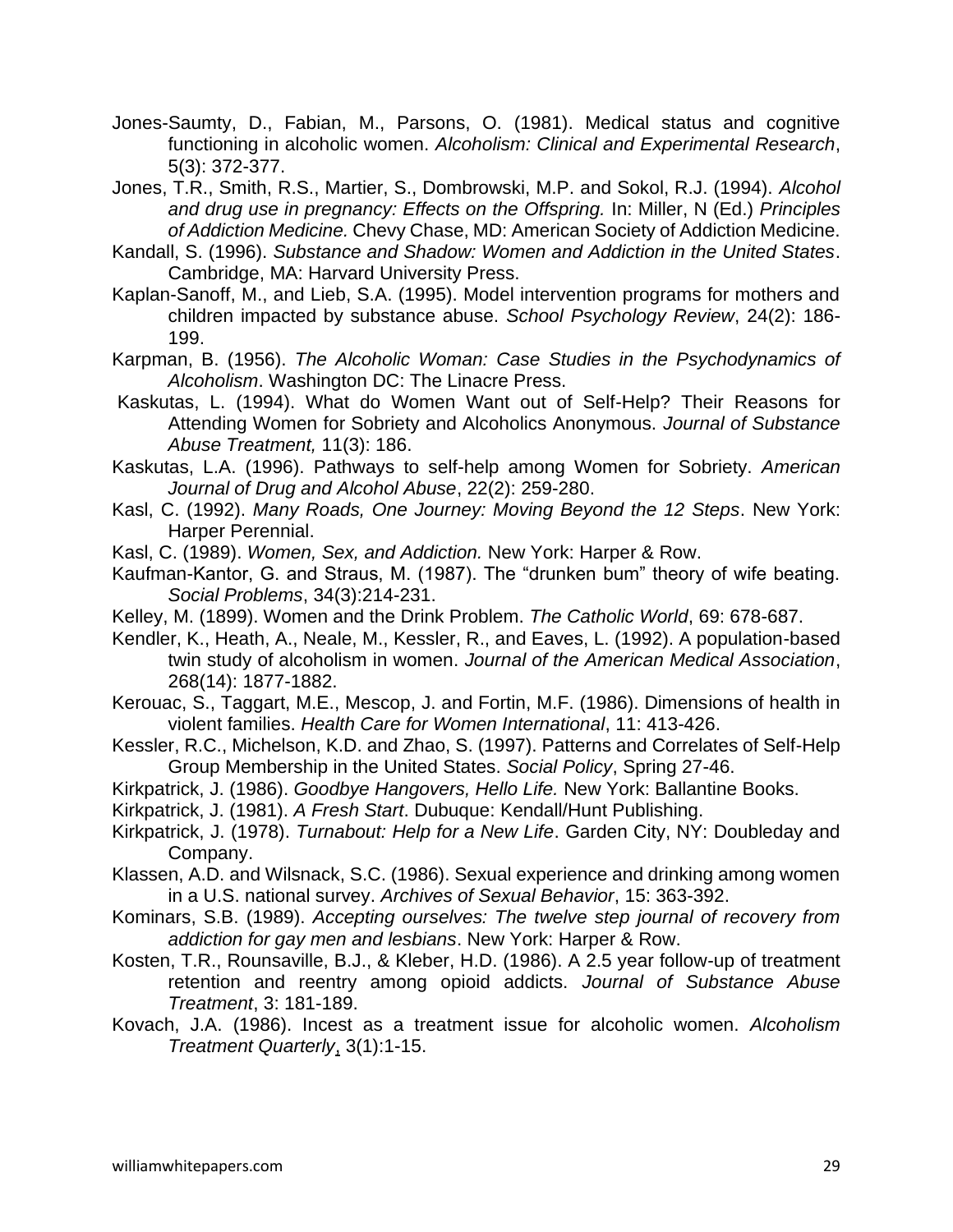Jones-Saumty, D., Fabian, M., Parsons, O. (1981). Medical status and cognitive functioning in alcoholic women. *Alcoholism: Clinical and Experimental Research*, 5(3): 372-377.

Jones, T.R., Smith, R.S., Martier, S., Dombrowski, M.P. and Sokol, R.J. (1994). *Alcohol and drug use in pregnancy: Effects on the Offspring.* In: Miller, N (Ed.) *Principles of Addiction Medicine.* Chevy Chase, MD: American Society of Addiction Medicine.

Kandall, S. (1996). *Substance and Shadow: Women and Addiction in the United States*. Cambridge, MA: Harvard University Press.

Kaplan-Sanoff, M., and Lieb, S.A. (1995). Model intervention programs for mothers and children impacted by substance abuse. *School Psychology Review*, 24(2): 186-199.

Karpman, B. (1956). *The Alcoholic Woman: Case Studies in the Psychodynamics of Alcoholism*. Washington DC: The Linacre Press.

Kaskutas, L. (1994). What do Women Want out of Self-Help? Their Reasons for Attending Women for Sobriety and Alcoholics Anonymous. *Journal of Substance Abuse Treatment,* 11(3): 186.

Kaskutas, L.A. (1996). Pathways to self-help among Women for Sobriety. *American Journal of Drug and Alcohol Abuse*, 22(2): 259-280.

Kasl, C. (1992). *Many Roads, One Journey: Moving Beyond the 12 Steps*. New York: Harper Perennial.

Kasl, C. (1989). *Women, Sex, and Addiction.* New York: Harper & Row.

Kaufman-Kantor, G. and Straus, M. (1987). The "drunken bum" theory of wife beating. *Social Problems*, 34(3):214-231.

Kelley, M. (1899). Women and the Drink Problem. *The Catholic World*, 69: 678-687.

Kendler, K., Heath, A., Neale, M., Kessler, R., and Eaves, L. (1992). A population-based twin study of alcoholism in women. *Journal of the American Medical Association*, 268(14): 1877-1882.

Kerouac, S., Taggart, M.E., Mescop, J. and Fortin, M.F. (1986). Dimensions of health in violent families. *Health Care for Women International*, 11: 413-426.

Kessler, R.C., Michelson, K.D. and Zhao, S. (1997). Patterns and Correlates of Self-Help Group Membership in the United States. *Social Policy*, Spring 27-46.

Kirkpatrick, J. (1986). *Goodbye Hangovers, Hello Life.* New York: Ballantine Books.

Kirkpatrick, J. (1981). *A Fresh Start*. Dubuque: Kendall/Hunt Publishing.

Kirkpatrick, J. (1978). *Turnabout: Help for a New Life*. Garden City, NY: Doubleday and Company.

Klassen, A.D. and Wilsnack, S.C. (1986). Sexual experience and drinking among women in a U.S. national survey. *Archives of Sexual Behavior*, 15: 363-392.

Kominars, S.B. (1989). *Accepting ourselves: The twelve step journal of recovery from addiction for gay men and lesbians*. New York: Harper & Row.

Kosten, T.R., Rounsaville, B.J., & Kleber, H.D. (1986). A 2.5 year follow-up of treatment retention and reentry among opioid addicts. *Journal of Substance Abuse Treatment*, 3: 181-189.

Kovach, J.A. (1986). Incest as a treatment issue for alcoholic women. *Alcoholism Treatment Quarterly*, 3(1):1-15.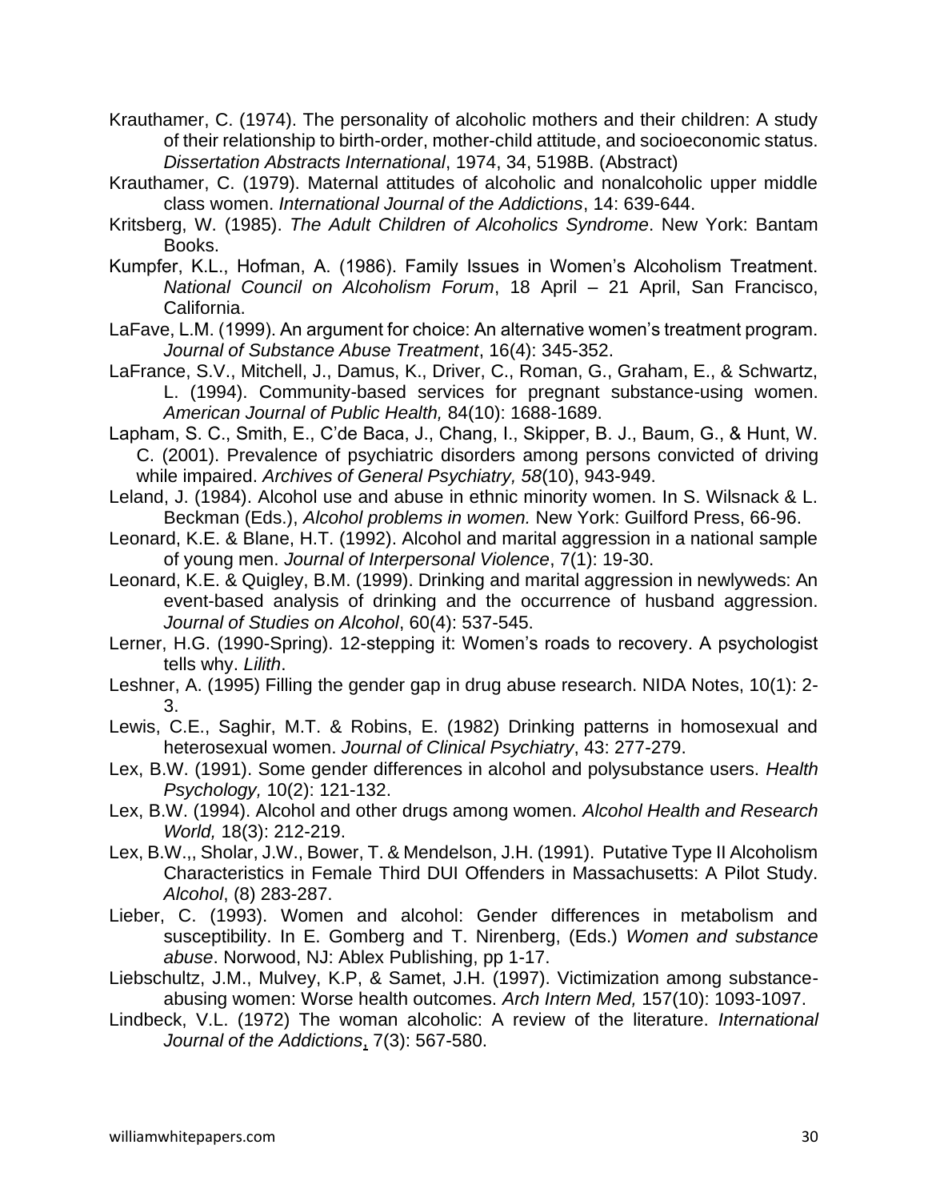Krauthamer, C. (1974). The personality of alcoholic mothers and their children: A study of their relationship to birth-order, mother-child attitude, and socioeconomic status. *Dissertation Abstracts International*, 1974, 34, 5198B. (Abstract)

Krauthamer, C. (1979). Maternal attitudes of alcoholic and nonalcoholic upper middle class women. *International Journal of the Addictions*, 14: 639-644.

Kritsberg, W. (1985). *The Adult Children of Alcoholics Syndrome*. New York: Bantam Books.

Kumpfer, K.L., Hofman, A. (1986). Family Issues in Women's Alcoholism Treatment. *National Council on Alcoholism Forum*, 18 April – 21 April, San Francisco, California.

LaFave, L.M. (1999). An argument for choice: An alternative women's treatment program. *Journal of Substance Abuse Treatment*, 16(4): 345-352.

LaFrance, S.V., Mitchell, J., Damus, K., Driver, C., Roman, G., Graham, E., & Schwartz, L. (1994). Community-based services for pregnant substance-using women. *American Journal of Public Health,* 84(10): 1688-1689.

Lapham, S. C., Smith, E., C'de Baca, J., Chang, I., Skipper, B. J., Baum, G., & Hunt, W. C. (2001). Prevalence of psychiatric disorders among persons convicted of driving while impaired. *Archives of General Psychiatry, 58*(10), 943-949.

Leland, J. (1984). Alcohol use and abuse in ethnic minority women. In S. Wilsnack & L. Beckman (Eds.), *Alcohol problems in women.* New York: Guilford Press, 66-96.

Leonard, K.E. & Blane, H.T. (1992). Alcohol and marital aggression in a national sample of young men. *Journal of Interpersonal Violence*, 7(1): 19-30.

Leonard, K.E. & Quigley, B.M. (1999). Drinking and marital aggression in newlyweds: An event-based analysis of drinking and the occurrence of husband aggression. *Journal of Studies on Alcohol*, 60(4): 537-545.

Lerner, H.G. (1990-Spring). 12-stepping it: Women's roads to recovery. A psychologist tells why. *Lilith*.

Leshner, A. (1995) Filling the gender gap in drug abuse research. NIDA Notes, 10(1): 2-3.

Lewis, C.E., Saghir, M.T. & Robins, E. (1982) Drinking patterns in homosexual and heterosexual women. *Journal of Clinical Psychiatry*, 43: 277-279.

Lex, B.W. (1991). Some gender differences in alcohol and polysubstance users. *Health Psychology,* 10(2): 121-132.

Lex, B.W. (1994). Alcohol and other drugs among women. *Alcohol Health and Research World,* 18(3): 212-219.

Lex, B.W.,, Sholar, J.W., Bower, T. & Mendelson, J.H. (1991). Putative Type II Alcoholism Characteristics in Female Third DUI Offenders in Massachusetts: A Pilot Study. *Alcohol*, (8) 283-287.

Lieber, C. (1993). Women and alcohol: Gender differences in metabolism and susceptibility. In E. Gomberg and T. Nirenberg, (Eds.) *Women and substance abuse*. Norwood, NJ: Ablex Publishing, pp 1-17.

Liebschultz, J.M., Mulvey, K.P, & Samet, J.H. (1997). Victimization among substance-abusing women: Worse health outcomes. *Arch Intern Med,* 157(10): 1093-1097.

Lindbeck, V.L. (1972) The woman alcoholic: A review of the literature. *International Journal of the Addictions*, 7(3): 567-580.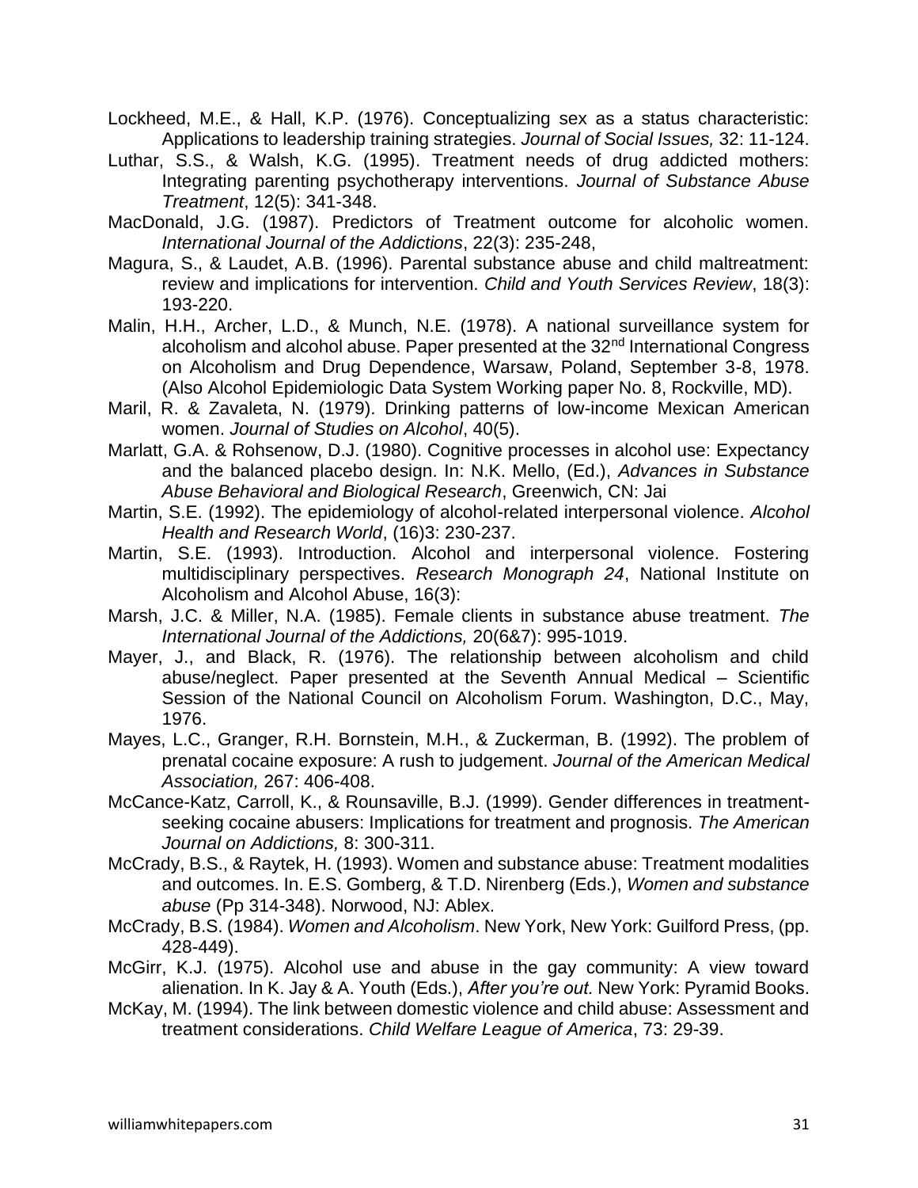Lockheed, M.E., & Hall, K.P. (1976). Conceptualizing sex as a status characteristic: Applications to leadership training strategies. *Journal of Social Issues,* 32: 11-124.

Luthar, S.S., & Walsh, K.G. (1995). Treatment needs of drug addicted mothers: Integrating parenting psychotherapy interventions. *Journal of Substance Abuse Treatment*, 12(5): 341-348.

MacDonald, J.G. (1987). Predictors of Treatment outcome for alcoholic women. *International Journal of the Addictions*, 22(3): 235-248,

Magura, S., & Laudet, A.B. (1996). Parental substance abuse and child maltreatment: review and implications for intervention. *Child and Youth Services Review*, 18(3): 193-220.

Malin, H.H., Archer, L.D., & Munch, N.E. (1978). A national surveillance system for alcoholism and alcohol abuse. Paper presented at the 32nd International Congress on Alcoholism and Drug Dependence, Warsaw, Poland, September 3-8, 1978. (Also Alcohol Epidemiologic Data System Working paper No. 8, Rockville, MD).

Maril, R. & Zavaleta, N. (1979). Drinking patterns of low-income Mexican American women. *Journal of Studies on Alcohol*, 40(5).

Marlatt, G.A. & Rohsenow, D.J. (1980). Cognitive processes in alcohol use: Expectancy and the balanced placebo design. In: N.K. Mello, (Ed.), *Advances in Substance Abuse Behavioral and Biological Research*, Greenwich, CN: Jai

Martin, S.E. (1992). The epidemiology of alcohol-related interpersonal violence. *Alcohol Health and Research World*, (16)3: 230-237.

Martin, S.E. (1993). Introduction. Alcohol and interpersonal violence. Fostering multidisciplinary perspectives. *Research Monograph 24*, National Institute on Alcoholism and Alcohol Abuse, 16(3):

Marsh, J.C. & Miller, N.A. (1985). Female clients in substance abuse treatment. *The International Journal of the Addictions,* 20(6&7): 995-1019.

Mayer, J., and Black, R. (1976). The relationship between alcoholism and child abuse/neglect. Paper presented at the Seventh Annual Medical – Scientific Session of the National Council on Alcoholism Forum. Washington, D.C., May, 1976.

Mayes, L.C., Granger, R.H. Bornstein, M.H., & Zuckerman, B. (1992). The problem of prenatal cocaine exposure: A rush to judgement. *Journal of the American Medical Association,* 267: 406-408.

McCance-Katz, Carroll, K., & Rounsaville, B.J. (1999). Gender differences in treatment-seeking cocaine abusers: Implications for treatment and prognosis. *The American Journal on Addictions,* 8: 300-311.

McCrady, B.S., & Raytek, H. (1993). Women and substance abuse: Treatment modalities and outcomes. In. E.S. Gomberg, & T.D. Nirenberg (Eds.), *Women and substance abuse* (Pp 314-348). Norwood, NJ: Ablex.

McCrady, B.S. (1984). *Women and Alcoholism*. New York, New York: Guilford Press, (pp. 428-449).

McGirr, K.J. (1975). Alcohol use and abuse in the gay community: A view toward alienation. In K. Jay & A. Youth (Eds.), *After you're out.* New York: Pyramid Books.

McKay, M. (1994). The link between domestic violence and child abuse: Assessment and treatment considerations. *Child Welfare League of America*, 73: 29-39.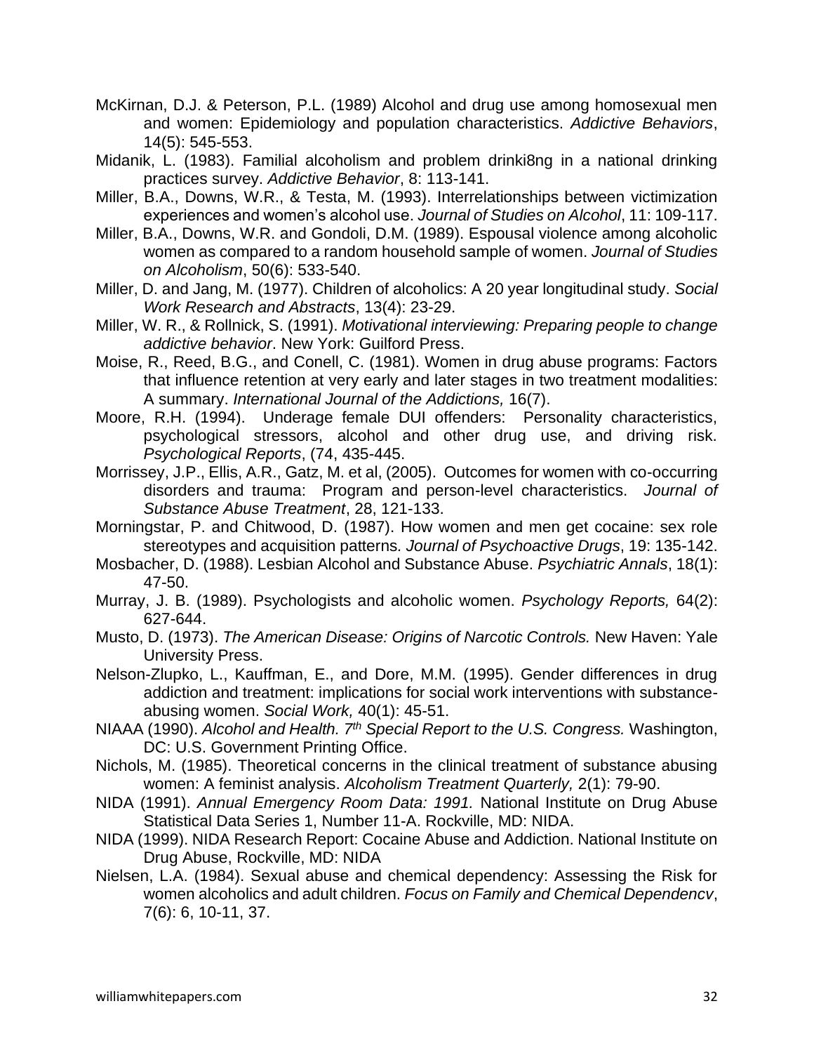McKirnan, D.J. & Peterson, P.L. (1989) Alcohol and drug use among homosexual men and women: Epidemiology and population characteristics. *Addictive Behaviors*, 14(5): 545-553.

Midanik, L. (1983). Familial alcoholism and problem drinki8ng in a national drinking practices survey. *Addictive Behavior*, 8: 113-141.

Miller, B.A., Downs, W.R., & Testa, M. (1993). Interrelationships between victimization experiences and women's alcohol use. *Journal of Studies on Alcohol*, 11: 109-117.

Miller, B.A., Downs, W.R. and Gondoli, D.M. (1989). Espousal violence among alcoholic women as compared to a random household sample of women. *Journal of Studies on Alcoholism*, 50(6): 533-540.

Miller, D. and Jang, M. (1977). Children of alcoholics: A 20 year longitudinal study. *Social Work Research and Abstracts*, 13(4): 23-29.

Miller, W. R., & Rollnick, S. (1991). *Motivational interviewing: Preparing people to change addictive behavior*. New York: Guilford Press.

Moise, R., Reed, B.G., and Conell, C. (1981). Women in drug abuse programs: Factors that influence retention at very early and later stages in two treatment modalities: A summary. *International Journal of the Addictions,* 16(7).

Moore, R.H. (1994). Underage female DUI offenders: Personality characteristics, psychological stressors, alcohol and other drug use, and driving risk. *Psychological Reports*, (74, 435-445.

Morrissey, J.P., Ellis, A.R., Gatz, M. et al, (2005). Outcomes for women with co-occurring disorders and trauma: Program and person-level characteristics. *Journal of Substance Abuse Treatment*, 28, 121-133.

Morningstar, P. and Chitwood, D. (1987). How women and men get cocaine: sex role stereotypes and acquisition patterns. *Journal of Psychoactive Drugs*, 19: 135-142.

Mosbacher, D. (1988). Lesbian Alcohol and Substance Abuse. *Psychiatric Annals*, 18(1): 47-50.

Murray, J. B. (1989). Psychologists and alcoholic women. *Psychology Reports,* 64(2): 627-644.

Musto, D. (1973). *The American Disease: Origins of Narcotic Controls.* New Haven: Yale University Press.

Nelson-Zlupko, L., Kauffman, E., and Dore, M.M. (1995). Gender differences in drug addiction and treatment: implications for social work interventions with substance-abusing women. *Social Work,* 40(1): 45-51.

NIAAA (1990). *Alcohol and Health. 7th Special Report to the U.S. Congress.* Washington, DC: U.S. Government Printing Office.

Nichols, M. (1985). Theoretical concerns in the clinical treatment of substance abusing women: A feminist analysis. *Alcoholism Treatment Quarterly,* 2(1): 79-90.

NIDA (1991). *Annual Emergency Room Data: 1991.* National Institute on Drug Abuse Statistical Data Series 1, Number 11-A. Rockville, MD: NIDA.

NIDA (1999). NIDA Research Report: Cocaine Abuse and Addiction. National Institute on Drug Abuse, Rockville, MD: NIDA

Nielsen, L.A. (1984). Sexual abuse and chemical dependency: Assessing the Risk for women alcoholics and adult children. *Focus on Family and Chemical Dependencv*, 7(6): 6, 10-11, 37.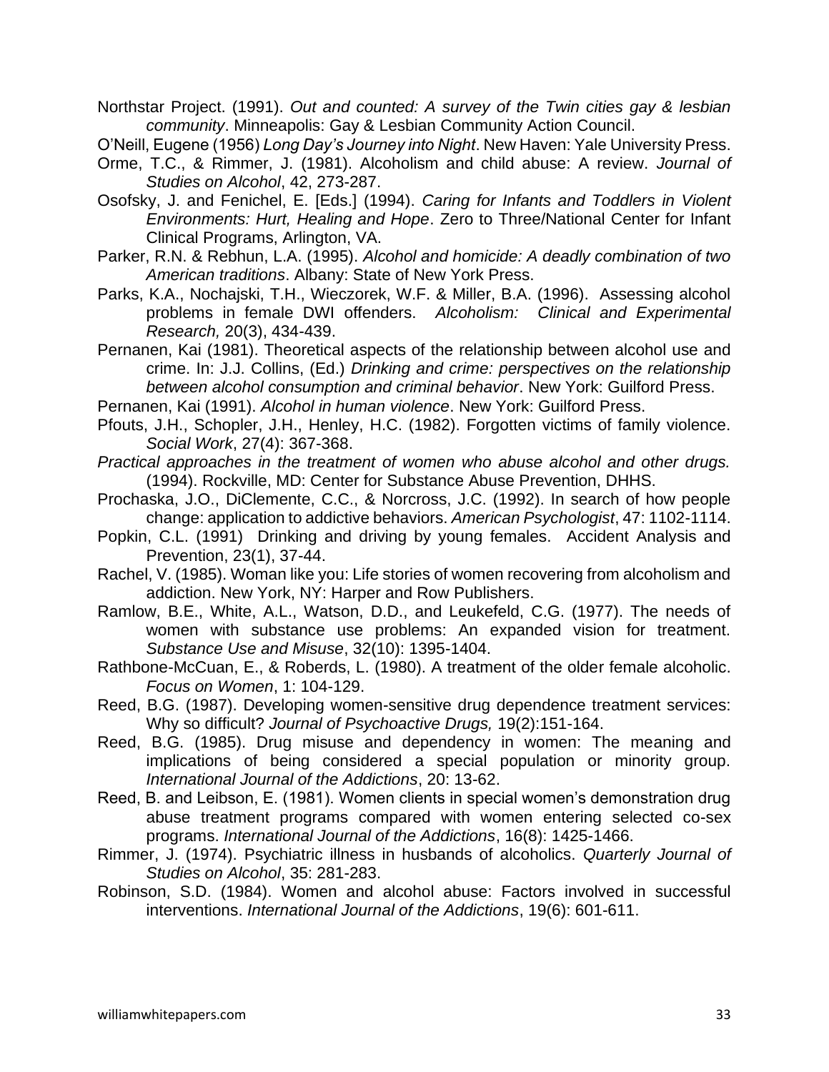Northstar Project. (1991). *Out and counted: A survey of the Twin cities gay & lesbian community*. Minneapolis: Gay & Lesbian Community Action Council.

O'Neill, Eugene (1956) *Long Day's Journey into Night*. New Haven: Yale University Press.

Orme, T.C., & Rimmer, J. (1981). Alcoholism and child abuse: A review. *Journal of Studies on Alcohol*, 42, 273-287.

Osofsky, J. and Fenichel, E. [Eds.] (1994). *Caring for Infants and Toddlers in Violent Environments: Hurt, Healing and Hope*. Zero to Three/National Center for Infant Clinical Programs, Arlington, VA.

Parker, R.N. & Rebhun, L.A. (1995). *Alcohol and homicide: A deadly combination of two American traditions*. Albany: State of New York Press.

Parks, K.A., Nochajski, T.H., Wieczorek, W.F. & Miller, B.A. (1996). Assessing alcohol problems in female DWI offenders. *Alcoholism: Clinical and Experimental Research,* 20(3), 434-439.

Pernanen, Kai (1981). Theoretical aspects of the relationship between alcohol use and crime. In: J.J. Collins, (Ed.) *Drinking and crime: perspectives on the relationship between alcohol consumption and criminal behavior*. New York: Guilford Press.

Pernanen, Kai (1991). *Alcohol in human violence*. New York: Guilford Press.

Pfouts, J.H., Schopler, J.H., Henley, H.C. (1982). Forgotten victims of family violence. *Social Work*, 27(4): 367-368.

*Practical approaches in the treatment of women who abuse alcohol and other drugs.* (1994). Rockville, MD: Center for Substance Abuse Prevention, DHHS.

Prochaska, J.O., DiClemente, C.C., & Norcross, J.C. (1992). In search of how people change: application to addictive behaviors. *American Psychologist*, 47: 1102-1114.

Popkin, C.L. (1991) Drinking and driving by young females. Accident Analysis and Prevention, 23(1), 37-44.

Rachel, V. (1985). Woman like you: Life stories of women recovering from alcoholism and addiction. New York, NY: Harper and Row Publishers.

Ramlow, B.E., White, A.L., Watson, D.D., and Leukefeld, C.G. (1977). The needs of women with substance use problems: An expanded vision for treatment. *Substance Use and Misuse*, 32(10): 1395-1404.

Rathbone-McCuan, E., & Roberds, L. (1980). A treatment of the older female alcoholic. *Focus on Women*, 1: 104-129.

Reed, B.G. (1987). Developing women-sensitive drug dependence treatment services: Why so difficult? *Journal of Psychoactive Drugs,* 19(2):151-164.

Reed, B.G. (1985). Drug misuse and dependency in women: The meaning and implications of being considered a special population or minority group. *International Journal of the Addictions*, 20: 13-62.

Reed, B. and Leibson, E. (1981). Women clients in special women's demonstration drug abuse treatment programs compared with women entering selected co-sex programs. *International Journal of the Addictions*, 16(8): 1425-1466.

Rimmer, J. (1974). Psychiatric illness in husbands of alcoholics. *Quarterly Journal of Studies on Alcohol*, 35: 281-283.

Robinson, S.D. (1984). Women and alcohol abuse: Factors involved in successful interventions. *International Journal of the Addictions*, 19(6): 601-611.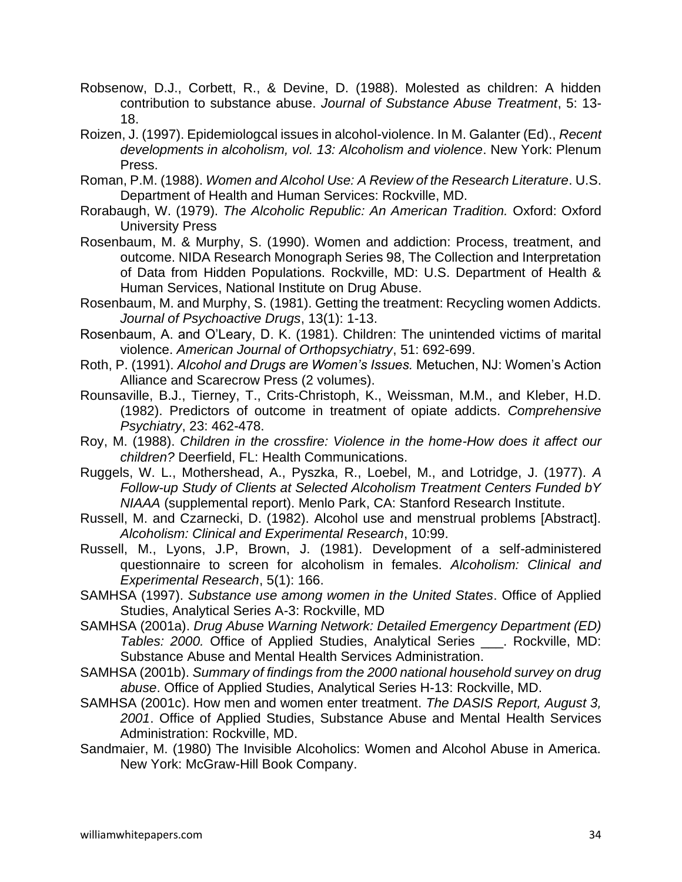Robsenow, D.J., Corbett, R., & Devine, D. (1988). Molested as children: A hidden contribution to substance abuse. *Journal of Substance Abuse Treatment*, 5: 13-18.

Roizen, J. (1997). Epidemiologcal issues in alcohol-violence. In M. Galanter (Ed)., *Recent developments in alcoholism, vol. 13: Alcoholism and violence*. New York: Plenum Press.

Roman, P.M. (1988). *Women and Alcohol Use: A Review of the Research Literature*. U.S. Department of Health and Human Services: Rockville, MD.

Rorabaugh, W. (1979). *The Alcoholic Republic: An American Tradition.* Oxford: Oxford University Press

Rosenbaum, M. & Murphy, S. (1990). Women and addiction: Process, treatment, and outcome. NIDA Research Monograph Series 98, The Collection and Interpretation of Data from Hidden Populations. Rockville, MD: U.S. Department of Health & Human Services, National Institute on Drug Abuse.

Rosenbaum, M. and Murphy, S. (1981). Getting the treatment: Recycling women Addicts. *Journal of Psychoactive Drugs*, 13(1): 1-13.

Rosenbaum, A. and O'Leary, D. K. (1981). Children: The unintended victims of marital violence. *American Journal of Orthopsychiatry*, 51: 692-699.

Roth, P. (1991). *Alcohol and Drugs are Women's Issues.* Metuchen, NJ: Women's Action Alliance and Scarecrow Press (2 volumes).

Rounsaville, B.J., Tierney, T., Crits-Christoph, K., Weissman, M.M., and Kleber, H.D. (1982). Predictors of outcome in treatment of opiate addicts. *Comprehensive Psychiatry*, 23: 462-478.

Roy, M. (1988). *Children in the crossfire: Violence in the home-How does it affect our children?* Deerfield, FL: Health Communications.

Ruggels, W. L., Mothershead, A., Pyszka, R., Loebel, M., and Lotridge, J. (1977). *A Follow-up Study of Clients at Selected Alcoholism Treatment Centers Funded bY NIAAA* (supplemental report). Menlo Park, CA: Stanford Research Institute.

Russell, M. and Czarnecki, D. (1982). Alcohol use and menstrual problems [Abstract]. *Alcoholism: Clinical and Experimental Research*, 10:99.

Russell, M., Lyons, J.P, Brown, J. (1981). Development of a self-administered questionnaire to screen for alcoholism in females. *Alcoholism: Clinical and Experimental Research*, 5(1): 166.

SAMHSA (1997). *Substance use among women in the United States*. Office of Applied Studies, Analytical Series A-3: Rockville, MD

SAMHSA (2001a). *Drug Abuse Warning Network: Detailed Emergency Department (ED) Tables: 2000.* Office of Applied Studies, Analytical Series ___. Rockville, MD: Substance Abuse and Mental Health Services Administration.

SAMHSA (2001b). *Summary of findings from the 2000 national household survey on drug abuse*. Office of Applied Studies, Analytical Series H-13: Rockville, MD.

SAMHSA (2001c). How men and women enter treatment. *The DASIS Report, August 3, 2001*. Office of Applied Studies, Substance Abuse and Mental Health Services Administration: Rockville, MD.

Sandmaier, M. (1980) The Invisible Alcoholics: Women and Alcohol Abuse in America. New York: McGraw-Hill Book Company.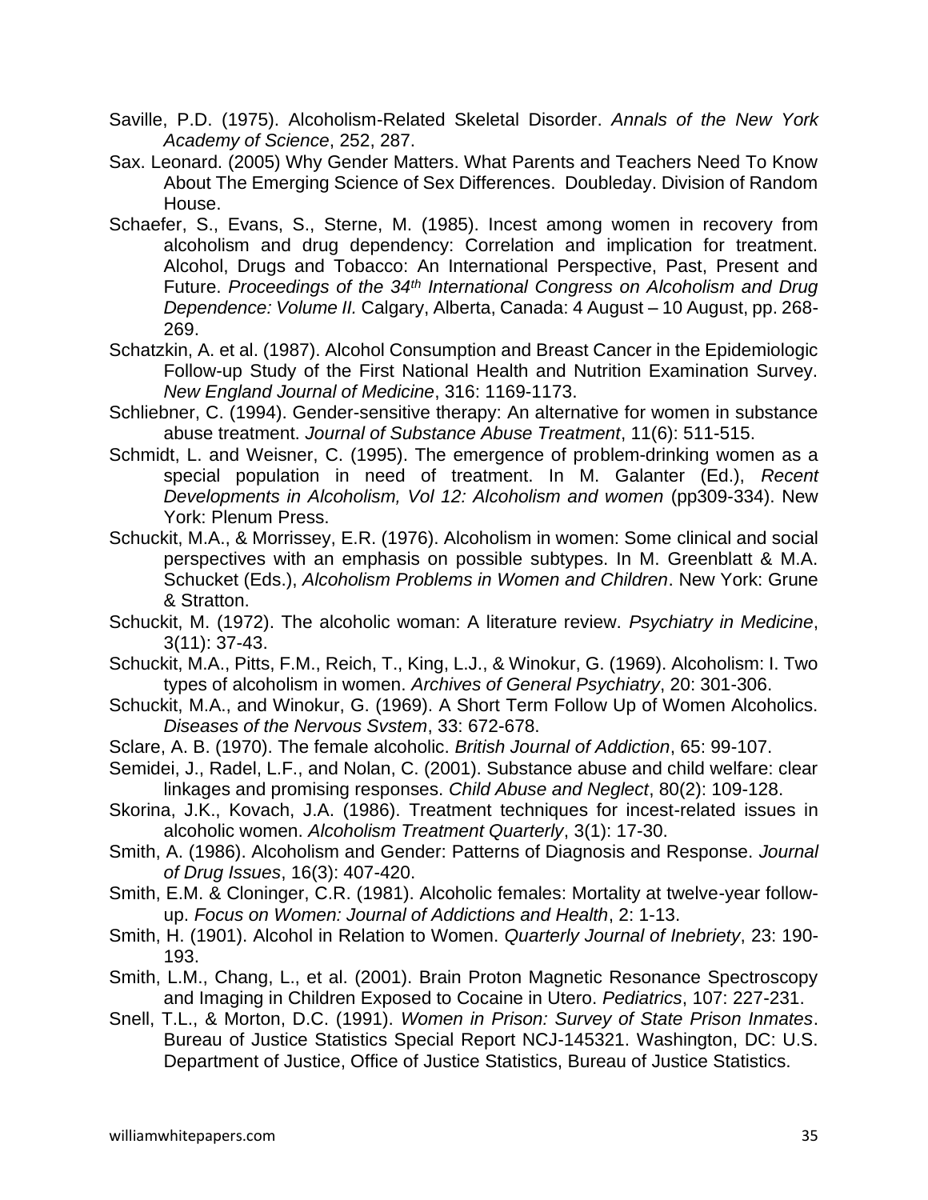Saville, P.D. (1975). Alcoholism-Related Skeletal Disorder. *Annals of the New York Academy of Science*, 252, 287.

Sax. Leonard. (2005) Why Gender Matters. What Parents and Teachers Need To Know About The Emerging Science of Sex Differences. Doubleday. Division of Random House.

Schaefer, S., Evans, S., Sterne, M. (1985). Incest among women in recovery from alcoholism and drug dependency: Correlation and implication for treatment. Alcohol, Drugs and Tobacco: An International Perspective, Past, Present and Future. *Proceedings of the 34th International Congress on Alcoholism and Drug Dependence: Volume II.* Calgary, Alberta, Canada: 4 August – 10 August, pp. 268-269.

Schatzkin, A. et al. (1987). Alcohol Consumption and Breast Cancer in the Epidemiologic Follow-up Study of the First National Health and Nutrition Examination Survey. *New England Journal of Medicine*, 316: 1169-1173.

Schliebner, C. (1994). Gender-sensitive therapy: An alternative for women in substance abuse treatment. *Journal of Substance Abuse Treatment*, 11(6): 511-515.

Schmidt, L. and Weisner, C. (1995). The emergence of problem-drinking women as a special population in need of treatment. In M. Galanter (Ed.), *Recent Developments in Alcoholism, Vol 12: Alcoholism and women* (pp309-334). New York: Plenum Press.

Schuckit, M.A., & Morrissey, E.R. (1976). Alcoholism in women: Some clinical and social perspectives with an emphasis on possible subtypes. In M. Greenblatt & M.A. Schucket (Eds.), *Alcoholism Problems in Women and Children*. New York: Grune & Stratton.

Schuckit, M. (1972). The alcoholic woman: A literature review. *Psychiatry in Medicine*, 3(11): 37-43.

Schuckit, M.A., Pitts, F.M., Reich, T., King, L.J., & Winokur, G. (1969). Alcoholism: I. Two types of alcoholism in women. *Archives of General Psychiatry*, 20: 301-306.

Schuckit, M.A., and Winokur, G. (1969). A Short Term Follow Up of Women Alcoholics. *Diseases of the Nervous Svstem*, 33: 672-678.

Sclare, A. B. (1970). The female alcoholic. *British Journal of Addiction*, 65: 99-107.

Semidei, J., Radel, L.F., and Nolan, C. (2001). Substance abuse and child welfare: clear linkages and promising responses. *Child Abuse and Neglect*, 80(2): 109-128.

Skorina, J.K., Kovach, J.A. (1986). Treatment techniques for incest-related issues in alcoholic women. *Alcoholism Treatment Quarterly*, 3(1): 17-30.

Smith, A. (1986). Alcoholism and Gender: Patterns of Diagnosis and Response. *Journal of Drug Issues*, 16(3): 407-420.

Smith, E.M. & Cloninger, C.R. (1981). Alcoholic females: Mortality at twelve-year follow-up. *Focus on Women: Journal of Addictions and Health*, 2: 1-13.

Smith, H. (1901). Alcohol in Relation to Women. *Quarterly Journal of Inebriety*, 23: 190-193.

Smith, L.M., Chang, L., et al. (2001). Brain Proton Magnetic Resonance Spectroscopy and Imaging in Children Exposed to Cocaine in Utero. *Pediatrics*, 107: 227-231.

Snell, T.L., & Morton, D.C. (1991). *Women in Prison: Survey of State Prison Inmates*. Bureau of Justice Statistics Special Report NCJ-145321. Washington, DC: U.S. Department of Justice, Office of Justice Statistics, Bureau of Justice Statistics.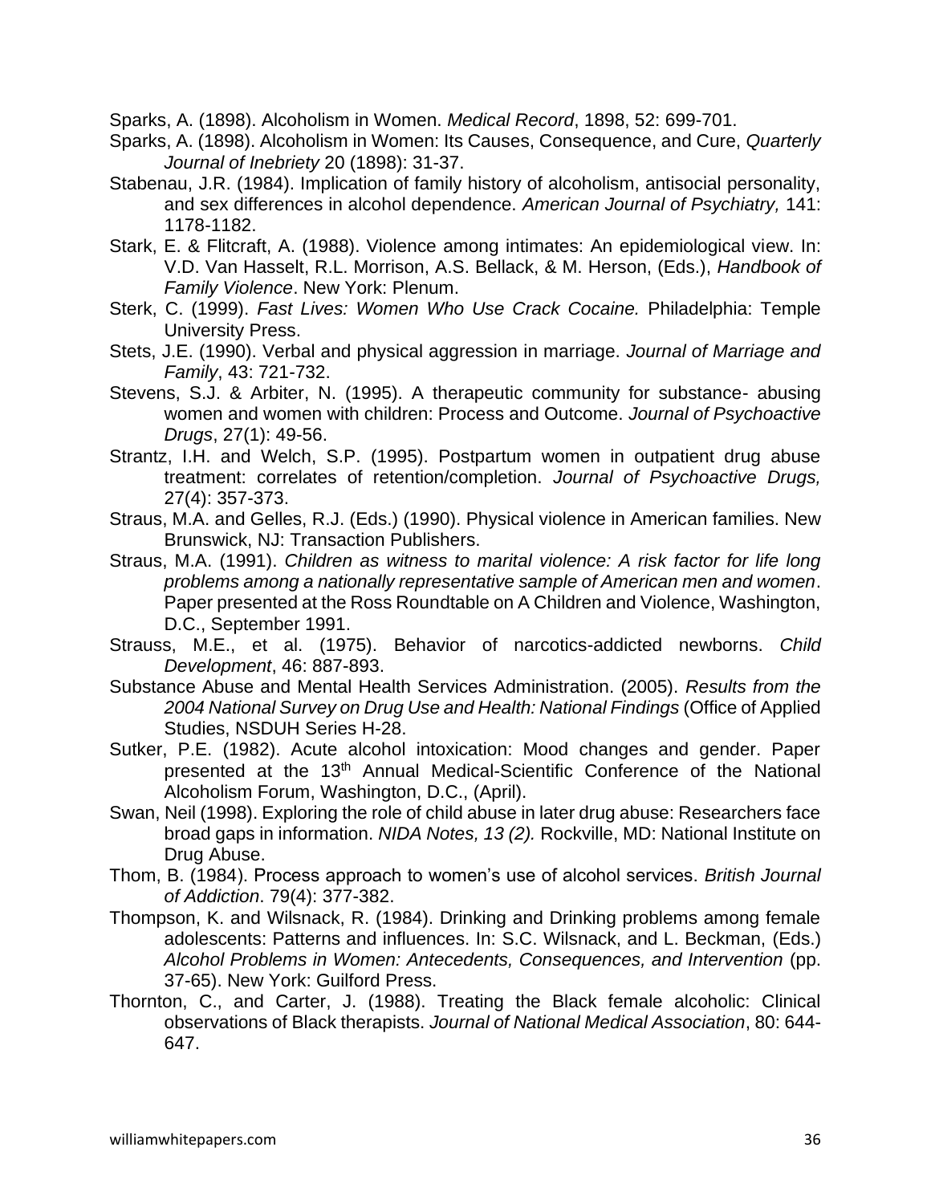Sparks, A. (1898). Alcoholism in Women. *Medical Record*, 1898, 52: 699-701.

Sparks, A. (1898). Alcoholism in Women: Its Causes, Consequence, and Cure, *Quarterly Journal of Inebriety* 20 (1898): 31-37.

Stabenau, J.R. (1984). Implication of family history of alcoholism, antisocial personality, and sex differences in alcohol dependence. *American Journal of Psychiatry,* 141: 1178-1182.

Stark, E. & Flitcraft, A. (1988). Violence among intimates: An epidemiological view. In: V.D. Van Hasselt, R.L. Morrison, A.S. Bellack, & M. Herson, (Eds.), *Handbook of Family Violence*. New York: Plenum.

Sterk, C. (1999). *Fast Lives: Women Who Use Crack Cocaine.* Philadelphia: Temple University Press.

Stets, J.E. (1990). Verbal and physical aggression in marriage. *Journal of Marriage and Family*, 43: 721-732.

Stevens, S.J. & Arbiter, N. (1995). A therapeutic community for substance- abusing women and women with children: Process and Outcome. *Journal of Psychoactive Drugs*, 27(1): 49-56.

Strantz, I.H. and Welch, S.P. (1995). Postpartum women in outpatient drug abuse treatment: correlates of retention/completion. *Journal of Psychoactive Drugs,* 27(4): 357-373.

Straus, M.A. and Gelles, R.J. (Eds.) (1990). Physical violence in American families. New Brunswick, NJ: Transaction Publishers.

Straus, M.A. (1991). *Children as witness to marital violence: A risk factor for life long problems among a nationally representative sample of American men and women*. Paper presented at the Ross Roundtable on A Children and Violence, Washington, D.C., September 1991.

Strauss, M.E., et al. (1975). Behavior of narcotics-addicted newborns. *Child Development*, 46: 887-893.

Substance Abuse and Mental Health Services Administration. (2005). *Results from the 2004 National Survey on Drug Use and Health: National Findings* (Office of Applied Studies, NSDUH Series H-28.

Sutker, P.E. (1982). Acute alcohol intoxication: Mood changes and gender. Paper presented at the 13th Annual Medical-Scientific Conference of the National Alcoholism Forum, Washington, D.C., (April).

Swan, Neil (1998). Exploring the role of child abuse in later drug abuse: Researchers face broad gaps in information. *NIDA Notes, 13 (2).* Rockville, MD: National Institute on Drug Abuse.

Thom, B. (1984). Process approach to women's use of alcohol services. *British Journal of Addiction*. 79(4): 377-382.

Thompson, K. and Wilsnack, R. (1984). Drinking and Drinking problems among female adolescents: Patterns and influences. In: S.C. Wilsnack, and L. Beckman, (Eds.) *Alcohol Problems in Women: Antecedents, Consequences, and Intervention* (pp. 37-65). New York: Guilford Press.

Thornton, C., and Carter, J. (1988). Treating the Black female alcoholic: Clinical observations of Black therapists. *Journal of National Medical Association*, 80: 644-647.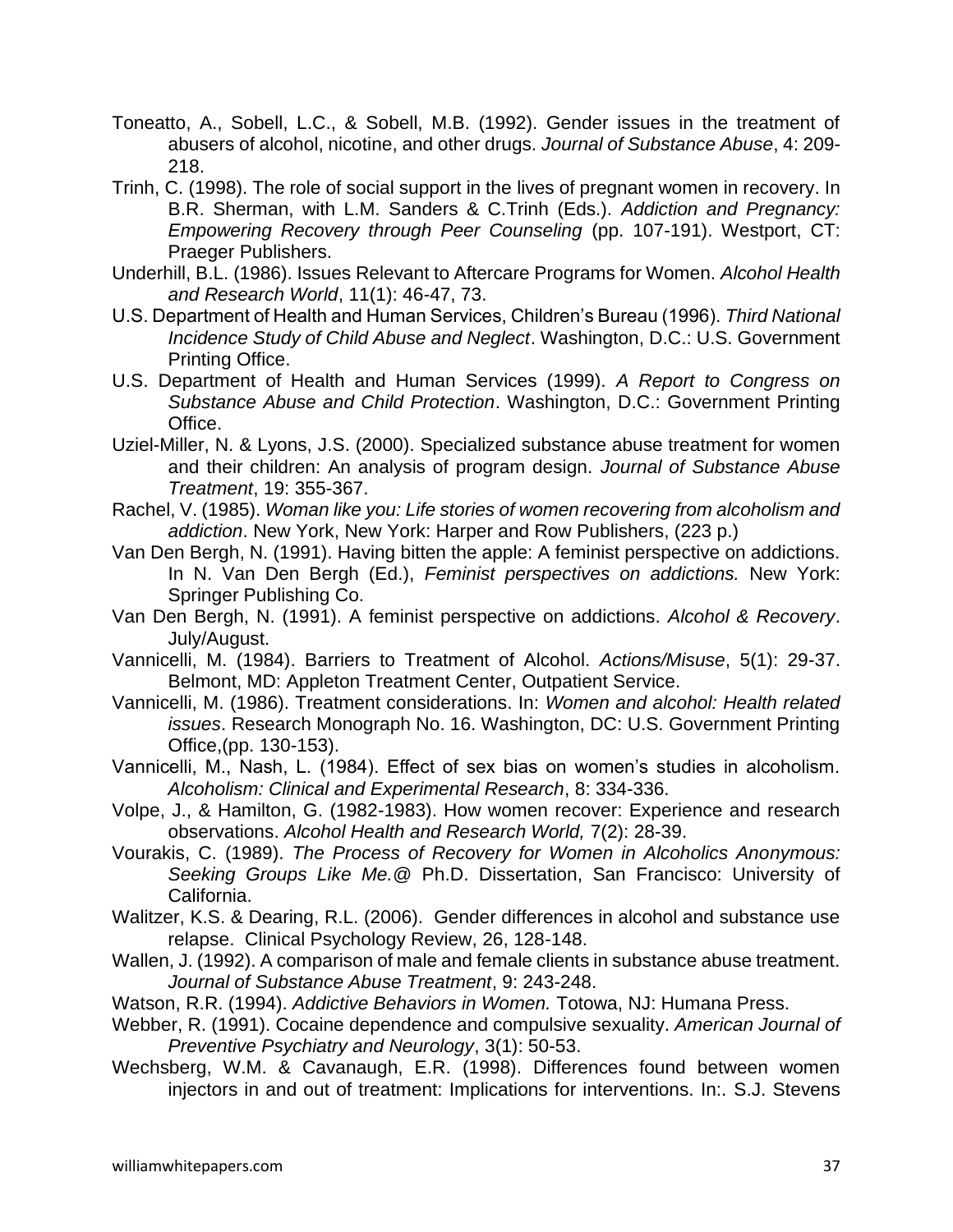Toneatto, A., Sobell, L.C., & Sobell, M.B. (1992). Gender issues in the treatment of abusers of alcohol, nicotine, and other drugs. *Journal of Substance Abuse*, 4: 209-218.

Trinh, C. (1998). The role of social support in the lives of pregnant women in recovery. In B.R. Sherman, with L.M. Sanders & C.Trinh (Eds.). *Addiction and Pregnancy: Empowering Recovery through Peer Counseling* (pp. 107-191). Westport, CT: Praeger Publishers.

Underhill, B.L. (1986). Issues Relevant to Aftercare Programs for Women. *Alcohol Health and Research World*, 11(1): 46-47, 73.

U.S. Department of Health and Human Services, Children's Bureau (1996). *Third National Incidence Study of Child Abuse and Neglect*. Washington, D.C.: U.S. Government Printing Office.

U.S. Department of Health and Human Services (1999). *A Report to Congress on Substance Abuse and Child Protection*. Washington, D.C.: Government Printing Office.

Uziel-Miller, N. & Lyons, J.S. (2000). Specialized substance abuse treatment for women and their children: An analysis of program design. *Journal of Substance Abuse Treatment*, 19: 355-367.

Rachel, V. (1985). *Woman like you: Life stories of women recovering from alcoholism and addiction*. New York, New York: Harper and Row Publishers, (223 p.)

Van Den Bergh, N. (1991). Having bitten the apple: A feminist perspective on addictions. In N. Van Den Bergh (Ed.), *Feminist perspectives on addictions.* New York: Springer Publishing Co.

Van Den Bergh, N. (1991). A feminist perspective on addictions. *Alcohol & Recovery*. July/August.

Vannicelli, M. (1984). Barriers to Treatment of Alcohol. *Actions/Misuse*, 5(1): 29-37. Belmont, MD: Appleton Treatment Center, Outpatient Service.

Vannicelli, M. (1986). Treatment considerations. In: *Women and alcohol: Health related issues*. Research Monograph No. 16. Washington, DC: U.S. Government Printing Office,(pp. 130-153).

Vannicelli, M., Nash, L. (1984). Effect of sex bias on women's studies in alcoholism. *Alcoholism: Clinical and Experimental Research*, 8: 334-336.

Volpe, J., & Hamilton, G. (1982-1983). How women recover: Experience and research observations. *Alcohol Health and Research World,* 7(2): 28-39.

Vourakis, C. (1989). *The Process of Recovery for Women in Alcoholics Anonymous: Seeking Groups Like Me.@* Ph.D. Dissertation, San Francisco: University of California.

Walitzer, K.S. & Dearing, R.L. (2006). Gender differences in alcohol and substance use relapse. Clinical Psychology Review, 26, 128-148.

Wallen, J. (1992). A comparison of male and female clients in substance abuse treatment. *Journal of Substance Abuse Treatment*, 9: 243-248.

Watson, R.R. (1994). *Addictive Behaviors in Women.* Totowa, NJ: Humana Press.

Webber, R. (1991). Cocaine dependence and compulsive sexuality. *American Journal of Preventive Psychiatry and Neurology*, 3(1): 50-53.

Wechsberg, W.M. & Cavanaugh, E.R. (1998). Differences found between women injectors in and out of treatment: Implications for interventions. In:. S.J. Stevens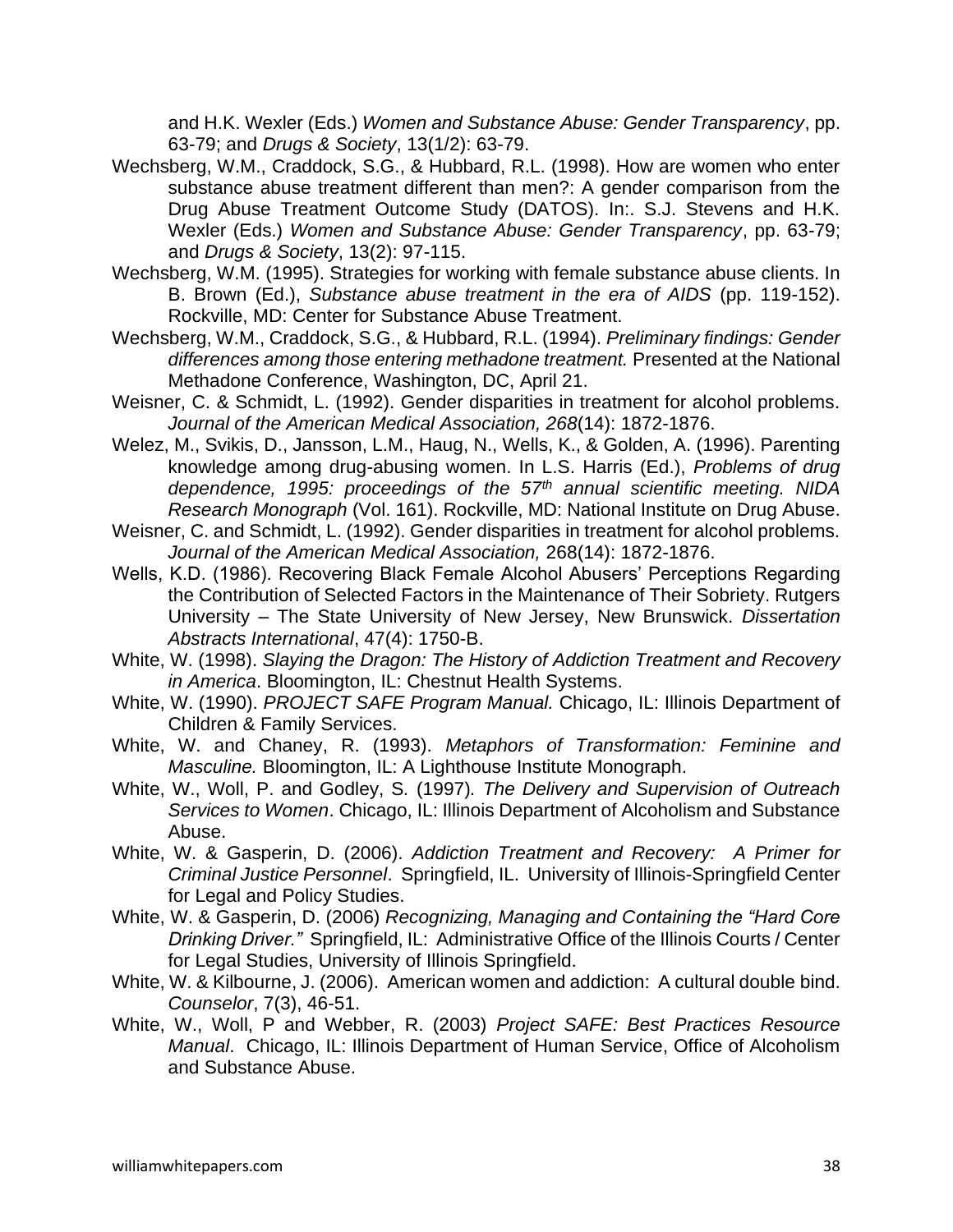and H.K. Wexler (Eds.) *Women and Substance Abuse: Gender Transparency*, pp. 63-79; and *Drugs & Society*, 13(1/2): 63-79.

Wechsberg, W.M., Craddock, S.G., & Hubbard, R.L. (1998). How are women who enter substance abuse treatment different than men?: A gender comparison from the Drug Abuse Treatment Outcome Study (DATOS). In:. S.J. Stevens and H.K. Wexler (Eds.) *Women and Substance Abuse: Gender Transparency*, pp. 63-79; and *Drugs & Society*, 13(2): 97-115.

Wechsberg, W.M. (1995). Strategies for working with female substance abuse clients. In B. Brown (Ed.), *Substance abuse treatment in the era of AIDS* (pp. 119-152). Rockville, MD: Center for Substance Abuse Treatment.

Wechsberg, W.M., Craddock, S.G., & Hubbard, R.L. (1994). *Preliminary findings: Gender differences among those entering methadone treatment.* Presented at the National Methadone Conference, Washington, DC, April 21.

Weisner, C. & Schmidt, L. (1992). Gender disparities in treatment for alcohol problems. *Journal of the American Medical Association, 268*(14): 1872-1876.

Welez, M., Svikis, D., Jansson, L.M., Haug, N., Wells, K., & Golden, A. (1996). Parenting knowledge among drug-abusing women. In L.S. Harris (Ed.), *Problems of drug dependence, 1995: proceedings of the 57th annual scientific meeting. NIDA Research Monograph* (Vol. 161). Rockville, MD: National Institute on Drug Abuse.

Weisner, C. and Schmidt, L. (1992). Gender disparities in treatment for alcohol problems. *Journal of the American Medical Association,* 268(14): 1872-1876.

Wells, K.D. (1986). Recovering Black Female Alcohol Abusers' Perceptions Regarding the Contribution of Selected Factors in the Maintenance of Their Sobriety. Rutgers University – The State University of New Jersey, New Brunswick. *Dissertation Abstracts International*, 47(4): 1750-B.

White, W. (1998). *Slaying the Dragon: The History of Addiction Treatment and Recovery in America*. Bloomington, IL: Chestnut Health Systems.

White, W. (1990). *PROJECT SAFE Program Manual.* Chicago, IL: Illinois Department of Children & Family Services.

White, W. and Chaney, R. (1993). *Metaphors of Transformation: Feminine and Masculine.* Bloomington, IL: A Lighthouse Institute Monograph.

White, W., Woll, P. and Godley, S. (1997)*. The Delivery and Supervision of Outreach Services to Women*. Chicago, IL: Illinois Department of Alcoholism and Substance Abuse.

White, W. & Gasperin, D. (2006). *Addiction Treatment and Recovery: A Primer for Criminal Justice Personnel*. Springfield, IL. University of Illinois-Springfield Center for Legal and Policy Studies.

White, W. & Gasperin, D. (2006) *Recognizing, Managing and Containing the "Hard Core Drinking Driver."* Springfield, IL: Administrative Office of the Illinois Courts / Center for Legal Studies, University of Illinois Springfield.

White, W. & Kilbourne, J. (2006). American women and addiction: A cultural double bind. *Counselor*, 7(3), 46-51.

White, W., Woll, P and Webber, R. (2003) *Project SAFE: Best Practices Resource Manual*. Chicago, IL: Illinois Department of Human Service, Office of Alcoholism and Substance Abuse.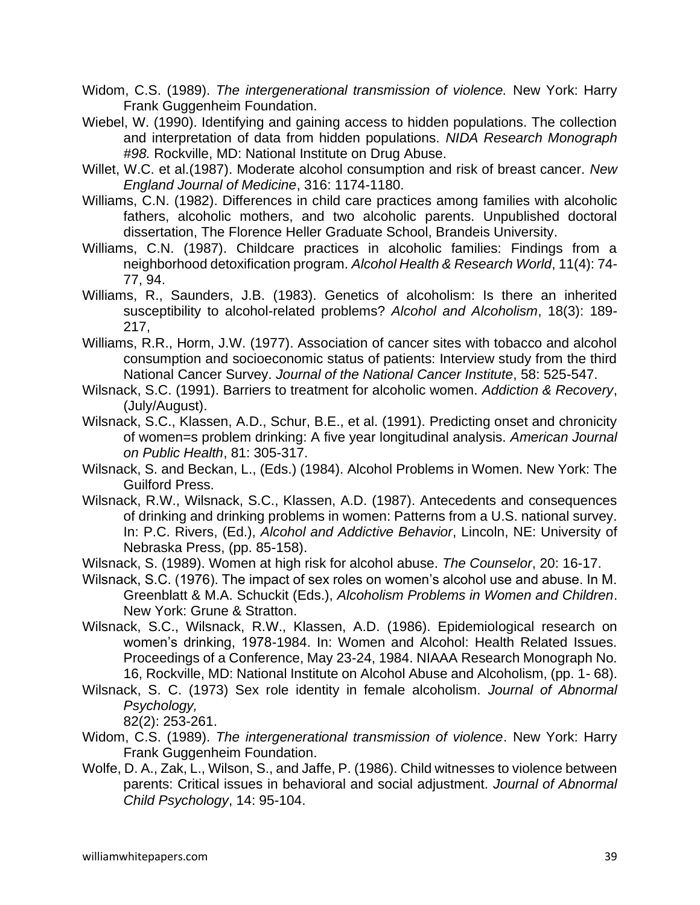Widom, C.S. (1989). *The intergenerational transmission of violence.* New York: Harry Frank Guggenheim Foundation.

Wiebel, W. (1990). Identifying and gaining access to hidden populations. The collection and interpretation of data from hidden populations. *NIDA Research Monograph #98.* Rockville, MD: National Institute on Drug Abuse.

Willet, W.C. et al.(1987). Moderate alcohol consumption and risk of breast cancer. *New England Journal of Medicine*, 316: 1174-1180.

Williams, C.N. (1982). Differences in child care practices among families with alcoholic fathers, alcoholic mothers, and two alcoholic parents. Unpublished doctoral dissertation, The Florence Heller Graduate School, Brandeis University.

Williams, C.N. (1987). Childcare practices in alcoholic families: Findings from a neighborhood detoxification program. *Alcohol Health & Research World*, 11(4): 74-77, 94.

Williams, R., Saunders, J.B. (1983). Genetics of alcoholism: Is there an inherited susceptibility to alcohol-related problems? *Alcohol and Alcoholism*, 18(3): 189-217,

Williams, R.R., Horm, J.W. (1977). Association of cancer sites with tobacco and alcohol consumption and socioeconomic status of patients: Interview study from the third National Cancer Survey. *Journal of the National Cancer Institute*, 58: 525-547.

Wilsnack, S.C. (1991). Barriers to treatment for alcoholic women. *Addiction & Recovery*, (July/August).

Wilsnack, S.C., Klassen, A.D., Schur, B.E., et al. (1991). Predicting onset and chronicity of women=s problem drinking: A five year longitudinal analysis. *American Journal on Public Health*, 81: 305-317.

Wilsnack, S. and Beckan, L., (Eds.) (1984). Alcohol Problems in Women. New York: The Guilford Press.

Wilsnack, R.W., Wilsnack, S.C., Klassen, A.D. (1987). Antecedents and consequences of drinking and drinking problems in women: Patterns from a U.S. national survey. In: P.C. Rivers, (Ed.), *Alcohol and Addictive Behavior*, Lincoln, NE: University of Nebraska Press, (pp. 85-158).

Wilsnack, S. (1989). Women at high risk for alcohol abuse. *The Counselor*, 20: 16-17.

Wilsnack, S.C. (1976). The impact of sex roles on women's alcohol use and abuse. In M. Greenblatt & M.A. Schuckit (Eds.), *Alcoholism Problems in Women and Children*. New York: Grune & Stratton.

Wilsnack, S.C., Wilsnack, R.W., Klassen, A.D. (1986). Epidemiological research on women's drinking, 1978-1984. In: Women and Alcohol: Health Related Issues. Proceedings of a Conference, May 23-24, 1984. NIAAA Research Monograph No. 16, Rockville, MD: National Institute on Alcohol Abuse and Alcoholism, (pp. 1- 68).

Wilsnack, S. C. (1973) Sex role identity in female alcoholism. *Journal of Abnormal Psychology,* 82(2): 253-261.

Widom, C.S. (1989). *The intergenerational transmission of violence*. New York: Harry Frank Guggenheim Foundation.

Wolfe, D. A., Zak, L., Wilson, S., and Jaffe, P. (1986). Child witnesses to violence between parents: Critical issues in behavioral and social adjustment. *Journal of Abnormal Child Psychology*, 14: 95-104.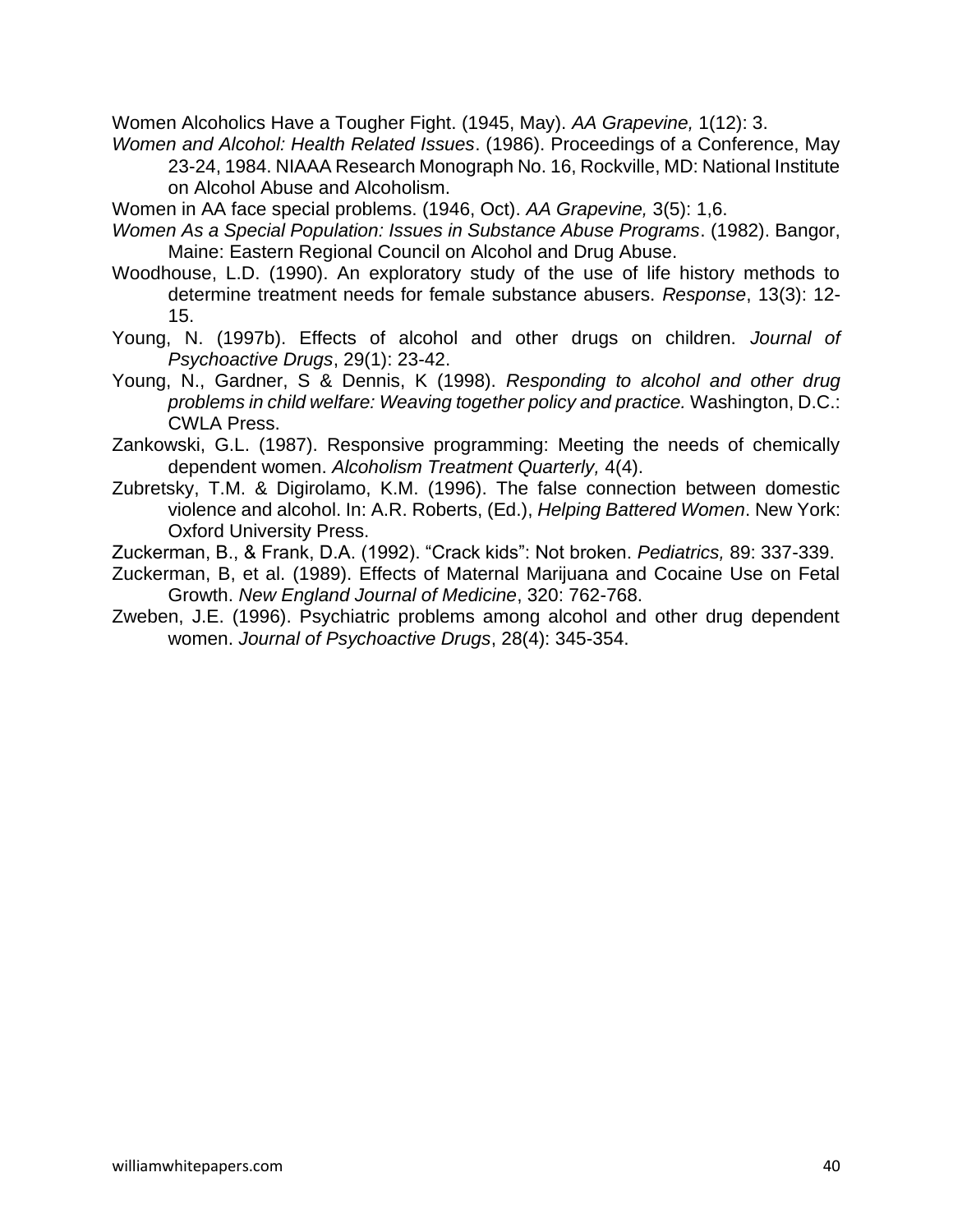Women Alcoholics Have a Tougher Fight. (1945, May). *AA Grapevine,* 1(12): 3.

*Women and Alcohol: Health Related Issues*. (1986). Proceedings of a Conference, May 23-24, 1984. NIAAA Research Monograph No. 16, Rockville, MD: National Institute on Alcohol Abuse and Alcoholism.

Women in AA face special problems. (1946, Oct). *AA Grapevine,* 3(5): 1,6.

*Women As a Special Population: Issues in Substance Abuse Programs*. (1982). Bangor, Maine: Eastern Regional Council on Alcohol and Drug Abuse.

Woodhouse, L.D. (1990). An exploratory study of the use of life history methods to determine treatment needs for female substance abusers. *Response*, 13(3): 12-15.

Young, N. (1997b). Effects of alcohol and other drugs on children. *Journal of Psychoactive Drugs*, 29(1): 23-42.

Young, N., Gardner, S & Dennis, K (1998). *Responding to alcohol and other drug problems in child welfare: Weaving together policy and practice.* Washington, D.C.: CWLA Press.

Zankowski, G.L. (1987). Responsive programming: Meeting the needs of chemically dependent women. *Alcoholism Treatment Quarterly,* 4(4).

Zubretsky, T.M. & Digirolamo, K.M. (1996). The false connection between domestic violence and alcohol. In: A.R. Roberts, (Ed.), *Helping Battered Women*. New York: Oxford University Press.

Zuckerman, B., & Frank, D.A. (1992). “Crack kids”: Not broken. *Pediatrics,* 89: 337-339.

Zuckerman, B, et al. (1989). Effects of Maternal Marijuana and Cocaine Use on Fetal Growth. *New England Journal of Medicine*, 320: 762-768.

Zweben, J.E. (1996). Psychiatric problems among alcohol and other drug dependent women. *Journal of Psychoactive Drugs*, 28(4): 345-354.